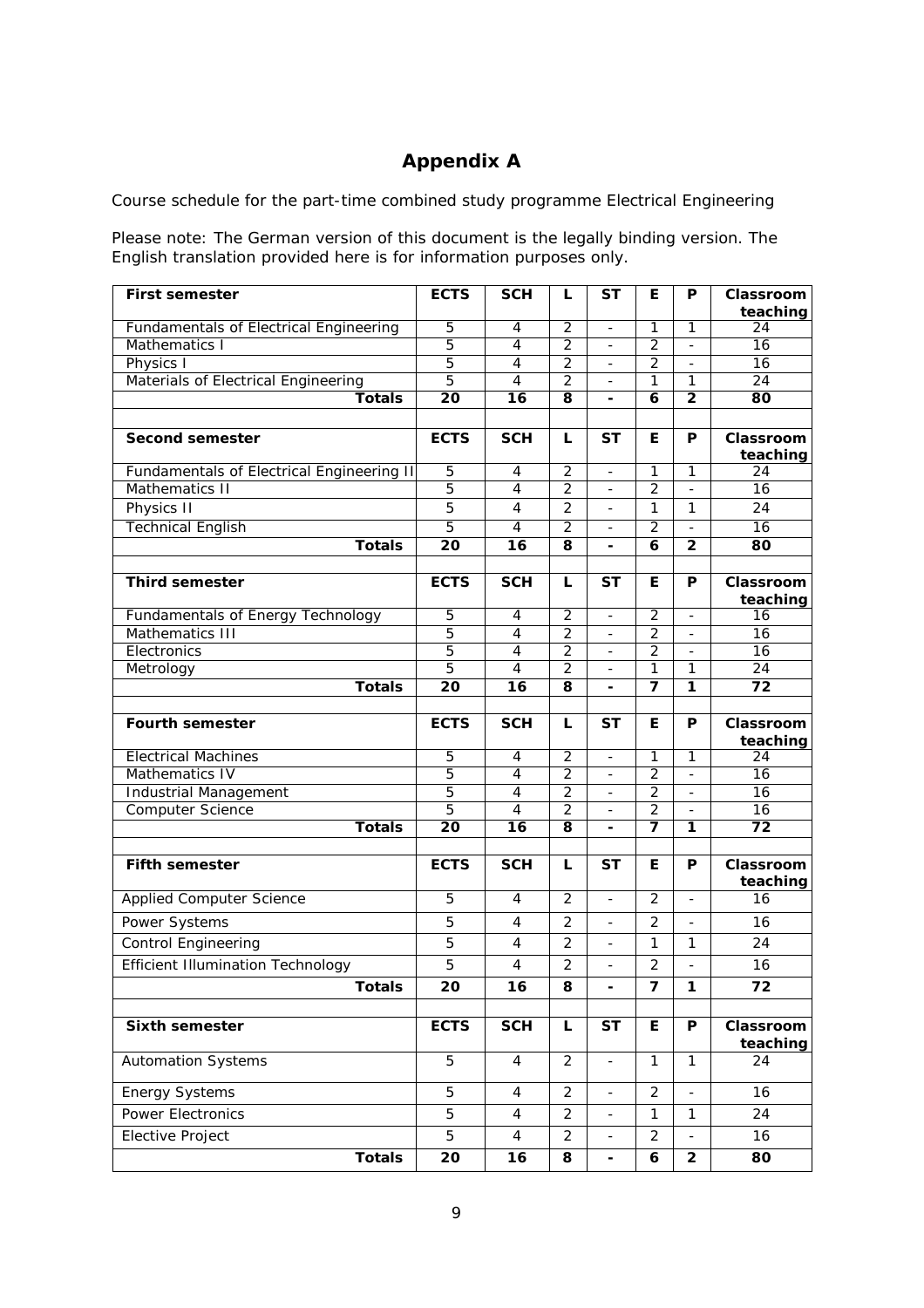# Appendix A

Course schedule for the part-time combined study programme Electrical Engineering

Please note: The German version of this document is the legally binding version. The English translation provided here is for information purposes only.

| **First semester** | **ECTS** | **SCH** | **L** | **ST** | **E** | **P** | **Classroom teaching** |
|---|---|---|---|---|---|---|---|
| Fundamentals of Electrical Engineering | 5 | 4 | 2 | - | 1 | 1 | 24 |
| Mathematics I | 5 | 4 | 2 | - | 2 | - | 16 |
| Physics I | 5 | 4 | 2 | - | 2 | - | 16 |
| Materials of Electrical Engineering | 5 | 4 | 2 | - | 1 | 1 | 24 |
| **Totals** | **20** | **16** | **8** | **-** | **6** | **2** | **80** |
| | | | | | | | |
| **Second semester** | **ECTS** | **SCH** | **L** | **ST** | **E** | **P** | **Classroom teaching** |
| Fundamentals of Electrical Engineering II | 5 | 4 | 2 | - | 1 | 1 | 24 |
| Mathematics II | 5 | 4 | 2 | - | 2 | - | 16 |
| Physics II | 5 | 4 | 2 | - | 1 | 1 | 24 |
| Technical English | 5 | 4 | 2 | - | 2 | - | 16 |
| **Totals** | **20** | **16** | **8** | **-** | **6** | **2** | **80** |
| | | | | | | | |
| **Third semester** | **ECTS** | **SCH** | **L** | **ST** | **E** | **P** | **Classroom teaching** |
| Fundamentals of Energy Technology | 5 | 4 | 2 | - | 2 | - | 16 |
| Mathematics III | 5 | 4 | 2 | - | 2 | - | 16 |
| Electronics | 5 | 4 | 2 | - | 2 | - | 16 |
| Metrology | 5 | 4 | 2 | - | 1 | 1 | 24 |
| **Totals** | **20** | **16** | **8** | **-** | **7** | **1** | **72** |
| | | | | | | | |
| **Fourth semester** | **ECTS** | **SCH** | **L** | **ST** | **E** | **P** | **Classroom teaching** |
| Electrical Machines | 5 | 4 | 2 | - | 1 | 1 | 24 |
| Mathematics IV | 5 | 4 | 2 | - | 2 | - | 16 |
| Industrial Management | 5 | 4 | 2 | - | 2 | - | 16 |
| Computer Science | 5 | 4 | 2 | - | 2 | - | 16 |
| **Totals** | **20** | **16** | **8** | **-** | **7** | **1** | **72** |
| | | | | | | | |
| **Fifth semester** | **ECTS** | **SCH** | **L** | **ST** | **E** | **P** | **Classroom teaching** |
| Applied Computer Science | 5 | 4 | 2 | - | 2 | - | 16 |
| Power Systems | 5 | 4 | 2 | - | 2 | - | 16 |
| Control Engineering | 5 | 4 | 2 | - | 1 | 1 | 24 |
| Efficient Illumination Technology | 5 | 4 | 2 | - | 2 | - | 16 |
| **Totals** | **20** | **16** | **8** | **-** | **7** | **1** | **72** |
| | | | | | | | |
| **Sixth semester** | **ECTS** | **SCH** | **L** | **ST** | **E** | **P** | **Classroom teaching** |
| Automation Systems | 5 | 4 | 2 | - | 1 | 1 | 24 |
| Energy Systems | 5 | 4 | 2 | - | 2 | - | 16 |
| Power Electronics | 5 | 4 | 2 | - | 1 | 1 | 24 |
| Elective Project | 5 | 4 | 2 | - | 2 | - | 16 |
| **Totals** | **20** | **16** | **8** | **-** | **6** | **2** | **80** |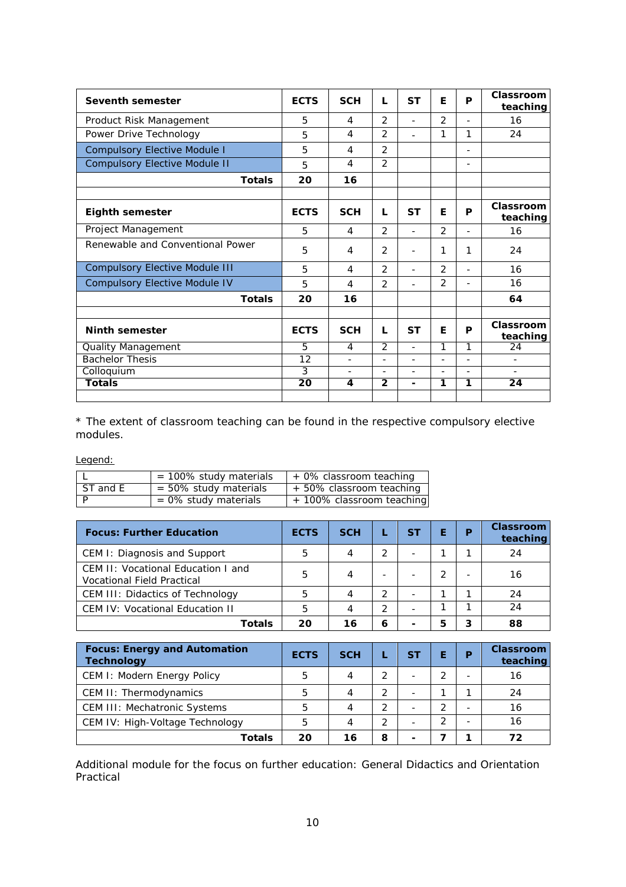| Seventh semester | ECTS | SCH | L | ST | E | P | Classroom teaching |
|---|---|---|---|---|---|---|---|
| Product Risk Management | 5 | 4 | 2 | - | 2 | - | 16 |
| Power Drive Technology | 5 | 4 | 2 | - | 1 | 1 | 24 |
| Compulsory Elective Module I | 5 | 4 | 2 | | | - | |
| Compulsory Elective Module II | 5 | 4 | 2 | | | - | |
| **Totals** | **20** | **16** | | | | | |
| | | | | | | | |
| **Eighth semester** | **ECTS** | **SCH** | **L** | **ST** | **E** | **P** | **Classroom teaching** |
| Project Management | 5 | 4 | 2 | - | 2 | - | 16 |
| Renewable and Conventional Power | 5 | 4 | 2 | - | 1 | 1 | 24 |
| Compulsory Elective Module III | 5 | 4 | 2 | - | 2 | - | 16 |
| Compulsory Elective Module IV | 5 | 4 | 2 | - | 2 | - | 16 |
| **Totals** | **20** | **16** | | | | | **64** |
| | | | | | | | |
| **Ninth semester** | **ECTS** | **SCH** | **L** | **ST** | **E** | **P** | **Classroom teaching** |
| Quality Management | 5 | 4 | 2 | - | 1 | 1 | 24 |
| Bachelor Thesis | 12 | - | - | - | - | - | - |
| Colloquium | 3 | - | - | - | - | - | - |
| **Totals** | **20** | **4** | **2** | **-** | **1** | **1** | **24** |

* The extent of classroom teaching can be found in the respective compulsory elective modules.

Legend:

| | | |
|---|---|---|
| L | = 100% study materials | + 0% classroom teaching |
| ST and E | = 50% study materials | + 50% classroom teaching |
| P | = 0% study materials | + 100% classroom teaching |

| Focus: Further Education | ECTS | SCH | L | ST | E | P | Classroom teaching |
|---|---|---|---|---|---|---|---|
| CEM I: Diagnosis and Support | 5 | 4 | 2 | - | 1 | 1 | 24 |
| CEM II: Vocational Education I and Vocational Field Practical | 5 | 4 | - | - | 2 | - | 16 |
| CEM III: Didactics of Technology | 5 | 4 | 2 | - | 1 | 1 | 24 |
| CEM IV: Vocational Education II | 5 | 4 | 2 | - | 1 | 1 | 24 |
| **Totals** | **20** | **16** | **6** | **-** | **5** | **3** | **88** |

| Focus: Energy and Automation Technology | ECTS | SCH | L | ST | E | P | Classroom teaching |
|---|---|---|---|---|---|---|---|
| CEM I: Modern Energy Policy | 5 | 4 | 2 | - | 2 | - | 16 |
| CEM II: Thermodynamics | 5 | 4 | 2 | - | 1 | 1 | 24 |
| CEM III: Mechatronic Systems | 5 | 4 | 2 | - | 2 | - | 16 |
| CEM IV: High-Voltage Technology | 5 | 4 | 2 | - | 2 | - | 16 |
| **Totals** | **20** | **16** | **8** | **-** | **7** | **1** | **72** |

Additional module for the focus on further education: General Didactics and Orientation Practical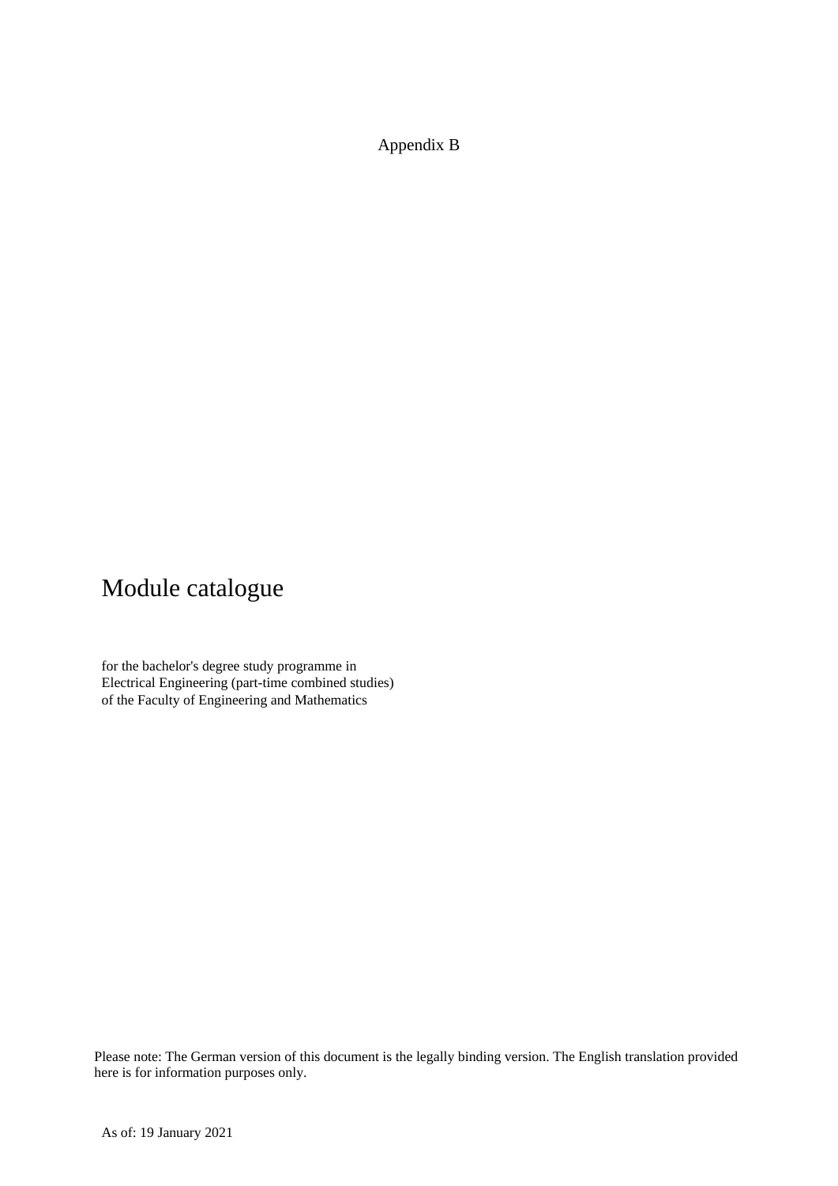Appendix B

# Module catalogue

for the bachelor's degree study programme in
Electrical Engineering (part-time combined studies)
of the Faculty of Engineering and Mathematics

Please note: The German version of this document is the legally binding version. The English translation provided here is for information purposes only.

As of: 19 January 2021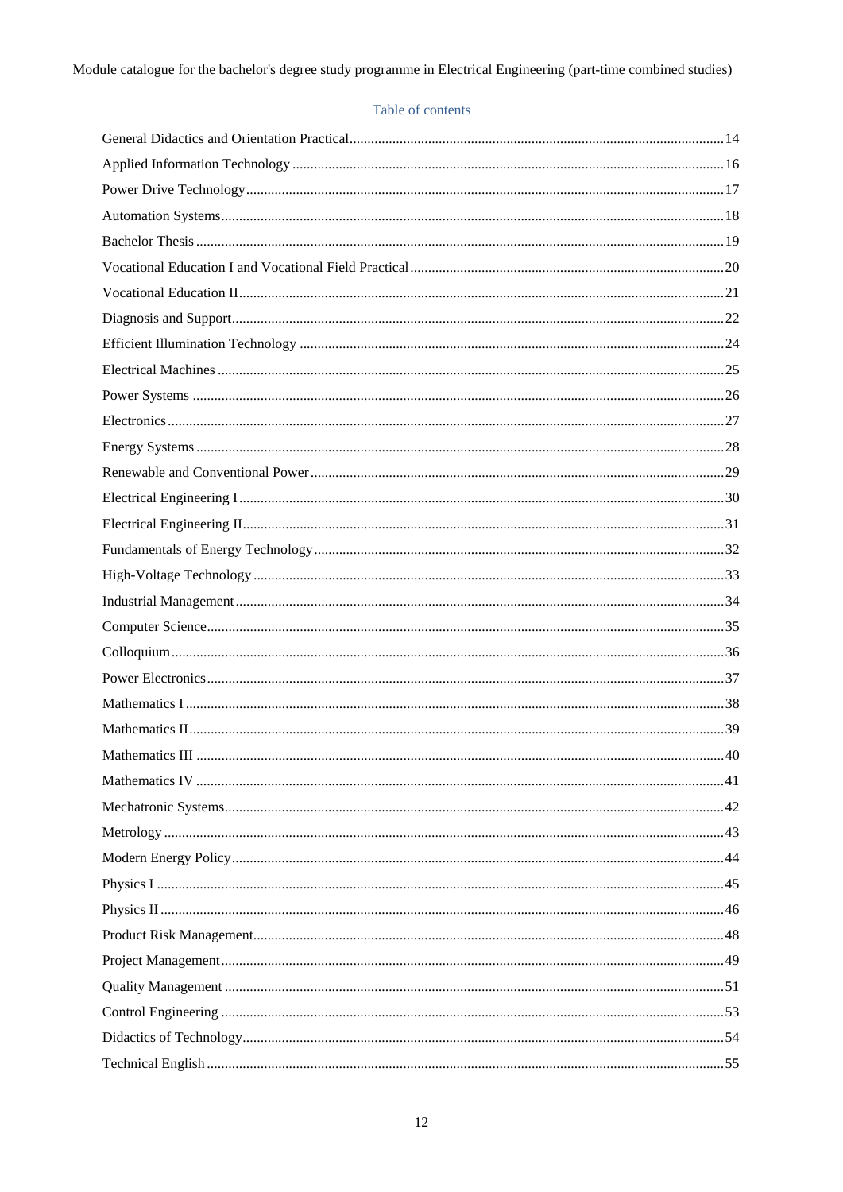Module catalogue for the bachelor's degree study programme in Electrical Engineering (part-time combined studies)

## Table of contents

- General Didactics and Orientation Practical ... 14
- Applied Information Technology ... 16
- Power Drive Technology ... 17
- Automation Systems ... 18
- Bachelor Thesis ... 19
- Vocational Education I and Vocational Field Practical ... 20
- Vocational Education II ... 21
- Diagnosis and Support ... 22
- Efficient Illumination Technology ... 24
- Electrical Machines ... 25
- Power Systems ... 26
- Electronics ... 27
- Energy Systems ... 28
- Renewable and Conventional Power ... 29
- Electrical Engineering I ... 30
- Electrical Engineering II ... 31
- Fundamentals of Energy Technology ... 32
- High-Voltage Technology ... 33
- Industrial Management ... 34
- Computer Science ... 35
- Colloquium ... 36
- Power Electronics ... 37
- Mathematics I ... 38
- Mathematics II ... 39
- Mathematics III ... 40
- Mathematics IV ... 41
- Mechatronic Systems ... 42
- Metrology ... 43
- Modern Energy Policy ... 44
- Physics I ... 45
- Physics II ... 46
- Product Risk Management ... 48
- Project Management ... 49
- Quality Management ... 51
- Control Engineering ... 53
- Didactics of Technology ... 54
- Technical English ... 55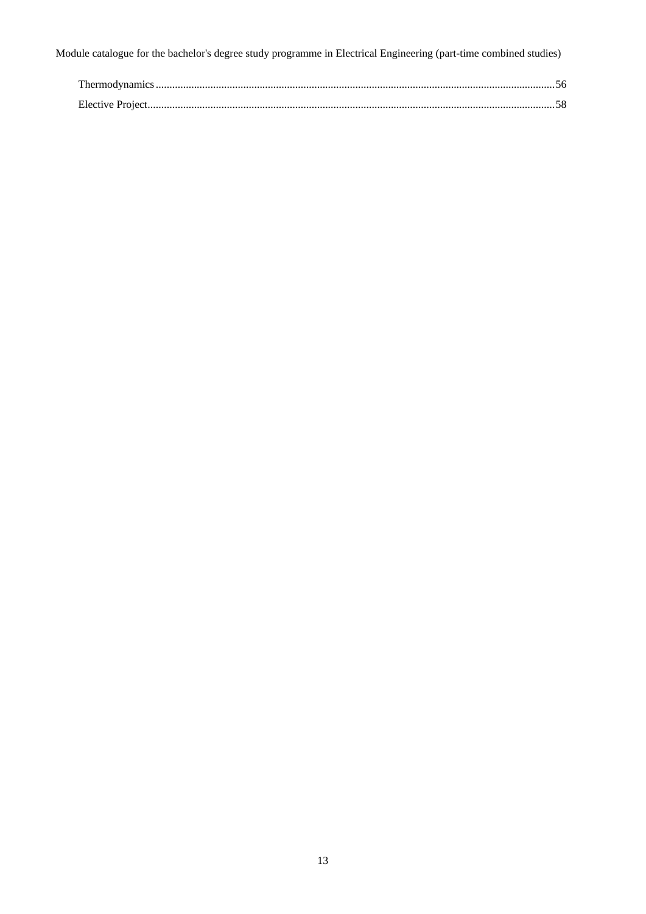Thermodynamics ....................................................................................................................................................56

Elective Project......................................................................................................................................................58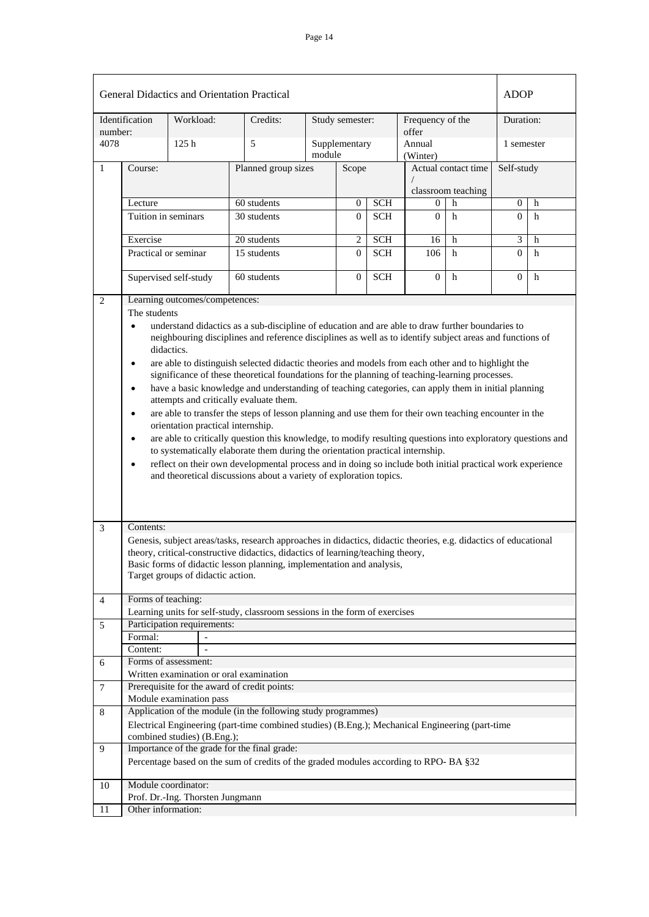| General Didactics and Orientation Practical | | | | | | ADOP |
|---|---|---|---|---|---|---|
| Identification number: | Workload: | Credits: | Study semester: | Frequency of the offer | | Duration: |
| 4078 | 125 h | 5 | Supplementary module | Annual (Winter) | | 1 semester |

| 1 | Course: | Planned group sizes | Scope | | Actual contact time / classroom teaching | | Self-study | |
|---|---|---|---|---|---|---|---|---|
| | Lecture | 60 students | 0 | SCH | 0 | h | 0 | h |
| | Tuition in seminars | 30 students | 0 | SCH | 0 | h | 0 | h |
| | Exercise | 20 students | 2 | SCH | 16 | h | 3 | h |
| | Practical or seminar | 15 students | 0 | SCH | 106 | h | 0 | h |
| | Supervised self-study | 60 students | 0 | SCH | 0 | h | 0 | h |

**2 Learning outcomes/competences:**

The students

- understand didactics as a sub-discipline of education and are able to draw further boundaries to neighbouring disciplines and reference disciplines as well as to identify subject areas and functions of didactics.
- are able to distinguish selected didactic theories and models from each other and to highlight the significance of these theoretical foundations for the planning of teaching-learning processes.
- have a basic knowledge and understanding of teaching categories, can apply them in initial planning attempts and critically evaluate them.
- are able to transfer the steps of lesson planning and use them for their own teaching encounter in the orientation practical internship.
- are able to critically question this knowledge, to modify resulting questions into exploratory questions and to systematically elaborate them during the orientation practical internship.
- reflect on their own developmental process and in doing so include both initial practical work experience and theoretical discussions about a variety of exploration topics.

**3 Contents:**

Genesis, subject areas/tasks, research approaches in didactics, didactic theories, e.g. didactics of educational theory, critical-constructive didactics, didactics of learning/teaching theory,
Basic forms of didactic lesson planning, implementation and analysis,
Target groups of didactic action.

**4 Forms of teaching:**

Learning units for self-study, classroom sessions in the form of exercises

**5 Participation requirements:**

Formal: -

Content: -

**6 Forms of assessment:**

Written examination or oral examination

**7 Prerequisite for the award of credit points:**

Module examination pass

**8 Application of the module (in the following study programmes)**

Electrical Engineering (part-time combined studies) (B.Eng.); Mechanical Engineering (part-time combined studies) (B.Eng.);

**9 Importance of the grade for the final grade:**

Percentage based on the sum of credits of the graded modules according to RPO- BA §32

**10 Module coordinator:**

Prof. Dr.-Ing. Thorsten Jungmann

**11 Other information:**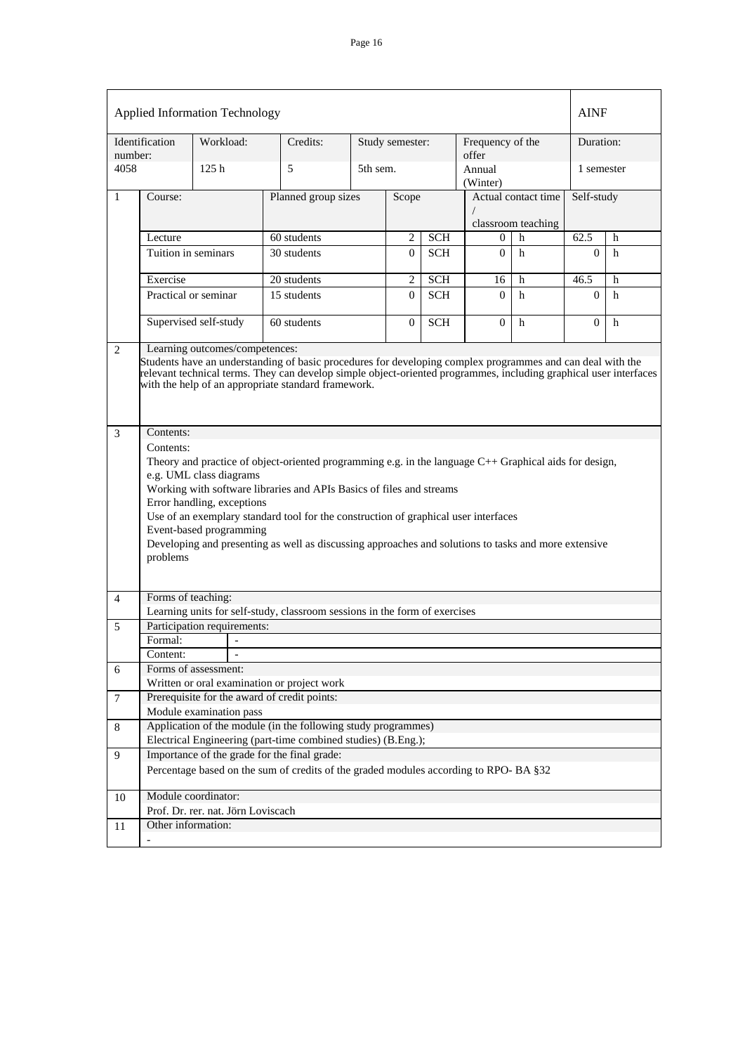| Applied Information Technology | | | | | | | | | | | AINF | |
|---|---|---|---|---|---|---|---|---|---|---|---|---|
| Identification number: | | Workload: | Credits: | | Study semester: | | | Frequency of the offer | | | Duration: | |
| 4058 | | 125 h | 5 | | 5th sem. | | | Annual (Winter) | | | 1 semester | |
| 1 | Course: | | Planned group sizes | | Scope | | | Actual contact time / classroom teaching | | | Self-study | |
| | Lecture | | 60 students | | | 2 | SCH | 0 | h | | 62.5 | h |
| | Tuition in seminars | | 30 students | | | 0 | SCH | 0 | h | | 0 | h |
| | Exercise | | 20 students | | | 2 | SCH | 16 | h | | 46.5 | h |
| | Practical or seminar | | 15 students | | | 0 | SCH | 0 | h | | 0 | h |
| | Supervised self-study | | 60 students | | | 0 | SCH | 0 | h | | 0 | h |

**2 Learning outcomes/competences:**

Students have an understanding of basic procedures for developing complex programmes and can deal with the relevant technical terms. They can develop simple object-oriented programmes, including graphical user interfaces with the help of an appropriate standard framework.

**3 Contents:**

Contents:

Theory and practice of object-oriented programming e.g. in the language C++ Graphical aids for design, e.g. UML class diagrams

Working with software libraries and APIs Basics of files and streams

Error handling, exceptions

Use of an exemplary standard tool for the construction of graphical user interfaces

Event-based programming

Developing and presenting as well as discussing approaches and solutions to tasks and more extensive problems

**4 Forms of teaching:**

Learning units for self-study, classroom sessions in the form of exercises

**5 Participation requirements:**

| Formal: | - |
|---|---|
| Content: | - |

**6 Forms of assessment:**

Written or oral examination or project work

**7 Prerequisite for the award of credit points:**

Module examination pass

**8 Application of the module (in the following study programmes)**

Electrical Engineering (part-time combined studies) (B.Eng.);

**9 Importance of the grade for the final grade:**

Percentage based on the sum of credits of the graded modules according to RPO- BA §32

**10 Module coordinator:**

Prof. Dr. rer. nat. Jörn Loviscach

**11 Other information:**

-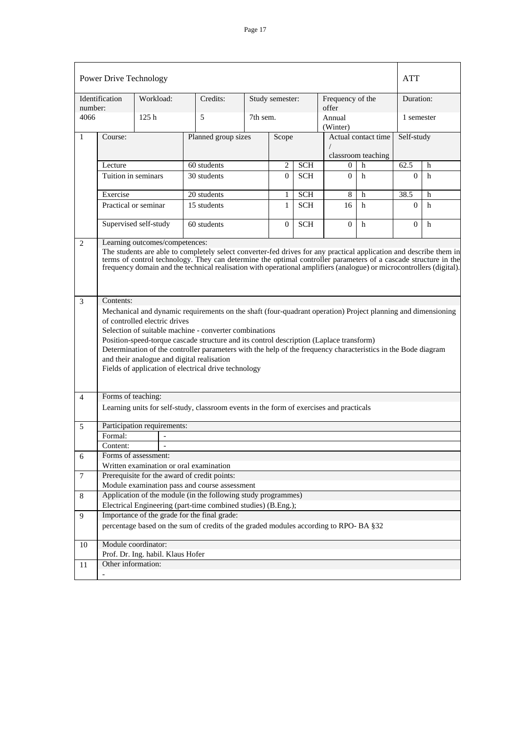## Power Drive Technology — ATT

| Identification number: | Workload: | Credits: | Study semester: | Frequency of the offer | Duration: |
|---|---|---|---|---|---|
| 4066 | 125 h | 5 | 7th sem. | Annual (Winter) | 1 semester |

**1**

| Course: | Planned group sizes | Scope | | Actual contact time / classroom teaching | | Self-study | |
|---|---|---|---|---|---|---|---|
| Lecture | 60 students | 2 | SCH | 0 | h | 62.5 | h |
| Tuition in seminars | 30 students | 0 | SCH | 0 | h | 0 | h |
| Exercise | 20 students | 1 | SCH | 8 | h | 38.5 | h |
| Practical or seminar | 15 students | 1 | SCH | 16 | h | 0 | h |
| Supervised self-study | 60 students | 0 | SCH | 0 | h | 0 | h |

**2 Learning outcomes/competences:**

The students are able to completely select converter-fed drives for any practical application and describe them in terms of control technology. They can determine the optimal controller parameters of a cascade structure in the frequency domain and the technical realisation with operational amplifiers (analogue) or microcontrollers (digital).

**3 Contents:**

Mechanical and dynamic requirements on the shaft (four-quadrant operation) Project planning and dimensioning of controlled electric drives
Selection of suitable machine - converter combinations
Position-speed-torque cascade structure and its control description (Laplace transform)
Determination of the controller parameters with the help of the frequency characteristics in the Bode diagram and their analogue and digital realisation
Fields of application of electrical drive technology

**4 Forms of teaching:**

Learning units for self-study, classroom events in the form of exercises and practicals

**5 Participation requirements:**

| Formal: | - |
|---|---|
| Content: | - |

**6 Forms of assessment:**

Written examination or oral examination

**7 Prerequisite for the award of credit points:**

Module examination pass and course assessment

**8 Application of the module (in the following study programmes)**

Electrical Engineering (part-time combined studies) (B.Eng.);

**9 Importance of the grade for the final grade:**

percentage based on the sum of credits of the graded modules according to RPO- BA §32

**10 Module coordinator:**

Prof. Dr. Ing. habil. Klaus Hofer

**11 Other information:**

-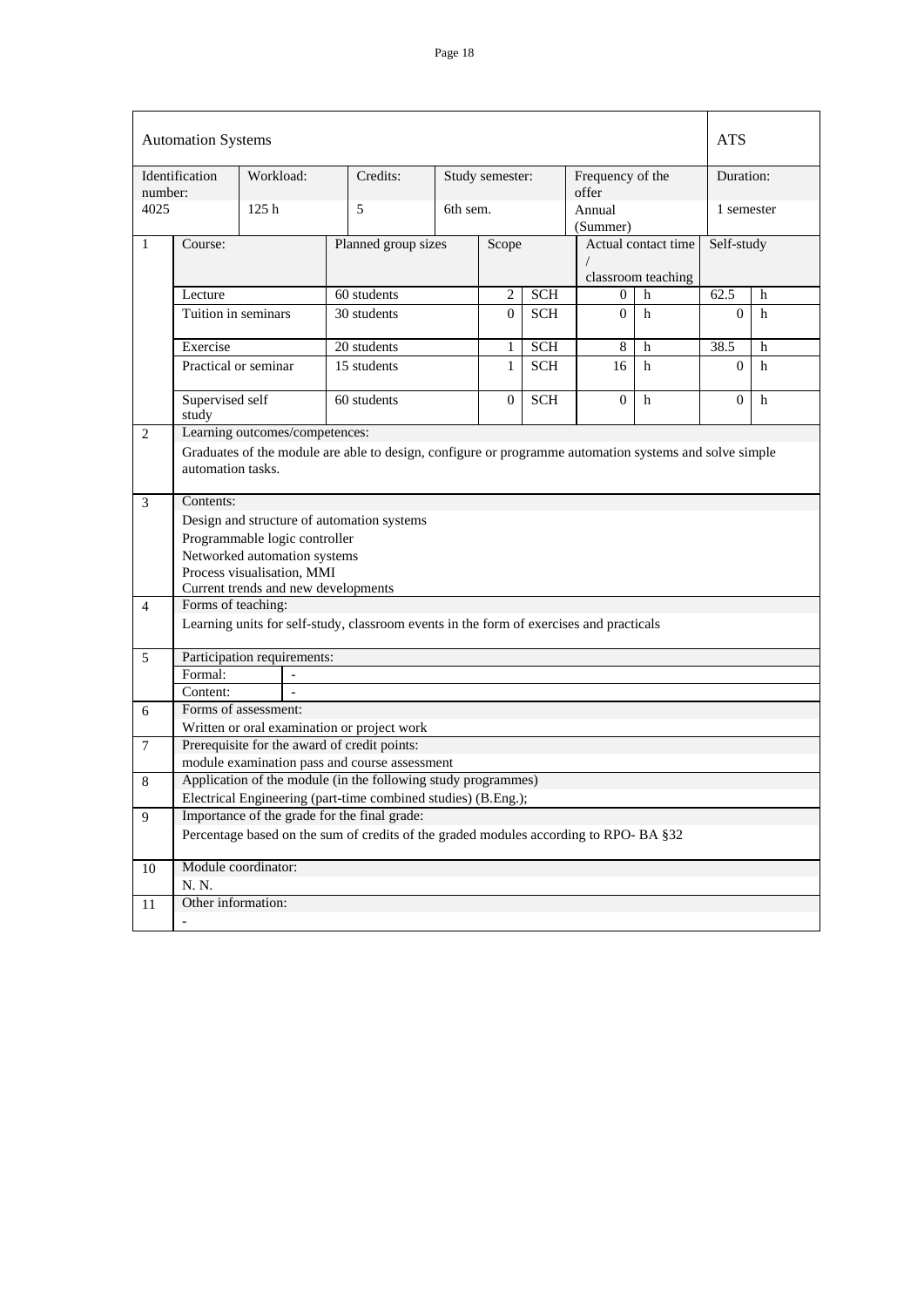| Automation Systems | | | | | | | ATS |
|---|---|---|---|---|---|---|---|
| Identification number: | Workload: | Credits: | Study semester: | Frequency of the offer | | | Duration: |
| 4025 | 125 h | 5 | 6th sem. | Annual (Summer) | | | 1 semester |

| 1 | Course: | Planned group sizes | Scope | | Actual contact time / classroom teaching | | Self-study | |
|---|---|---|---|---|---|---|---|---|
| | Lecture | 60 students | 2 | SCH | 0 | h | 62.5 | h |
| | Tuition in seminars | 30 students | 0 | SCH | 0 | h | 0 | h |
| | Exercise | 20 students | 1 | SCH | 8 | h | 38.5 | h |
| | Practical or seminar | 15 students | 1 | SCH | 16 | h | 0 | h |
| | Supervised self study | 60 students | 0 | SCH | 0 | h | 0 | h |

**2 Learning outcomes/competences:**

Graduates of the module are able to design, configure or programme automation systems and solve simple automation tasks.

**3 Contents:**

Design and structure of automation systems
Programmable logic controller
Networked automation systems
Process visualisation, MMI
Current trends and new developments

**4 Forms of teaching:**

Learning units for self-study, classroom events in the form of exercises and practicals

**5 Participation requirements:**

Formal: -
Content: -

**6 Forms of assessment:**

Written or oral examination or project work

**7 Prerequisite for the award of credit points:**

module examination pass and course assessment

**8 Application of the module (in the following study programmes)**

Electrical Engineering (part-time combined studies) (B.Eng.);

**9 Importance of the grade for the final grade:**

Percentage based on the sum of credits of the graded modules according to RPO- BA §32

**10 Module coordinator:**

N. N.

**11 Other information:**

-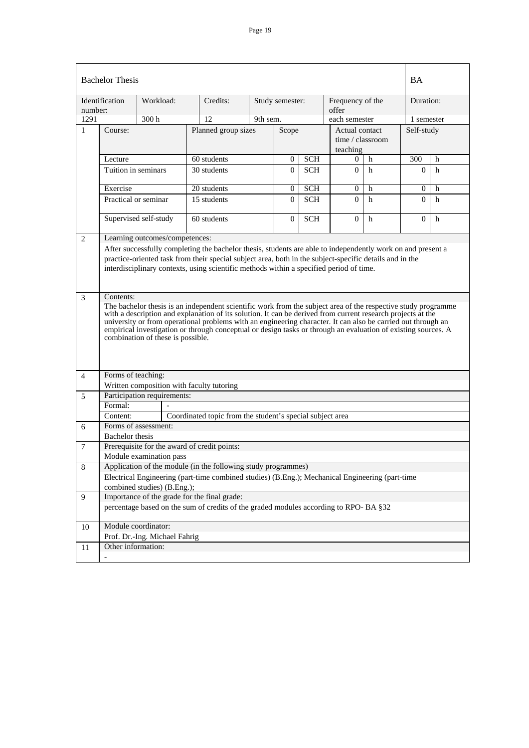| Bachelor Thesis | | | | | | | BA |
|---|---|---|---|---|---|---|---|
| Identification number: | Workload: | Credits: | Study semester: | Frequency of the offer | | | Duration: |
| 1291 | 300 h | 12 | 9th sem. | each semester | | | 1 semester |

| 1 | Course: | Planned group sizes | Scope | | Actual contact time / classroom teaching | | Self-study | |
|---|---|---|---|---|---|---|---|---|
| | Lecture | 60 students | 0 | SCH | 0 | h | 300 | h |
| | Tuition in seminars | 30 students | 0 | SCH | 0 | h | 0 | h |
| | Exercise | 20 students | 0 | SCH | 0 | h | 0 | h |
| | Practical or seminar | 15 students | 0 | SCH | 0 | h | 0 | h |
| | Supervised self-study | 60 students | 0 | SCH | 0 | h | 0 | h |

**2 Learning outcomes/competences:**

After successfully completing the bachelor thesis, students are able to independently work on and present a practice-oriented task from their special subject area, both in the subject-specific details and in the interdisciplinary contexts, using scientific methods within a specified period of time.

**3 Contents:**

The bachelor thesis is an independent scientific work from the subject area of the respective study programme with a description and explanation of its solution. It can be derived from current research projects at the university or from operational problems with an engineering character. It can also be carried out through an empirical investigation or through conceptual or design tasks or through an evaluation of existing sources. A combination of these is possible.

**4 Forms of teaching:**

Written composition with faculty tutoring

**5 Participation requirements:**

| Formal: | - |
|---|---|
| Content: | Coordinated topic from the student's special subject area |

**6 Forms of assessment:**

Bachelor thesis

**7 Prerequisite for the award of credit points:**

Module examination pass

**8 Application of the module (in the following study programmes)**

Electrical Engineering (part-time combined studies) (B.Eng.); Mechanical Engineering (part-time combined studies) (B.Eng.);

**9 Importance of the grade for the final grade:**

percentage based on the sum of credits of the graded modules according to RPO- BA §32

**10 Module coordinator:**

Prof. Dr.-Ing. Michael Fahrig

**11 Other information:**

-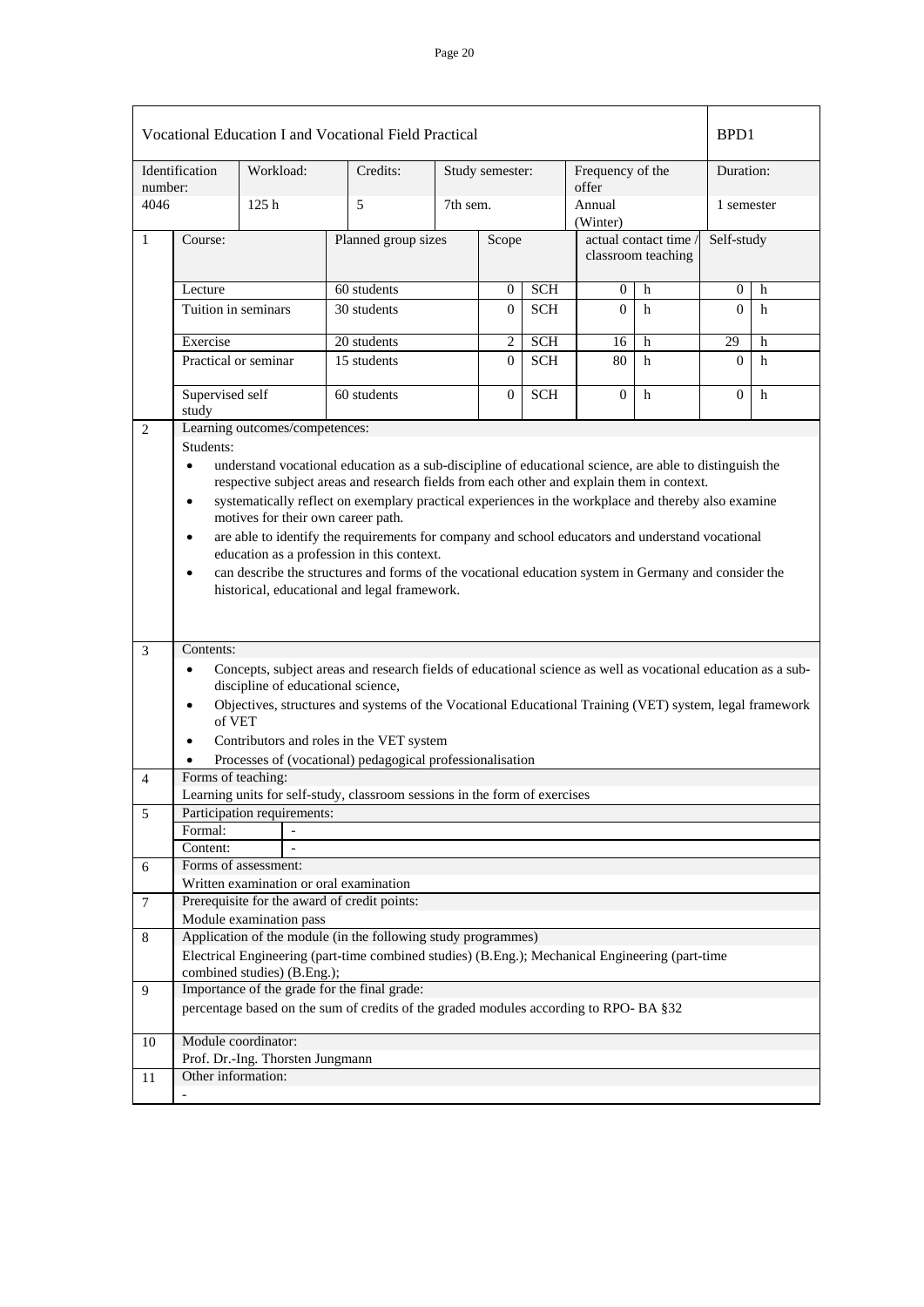| Vocational Education I and Vocational Field Practical | | | | | | | | BPD1 | |
|---|---|---|---|---|---|---|---|---|---|
| Identification number: | Workload: | Credits: | Study semester: | | Frequency of the offer | | | Duration: | |
| 4046 | 125 h | 5 | 7th sem. | | Annual (Winter) | | | 1 semester | |

| 1 | Course: | Planned group sizes | Scope | | actual contact time / classroom teaching | | Self-study | |
|---|---|---|---|---|---|---|---|---|
| | Lecture | 60 students | 0 | SCH | 0 | h | 0 | h |
| | Tuition in seminars | 30 students | 0 | SCH | 0 | h | 0 | h |
| | Exercise | 20 students | 2 | SCH | 16 | h | 29 | h |
| | Practical or seminar | 15 students | 0 | SCH | 80 | h | 0 | h |
| | Supervised self study | 60 students | 0 | SCH | 0 | h | 0 | h |

**2 Learning outcomes/competences:**

Students:

- understand vocational education as a sub-discipline of educational science, are able to distinguish the respective subject areas and research fields from each other and explain them in context.
- systematically reflect on exemplary practical experiences in the workplace and thereby also examine motives for their own career path.
- are able to identify the requirements for company and school educators and understand vocational education as a profession in this context.
- can describe the structures and forms of the vocational education system in Germany and consider the historical, educational and legal framework.

**3 Contents:**

- Concepts, subject areas and research fields of educational science as well as vocational education as a sub-discipline of educational science,
- Objectives, structures and systems of the Vocational Educational Training (VET) system, legal framework of VET
- Contributors and roles in the VET system
- Processes of (vocational) pedagogical professionalisation

**4 Forms of teaching:**

Learning units for self-study, classroom sessions in the form of exercises

**5 Participation requirements:**

Formal: -

Content: -

**6 Forms of assessment:**

Written examination or oral examination

**7 Prerequisite for the award of credit points:**

Module examination pass

**8 Application of the module (in the following study programmes)**

Electrical Engineering (part-time combined studies) (B.Eng.); Mechanical Engineering (part-time combined studies) (B.Eng.);

**9 Importance of the grade for the final grade:**

percentage based on the sum of credits of the graded modules according to RPO- BA §32

**10 Module coordinator:**

Prof. Dr.-Ing. Thorsten Jungmann

**11 Other information:**

-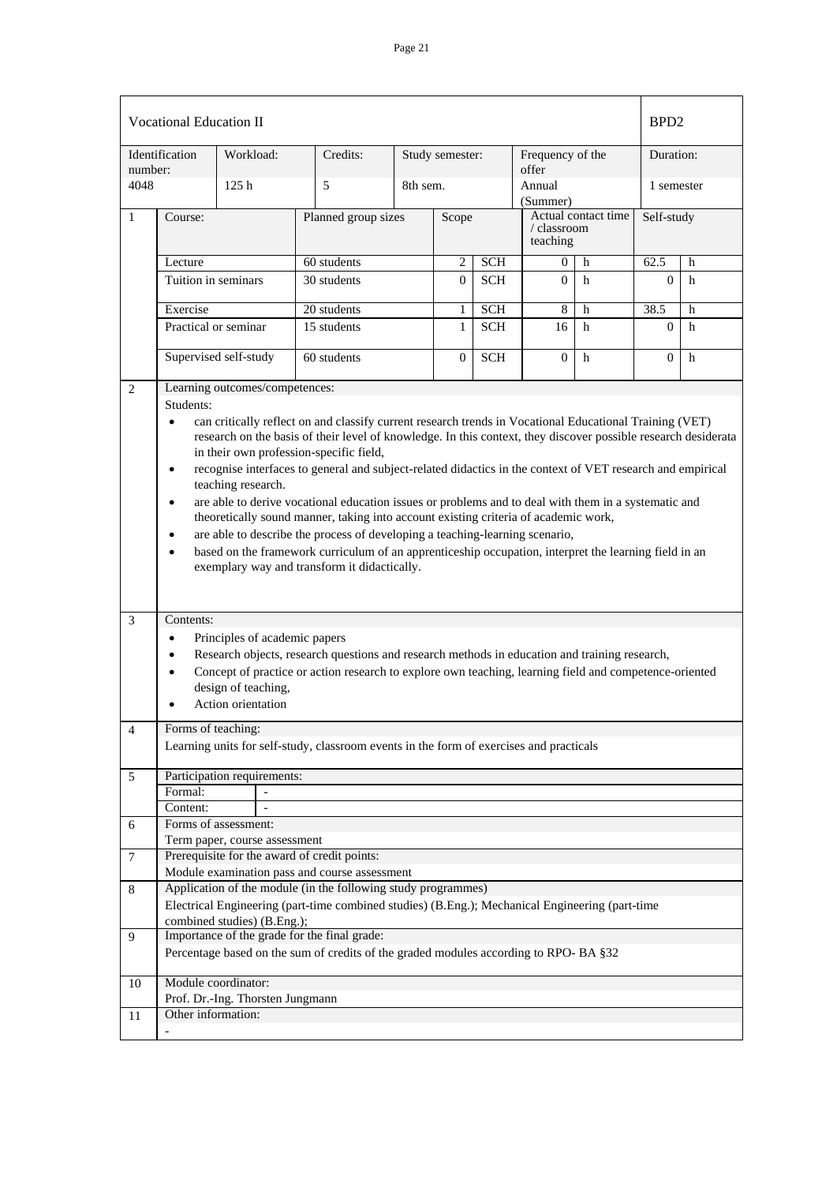| Vocational Education II | | | | | | BPD2 |
|---|---|---|---|---|---|---|
| Identification number: | Workload: | Credits: | Study semester: | Frequency of the offer | | Duration: |
| 4048 | 125 h | 5 | 8th sem. | Annual (Summer) | | 1 semester |

| 1 | Course: | Planned group sizes | Scope | | Actual contact time / classroom teaching | | Self-study | |
|---|---|---|---|---|---|---|---|---|
| | Lecture | 60 students | 2 | SCH | 0 | h | 62.5 | h |
| | Tuition in seminars | 30 students | 0 | SCH | 0 | h | 0 | h |
| | Exercise | 20 students | 1 | SCH | 8 | h | 38.5 | h |
| | Practical or seminar | 15 students | 1 | SCH | 16 | h | 0 | h |
| | Supervised self-study | 60 students | 0 | SCH | 0 | h | 0 | h |

**2 Learning outcomes/competences:**

Students:

- can critically reflect on and classify current research trends in Vocational Educational Training (VET) research on the basis of their level of knowledge. In this context, they discover possible research desiderata in their own profession-specific field,
- recognise interfaces to general and subject-related didactics in the context of VET research and empirical teaching research.
- are able to derive vocational education issues or problems and to deal with them in a systematic and theoretically sound manner, taking into account existing criteria of academic work,
- are able to describe the process of developing a teaching-learning scenario,
- based on the framework curriculum of an apprenticeship occupation, interpret the learning field in an exemplary way and transform it didactically.

**3 Contents:**

- Principles of academic papers
- Research objects, research questions and research methods in education and training research,
- Concept of practice or action research to explore own teaching, learning field and competence-oriented design of teaching,
- Action orientation

**4 Forms of teaching:**

Learning units for self-study, classroom events in the form of exercises and practicals

**5 Participation requirements:**

| Formal: | - |
|---|---|
| Content: | - |

**6 Forms of assessment:**

Term paper, course assessment

**7 Prerequisite for the award of credit points:**

Module examination pass and course assessment

**8 Application of the module (in the following study programmes)**

Electrical Engineering (part-time combined studies) (B.Eng.); Mechanical Engineering (part-time combined studies) (B.Eng.);

**9 Importance of the grade for the final grade:**

Percentage based on the sum of credits of the graded modules according to RPO- BA §32

**10 Module coordinator:**

Prof. Dr.-Ing. Thorsten Jungmann

**11 Other information:**

-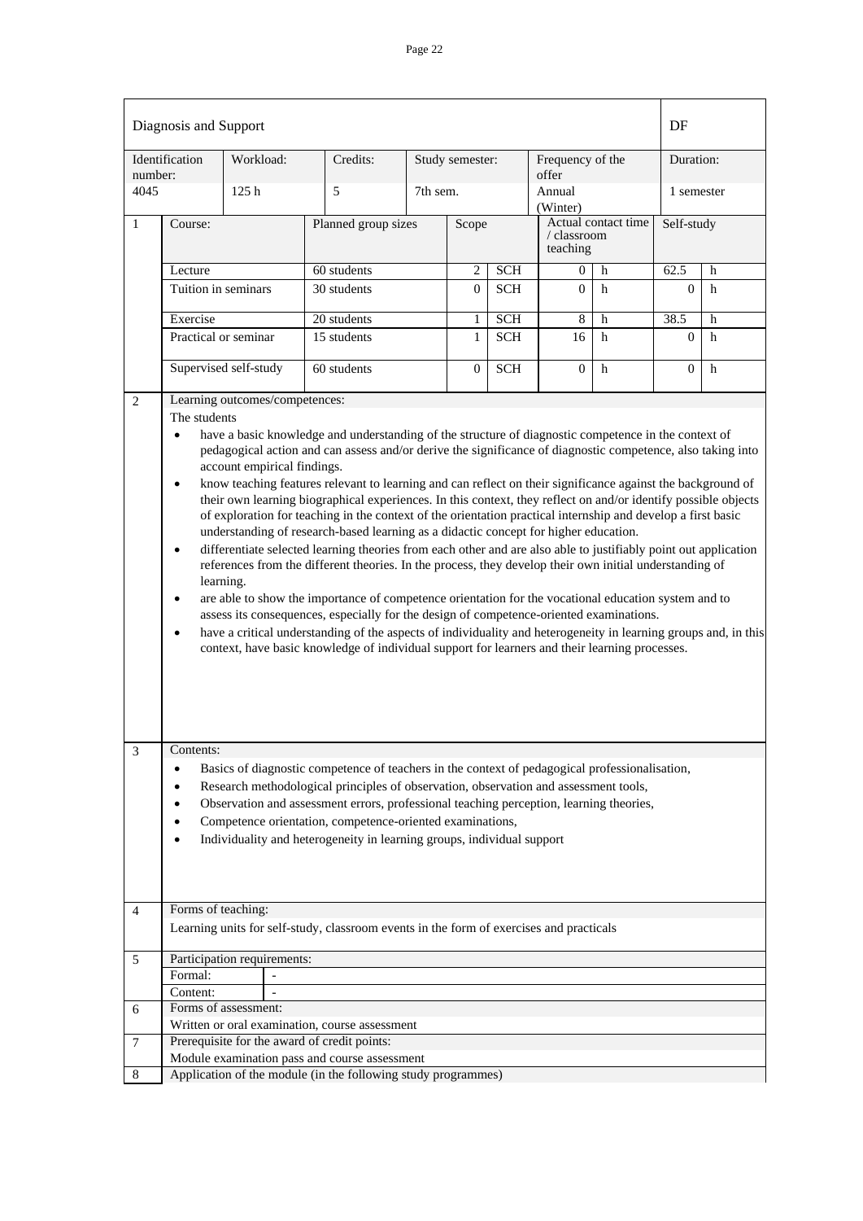| Diagnosis and Support | | | | | | | DF | |
|---|---|---|---|---|---|---|---|---|
| Identification number: | Workload: | Credits: | Study semester: | | Frequency of the offer | | Duration: | |
| 4045 | 125 h | 5 | 7th sem. | | Annual (Winter) | | 1 semester | |

| 1 | Course: | Planned group sizes | Scope | | Actual contact time / classroom teaching | | Self-study | |
|---|---|---|---|---|---|---|---|---|
| | Lecture | 60 students | 2 | SCH | 0 | h | 62.5 | h |
| | Tuition in seminars | 30 students | 0 | SCH | 0 | h | 0 | h |
| | Exercise | 20 students | 1 | SCH | 8 | h | 38.5 | h |
| | Practical or seminar | 15 students | 1 | SCH | 16 | h | 0 | h |
| | Supervised self-study | 60 students | 0 | SCH | 0 | h | 0 | h |

**2 Learning outcomes/competences:**

The students

- have a basic knowledge and understanding of the structure of diagnostic competence in the context of pedagogical action and can assess and/or derive the significance of diagnostic competence, also taking into account empirical findings.
- know teaching features relevant to learning and can reflect on their significance against the background of their own learning biographical experiences. In this context, they reflect on and/or identify possible objects of exploration for teaching in the context of the orientation practical internship and develop a first basic understanding of research-based learning as a didactic concept for higher education.
- differentiate selected learning theories from each other and are also able to justifiably point out application references from the different theories. In the process, they develop their own initial understanding of learning.
- are able to show the importance of competence orientation for the vocational education system and to assess its consequences, especially for the design of competence-oriented examinations.
- have a critical understanding of the aspects of individuality and heterogeneity in learning groups and, in this context, have basic knowledge of individual support for learners and their learning processes.

**3 Contents:**

- Basics of diagnostic competence of teachers in the context of pedagogical professionalisation,
- Research methodological principles of observation, observation and assessment tools,
- Observation and assessment errors, professional teaching perception, learning theories,
- Competence orientation, competence-oriented examinations,
- Individuality and heterogeneity in learning groups, individual support

**4 Forms of teaching:**

Learning units for self-study, classroom events in the form of exercises and practicals

**5 Participation requirements:**

| Formal: | - |
|---|---|
| Content: | - |

**6 Forms of assessment:**

Written or oral examination, course assessment

**7 Prerequisite for the award of credit points:**

Module examination pass and course assessment

**8 Application of the module (in the following study programmes)**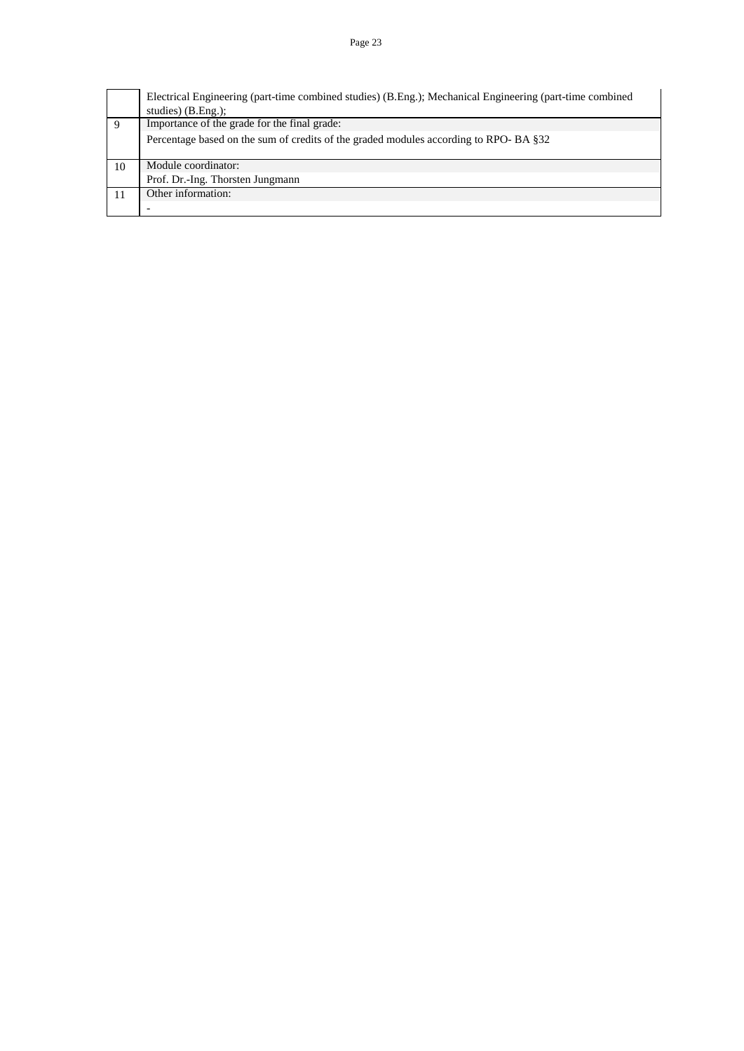|  |  |
|---|---|
|  | Electrical Engineering (part-time combined studies) (B.Eng.); Mechanical Engineering (part-time combined studies) (B.Eng.); |
| 9 | Importance of the grade for the final grade:<br>Percentage based on the sum of credits of the graded modules according to RPO- BA §32 |
| 10 | Module coordinator:<br>Prof. Dr.-Ing. Thorsten Jungmann |
| 11 | Other information:<br>- |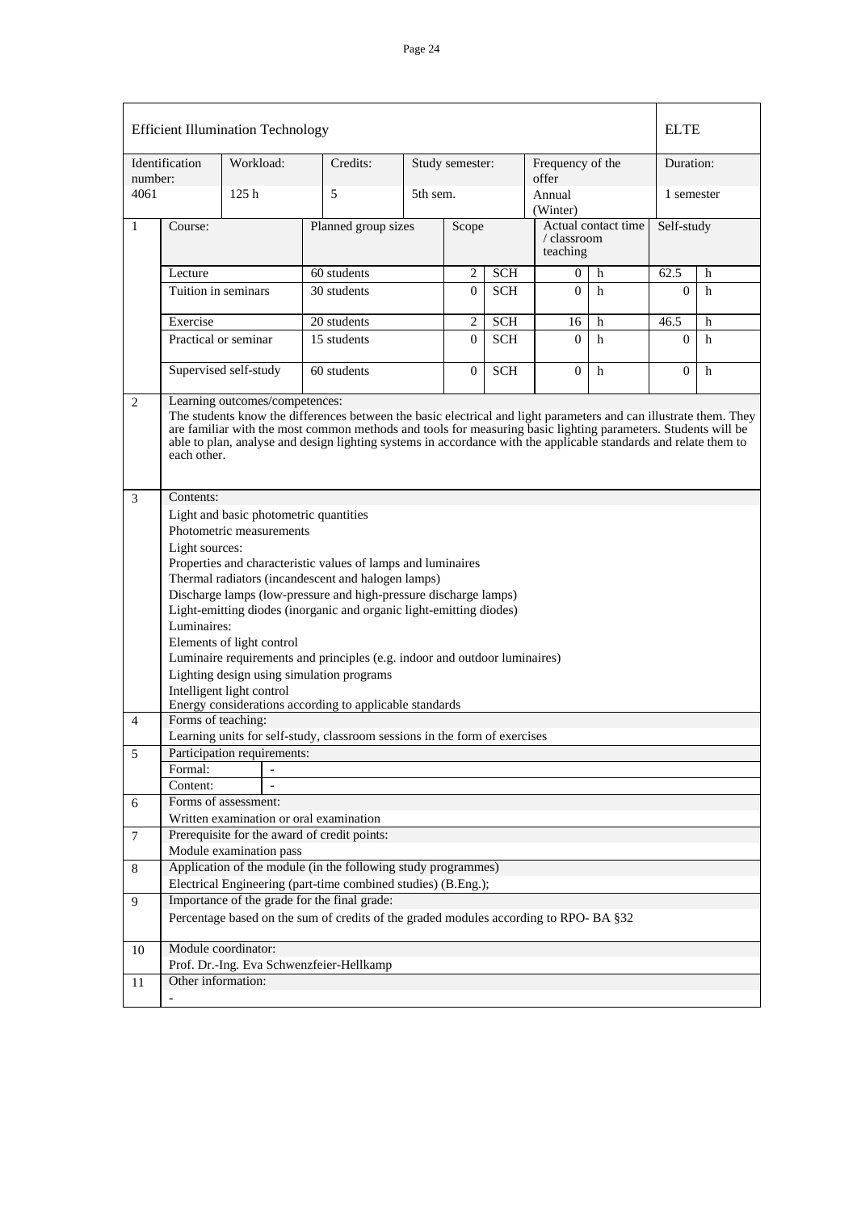| Efficient Illumination Technology | | | | | | | | | ELTE | |
|---|---|---|---|---|---|---|---|---|---|---|
| Identification number: | Workload: | Credits: | Study semester: | | | Frequency of the offer | | | Duration: | |
| 4061 | 125 h | 5 | 5th sem. | | | Annual (Winter) | | | 1 semester | |
| 1 | Course: | Planned group sizes | Scope | | | Actual contact time / classroom teaching | | | Self-study | |
| | Lecture | 60 students | 2 | SCH | | 0 | h | | 62.5 | h |
| | Tuition in seminars | 30 students | 0 | SCH | | 0 | h | | 0 | h |
| | Exercise | 20 students | 2 | SCH | | 16 | h | | 46.5 | h |
| | Practical or seminar | 15 students | 0 | SCH | | 0 | h | | 0 | h |
| | Supervised self-study | 60 students | 0 | SCH | | 0 | h | | 0 | h |

**2 Learning outcomes/competences:**

The students know the differences between the basic electrical and light parameters and can illustrate them. They are familiar with the most common methods and tools for measuring basic lighting parameters. Students will be able to plan, analyse and design lighting systems in accordance with the applicable standards and relate them to each other.

**3 Contents:**

Light and basic photometric quantities
Photometric measurements
Light sources:
Properties and characteristic values of lamps and luminaires
Thermal radiators (incandescent and halogen lamps)
Discharge lamps (low-pressure and high-pressure discharge lamps)
Light-emitting diodes (inorganic and organic light-emitting diodes)
Luminaires:
Elements of light control
Luminaire requirements and principles (e.g. indoor and outdoor luminaires)
Lighting design using simulation programs
Intelligent light control
Energy considerations according to applicable standards

**4 Forms of teaching:**

Learning units for self-study, classroom sessions in the form of exercises

**5 Participation requirements:**

Formal: -
Content: -

**6 Forms of assessment:**

Written examination or oral examination

**7 Prerequisite for the award of credit points:**

Module examination pass

**8 Application of the module (in the following study programmes)**

Electrical Engineering (part-time combined studies) (B.Eng.);

**9 Importance of the grade for the final grade:**

Percentage based on the sum of credits of the graded modules according to RPO- BA §32

**10 Module coordinator:**

Prof. Dr.-Ing. Eva Schwenzfeier-Hellkamp

**11 Other information:**

-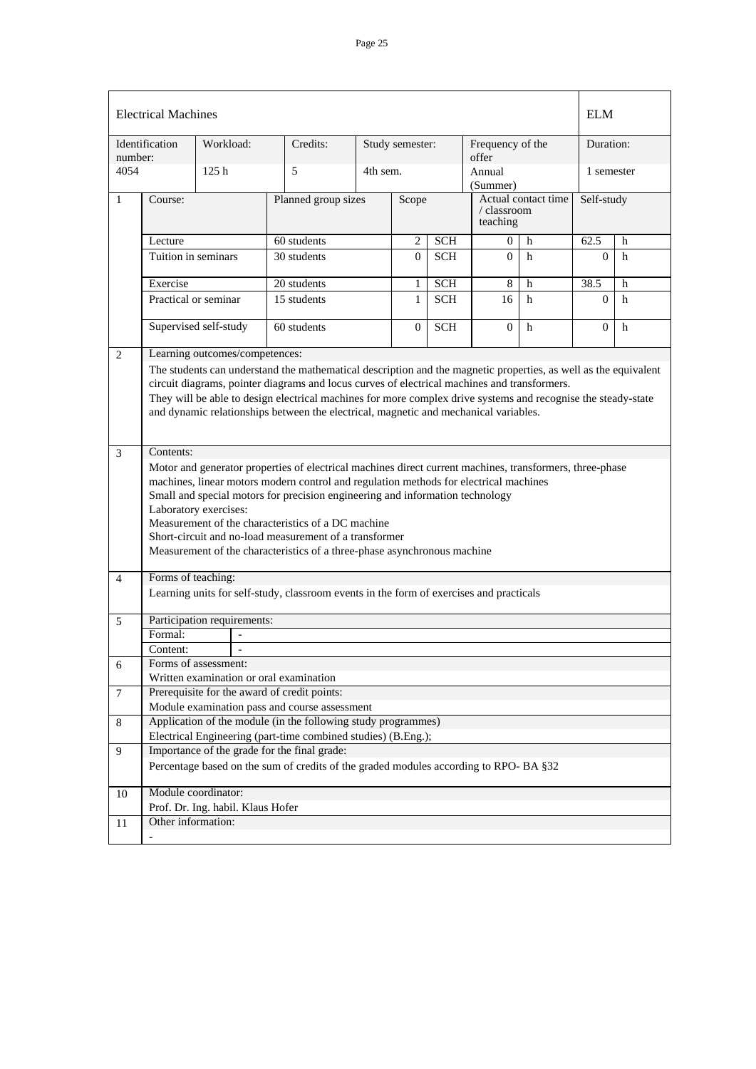| Electrical Machines | | | | | | | | | | ELM | |
|---|---|---|---|---|---|---|---|---|---|---|---|
| Identification number: | | Workload: | Credits: | Study semester: | | | Frequency of the offer | | | Duration: | |
| 4054 | | 125 h | 5 | 4th sem. | | | Annual (Summer) | | | 1 semester | |
| 1 | Course: | | Planned group sizes | | Scope | | Actual contact time / classroom teaching | | | Self-study | |
| | Lecture | | 60 students | | 2 | SCH | 0 | h | | 62.5 | h |
| | Tuition in seminars | | 30 students | | 0 | SCH | 0 | h | | 0 | h |
| | Exercise | | 20 students | | 1 | SCH | 8 | h | | 38.5 | h |
| | Practical or seminar | | 15 students | | 1 | SCH | 16 | h | | 0 | h |
| | Supervised self-study | | 60 students | | 0 | SCH | 0 | h | | 0 | h |

**2 Learning outcomes/competences:**

The students can understand the mathematical description and the magnetic properties, as well as the equivalent circuit diagrams, pointer diagrams and locus curves of electrical machines and transformers.
They will be able to design electrical machines for more complex drive systems and recognise the steady-state and dynamic relationships between the electrical, magnetic and mechanical variables.

**3 Contents:**

Motor and generator properties of electrical machines direct current machines, transformers, three-phase machines, linear motors modern control and regulation methods for electrical machines
Small and special motors for precision engineering and information technology
Laboratory exercises:
Measurement of the characteristics of a DC machine
Short-circuit and no-load measurement of a transformer
Measurement of the characteristics of a three-phase asynchronous machine

**4 Forms of teaching:**

Learning units for self-study, classroom events in the form of exercises and practicals

**5 Participation requirements:**

Formal: -
Content: -

**6 Forms of assessment:**

Written examination or oral examination

**7 Prerequisite for the award of credit points:**

Module examination pass and course assessment

**8 Application of the module (in the following study programmes)**

Electrical Engineering (part-time combined studies) (B.Eng.);

**9 Importance of the grade for the final grade:**

Percentage based on the sum of credits of the graded modules according to RPO- BA §32

**10 Module coordinator:**

Prof. Dr. Ing. habil. Klaus Hofer

**11 Other information:**

-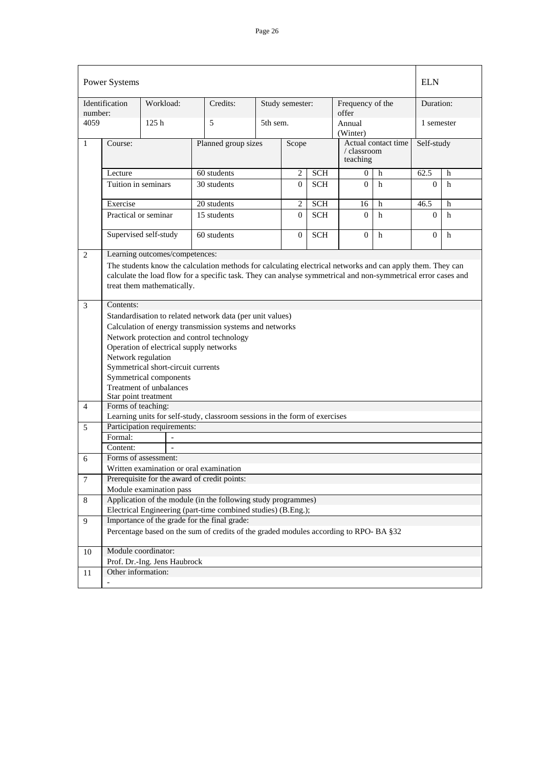| Power Systems | | | | | | | | | | | | ELN | |
|---|---|---|---|---|---|---|---|---|---|---|---|---|---|
| Identification number: | | Workload: | | Credits: | | Study semester: | | | Frequency of the offer | | | Duration: | |
| 4059 | | 125 h | | 5 | | 5th sem. | | | Annual (Winter) | | | 1 semester | |
| 1 | Course: | | Planned group sizes | | | Scope | | | Actual contact time / classroom teaching | | | Self-study | |
| | Lecture | | 60 students | | | 2 | SCH | | 0 | h | | 62.5 | h |
| | Tuition in seminars | | 30 students | | | 0 | SCH | | 0 | h | | 0 | h |
| | Exercise | | 20 students | | | 2 | SCH | | 16 | h | | 46.5 | h |
| | Practical or seminar | | 15 students | | | 0 | SCH | | 0 | h | | 0 | h |
| | Supervised self-study | | 60 students | | | 0 | SCH | | 0 | h | | 0 | h |

**2 Learning outcomes/competences:**

The students know the calculation methods for calculating electrical networks and can apply them. They can calculate the load flow for a specific task. They can analyse symmetrical and non-symmetrical error cases and treat them mathematically.

**3 Contents:**

Standardisation to related network data (per unit values)
Calculation of energy transmission systems and networks
Network protection and control technology
Operation of electrical supply networks
Network regulation
Symmetrical short-circuit currents
Symmetrical components
Treatment of unbalances
Star point treatment

**4 Forms of teaching:**

Learning units for self-study, classroom sessions in the form of exercises

**5 Participation requirements:**

| Formal: | - |
|---|---|
| Content: | - |

**6 Forms of assessment:**

Written examination or oral examination

**7 Prerequisite for the award of credit points:**

Module examination pass

**8 Application of the module (in the following study programmes)**

Electrical Engineering (part-time combined studies) (B.Eng.);

**9 Importance of the grade for the final grade:**

Percentage based on the sum of credits of the graded modules according to RPO- BA §32

**10 Module coordinator:**

Prof. Dr.-Ing. Jens Haubrock

**11 Other information:**

-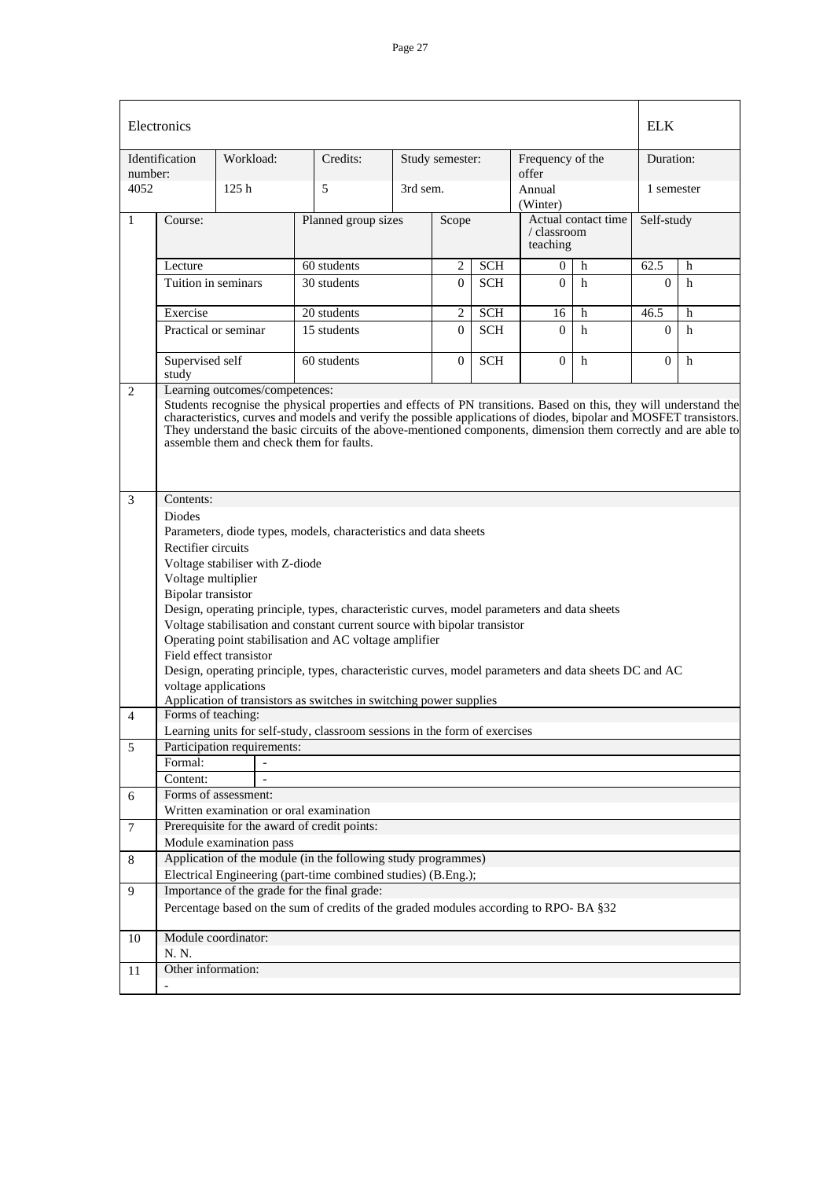| Electronics | | | | | | | | | | | ELK | |
|---|---|---|---|---|---|---|---|---|---|---|---|---|
| Identification number: | | Workload: | Credits: | | Study semester: | | | Frequency of the offer | | | Duration: | |
| 4052 | | 125 h | 5 | | 3rd sem. | | | Annual (Winter) | | | 1 semester | |

| 1 | Course: | Planned group sizes | Scope | | Actual contact time / classroom teaching | | Self-study | |
|---|---|---|---|---|---|---|---|---|
| | Lecture | 60 students | 2 | SCH | 0 | h | 62.5 | h |
| | Tuition in seminars | 30 students | 0 | SCH | 0 | h | 0 | h |
| | Exercise | 20 students | 2 | SCH | 16 | h | 46.5 | h |
| | Practical or seminar | 15 students | 0 | SCH | 0 | h | 0 | h |
| | Supervised self study | 60 students | 0 | SCH | 0 | h | 0 | h |

**2 Learning outcomes/competences:**

Students recognise the physical properties and effects of PN transitions. Based on this, they will understand the characteristics, curves and models and verify the possible applications of diodes, bipolar and MOSFET transistors. They understand the basic circuits of the above-mentioned components, dimension them correctly and are able to assemble them and check them for faults.

**3 Contents:**

Diodes

Parameters, diode types, models, characteristics and data sheets

Rectifier circuits

Voltage stabiliser with Z-diode

Voltage multiplier

Bipolar transistor

Design, operating principle, types, characteristic curves, model parameters and data sheets

Voltage stabilisation and constant current source with bipolar transistor

Operating point stabilisation and AC voltage amplifier

Field effect transistor

Design, operating principle, types, characteristic curves, model parameters and data sheets DC and AC voltage applications

Application of transistors as switches in switching power supplies

**4 Forms of teaching:**

Learning units for self-study, classroom sessions in the form of exercises

**5 Participation requirements:**

| Formal: | - |
|---|---|
| Content: | - |

**6 Forms of assessment:**

Written examination or oral examination

**7 Prerequisite for the award of credit points:**

Module examination pass

**8 Application of the module (in the following study programmes)**

Electrical Engineering (part-time combined studies) (B.Eng.);

**9 Importance of the grade for the final grade:**

Percentage based on the sum of credits of the graded modules according to RPO- BA §32

**10 Module coordinator:**

N. N.

**11 Other information:**

-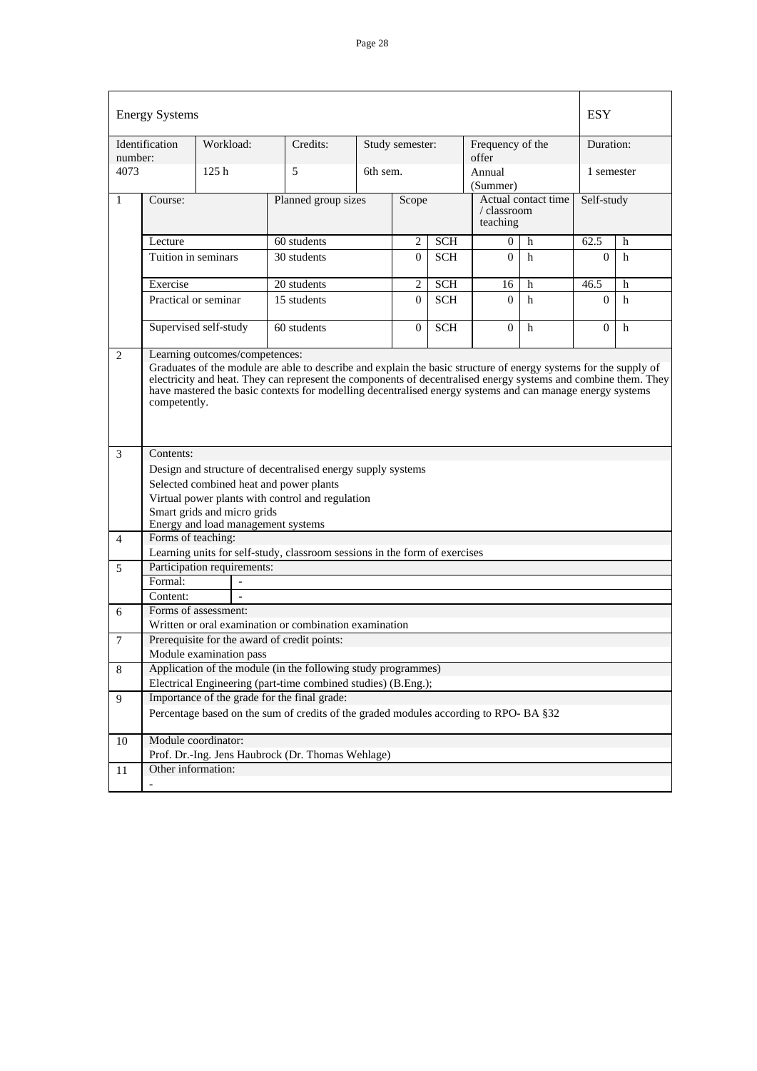| Energy Systems | | | | | | | | | | | | ESY | |
|---|---|---|---|---|---|---|---|---|---|---|---|---|---|
| Identification number: | | Workload: | | Credits: | Study semester: | | | Frequency of the offer | | | | Duration: | |
| 4073 | | 125 h | | 5 | 6th sem. | | | Annual (Summer) | | | | 1 semester | |
| 1 | Course: | | Planned group sizes | | | Scope | | Actual contact time / classroom teaching | | | | Self-study | |
| | Lecture | | 60 students | | | 2 | SCH | 0 | h | | | 62.5 | h |
| | Tuition in seminars | | 30 students | | | 0 | SCH | 0 | h | | | 0 | h |
| | Exercise | | 20 students | | | 2 | SCH | 16 | h | | | 46.5 | h |
| | Practical or seminar | | 15 students | | | 0 | SCH | 0 | h | | | 0 | h |
| | Supervised self-study | | 60 students | | | 0 | SCH | 0 | h | | | 0 | h |

**2 Learning outcomes/competences:**

Graduates of the module are able to describe and explain the basic structure of energy systems for the supply of electricity and heat. They can represent the components of decentralised energy systems and combine them. They have mastered the basic contexts for modelling decentralised energy systems and can manage energy systems competently.

**3 Contents:**

Design and structure of decentralised energy supply systems
Selected combined heat and power plants
Virtual power plants with control and regulation
Smart grids and micro grids
Energy and load management systems

**4 Forms of teaching:**

Learning units for self-study, classroom sessions in the form of exercises

**5 Participation requirements:**

Formal: -
Content: -

**6 Forms of assessment:**

Written or oral examination or combination examination

**7 Prerequisite for the award of credit points:**

Module examination pass

**8 Application of the module (in the following study programmes)**

Electrical Engineering (part-time combined studies) (B.Eng.);

**9 Importance of the grade for the final grade:**

Percentage based on the sum of credits of the graded modules according to RPO- BA §32

**10 Module coordinator:**

Prof. Dr.-Ing. Jens Haubrock (Dr. Thomas Wehlage)

**11 Other information:**

-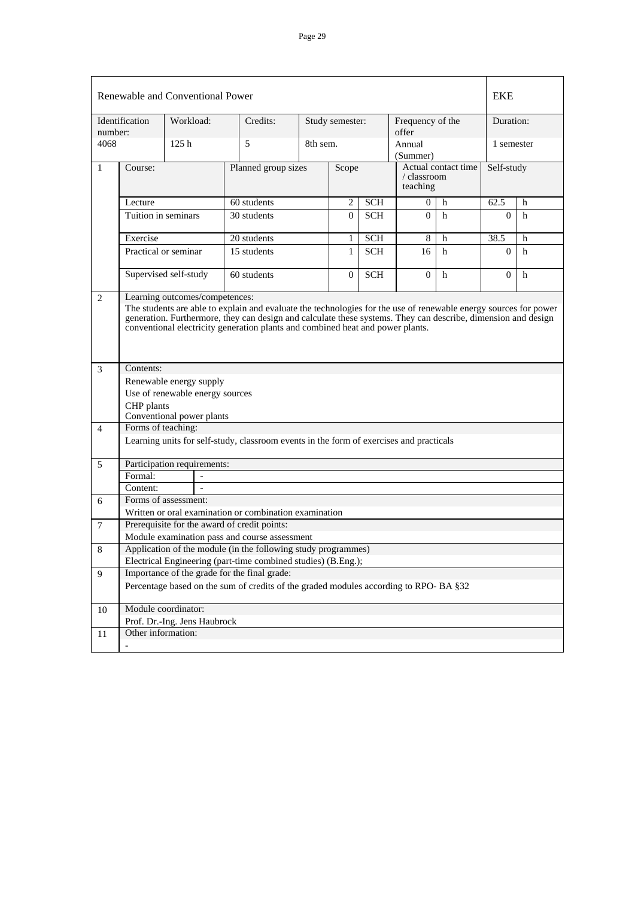| Renewable and Conventional Power | | | | | | | EKE | |
|---|---|---|---|---|---|---|---|---|
| Identification number: | Workload: | Credits: | Study semester: | | Frequency of the offer | | Duration: | |
| 4068 | 125 h | 5 | 8th sem. | | Annual (Summer) | | 1 semester | |

| | Course: | Planned group sizes | Scope | | Actual contact time / classroom teaching | | Self-study | |
|---|---|---|---|---|---|---|---|---|
| 1 | Lecture | 60 students | 2 | SCH | 0 | h | 62.5 | h |
| | Tuition in seminars | 30 students | 0 | SCH | 0 | h | 0 | h |
| | Exercise | 20 students | 1 | SCH | 8 | h | 38.5 | h |
| | Practical or seminar | 15 students | 1 | SCH | 16 | h | 0 | h |
| | Supervised self-study | 60 students | 0 | SCH | 0 | h | 0 | h |

| | |
|---|---|
| 2 | Learning outcomes/competences:<br>The students are able to explain and evaluate the technologies for the use of renewable energy sources for power generation. Furthermore, they can design and calculate these systems. They can describe, dimension and design conventional electricity generation plants and combined heat and power plants. |
| 3 | Contents:<br>Renewable energy supply<br>Use of renewable energy sources<br>CHP plants<br>Conventional power plants |
| 4 | Forms of teaching:<br>Learning units for self-study, classroom events in the form of exercises and practicals |
| 5 | Participation requirements:<br>Formal: -<br>Content: - |
| 6 | Forms of assessment:<br>Written or oral examination or combination examination |
| 7 | Prerequisite for the award of credit points:<br>Module examination pass and course assessment |
| 8 | Application of the module (in the following study programmes)<br>Electrical Engineering (part-time combined studies) (B.Eng.); |
| 9 | Importance of the grade for the final grade:<br>Percentage based on the sum of credits of the graded modules according to RPO- BA §32 |
| 10 | Module coordinator:<br>Prof. Dr.-Ing. Jens Haubrock |
| 11 | Other information:<br>- |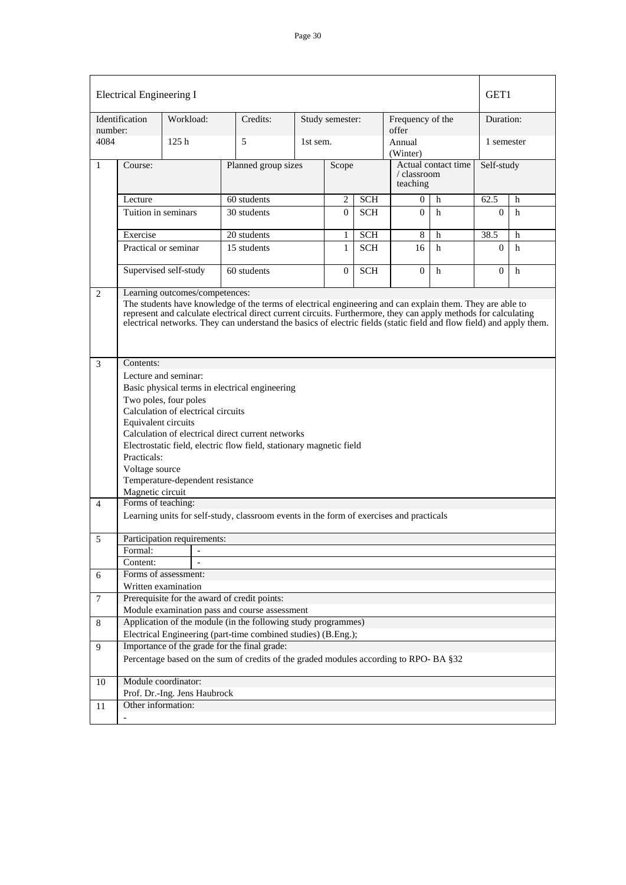| Electrical Engineering I | | | | | | GET1 |
|---|---|---|---|---|---|---|
| Identification number: | Workload: | Credits: | Study semester: | Frequency of the offer | | Duration: |
| 4084 | 125 h | 5 | 1st sem. | Annual (Winter) | | 1 semester |

| 1 | Course: | Planned group sizes | Scope | | Actual contact time / classroom teaching | | Self-study | |
|---|---|---|---|---|---|---|---|---|
| | Lecture | 60 students | 2 | SCH | 0 | h | 62.5 | h |
| | Tuition in seminars | 30 students | 0 | SCH | 0 | h | 0 | h |
| | Exercise | 20 students | 1 | SCH | 8 | h | 38.5 | h |
| | Practical or seminar | 15 students | 1 | SCH | 16 | h | 0 | h |
| | Supervised self-study | 60 students | 0 | SCH | 0 | h | 0 | h |

**2 Learning outcomes/competences:**

The students have knowledge of the terms of electrical engineering and can explain them. They are able to represent and calculate electrical direct current circuits. Furthermore, they can apply methods for calculating electrical networks. They can understand the basics of electric fields (static field and flow field) and apply them.

**3 Contents:**

Lecture and seminar:

Basic physical terms in electrical engineering
Two poles, four poles
Calculation of electrical circuits
Equivalent circuits
Calculation of electrical direct current networks
Electrostatic field, electric flow field, stationary magnetic field

Practicals:

Voltage source
Temperature-dependent resistance
Magnetic circuit

**4 Forms of teaching:**

Learning units for self-study, classroom events in the form of exercises and practicals

**5 Participation requirements:**

| Formal: | - |
|---|---|
| Content: | - |

**6 Forms of assessment:**

Written examination

**7 Prerequisite for the award of credit points:**

Module examination pass and course assessment

**8 Application of the module (in the following study programmes)**

Electrical Engineering (part-time combined studies) (B.Eng.);

**9 Importance of the grade for the final grade:**

Percentage based on the sum of credits of the graded modules according to RPO- BA §32

**10 Module coordinator:**

Prof. Dr.-Ing. Jens Haubrock

**11 Other information:**

-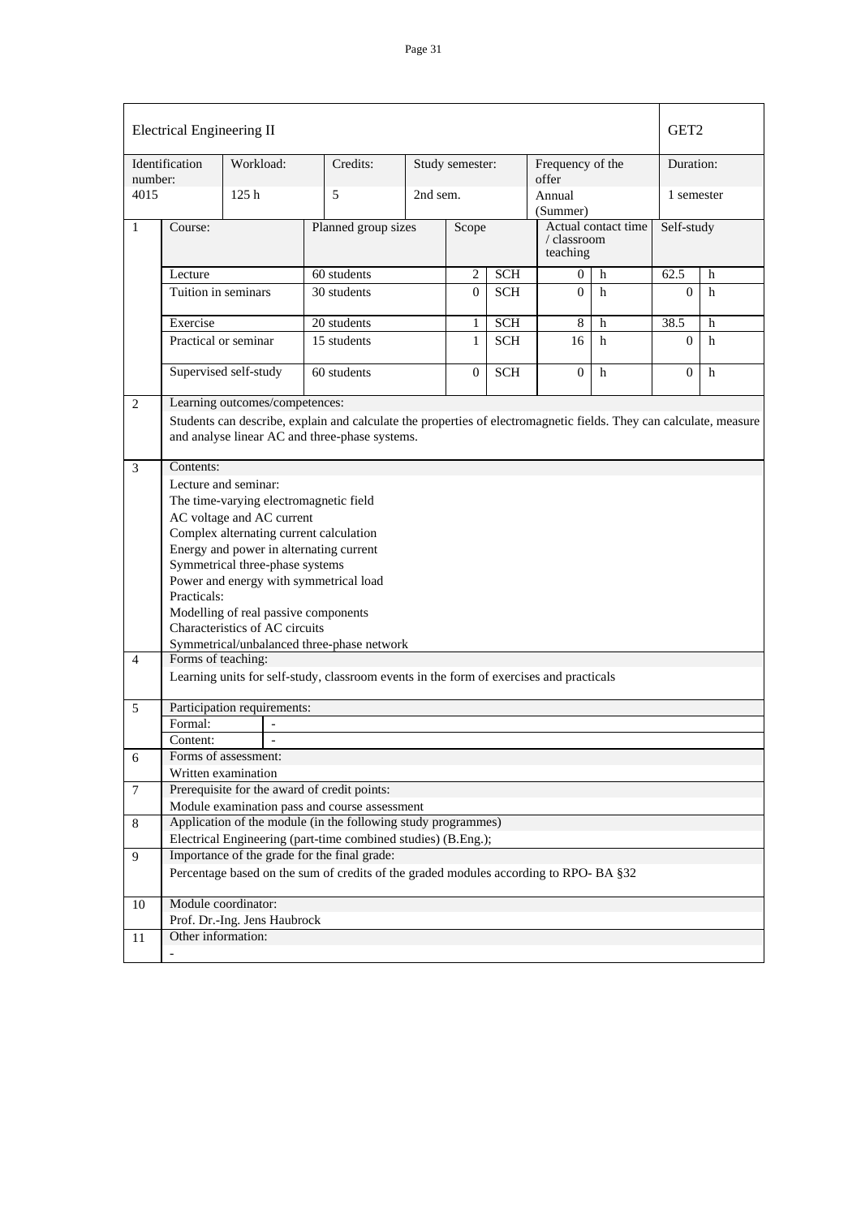| Electrical Engineering II | | | | | | | | | GET2 | |
|---|---|---|---|---|---|---|---|---|---|---|
| Identification number: | Workload: | | Credits: | Study semester: | | Frequency of the offer | | | Duration: | |
| 4015 | 125 h | | 5 | 2nd sem. | | Annual (Summer) | | | 1 semester | |

| 1 | Course: | Planned group sizes | Scope | | Actual contact time / classroom teaching | | Self-study | |
|---|---|---|---|---|---|---|---|---|
| | Lecture | 60 students | 2 | SCH | 0 | h | 62.5 | h |
| | Tuition in seminars | 30 students | 0 | SCH | 0 | h | 0 | h |
| | Exercise | 20 students | 1 | SCH | 8 | h | 38.5 | h |
| | Practical or seminar | 15 students | 1 | SCH | 16 | h | 0 | h |
| | Supervised self-study | 60 students | 0 | SCH | 0 | h | 0 | h |

**2 Learning outcomes/competences:**

Students can describe, explain and calculate the properties of electromagnetic fields. They can calculate, measure and analyse linear AC and three-phase systems.

**3 Contents:**

Lecture and seminar:
The time-varying electromagnetic field
AC voltage and AC current
Complex alternating current calculation
Energy and power in alternating current
Symmetrical three-phase systems
Power and energy with symmetrical load
Practicals:
Modelling of real passive components
Characteristics of AC circuits
Symmetrical/unbalanced three-phase network

**4 Forms of teaching:**

Learning units for self-study, classroom events in the form of exercises and practicals

**5 Participation requirements:**

| Formal: | - |
|---|---|
| Content: | - |

**6 Forms of assessment:**

Written examination

**7 Prerequisite for the award of credit points:**

Module examination pass and course assessment

**8 Application of the module (in the following study programmes)**

Electrical Engineering (part-time combined studies) (B.Eng.);

**9 Importance of the grade for the final grade:**

Percentage based on the sum of credits of the graded modules according to RPO- BA §32

**10 Module coordinator:**

Prof. Dr.-Ing. Jens Haubrock

**11 Other information:**

-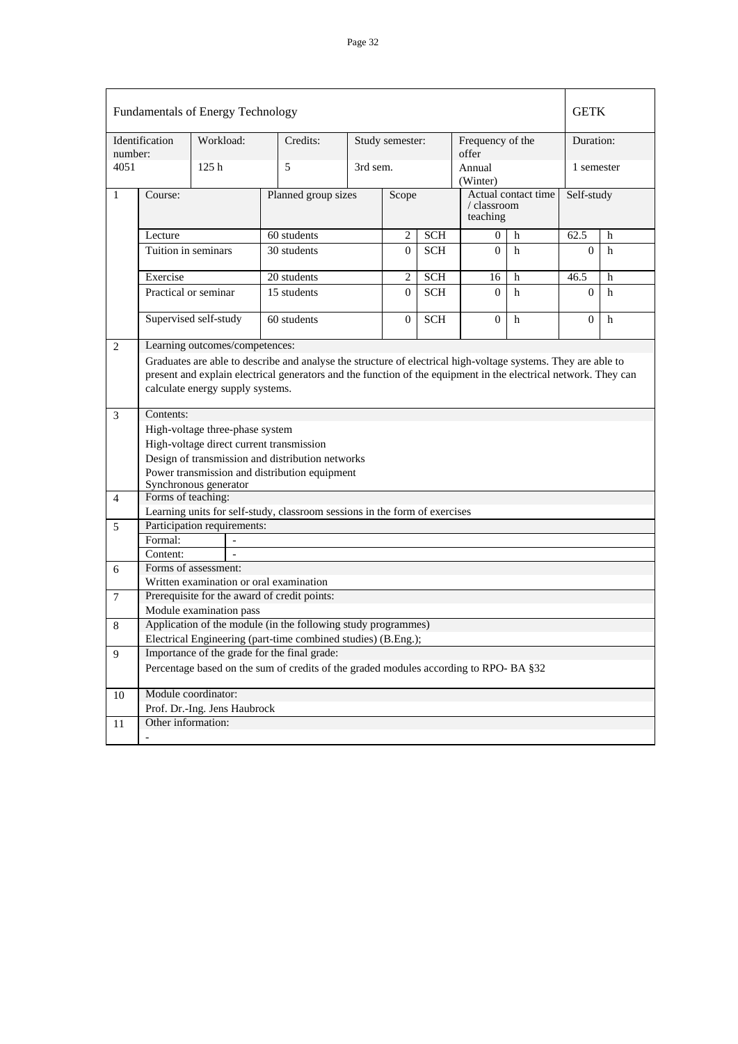| Fundamentals of Energy Technology | | | | | | | GETK |
|---|---|---|---|---|---|---|---|
| Identification number: | Workload: | Credits: | Study semester: | Frequency of the offer | | | Duration: |
| 4051 | 125 h | 5 | 3rd sem. | Annual (Winter) | | | 1 semester |

| 1 | Course: | Planned group sizes | Scope | | Actual contact time / classroom teaching | | Self-study | |
|---|---|---|---|---|---|---|---|---|
| | Lecture | 60 students | 2 | SCH | 0 | h | 62.5 | h |
| | Tuition in seminars | 30 students | 0 | SCH | 0 | h | 0 | h |
| | Exercise | 20 students | 2 | SCH | 16 | h | 46.5 | h |
| | Practical or seminar | 15 students | 0 | SCH | 0 | h | 0 | h |
| | Supervised self-study | 60 students | 0 | SCH | 0 | h | 0 | h |

**2 Learning outcomes/competences:**

Graduates are able to describe and analyse the structure of electrical high-voltage systems. They are able to present and explain electrical generators and the function of the equipment in the electrical network. They can calculate energy supply systems.

**3 Contents:**

High-voltage three-phase system
High-voltage direct current transmission
Design of transmission and distribution networks
Power transmission and distribution equipment
Synchronous generator

**4 Forms of teaching:**

Learning units for self-study, classroom sessions in the form of exercises

**5 Participation requirements:**

| Formal: | - |
|---|---|
| Content: | - |

**6 Forms of assessment:**

Written examination or oral examination

**7 Prerequisite for the award of credit points:**

Module examination pass

**8 Application of the module (in the following study programmes)**

Electrical Engineering (part-time combined studies) (B.Eng.);

**9 Importance of the grade for the final grade:**

Percentage based on the sum of credits of the graded modules according to RPO- BA §32

**10 Module coordinator:**

Prof. Dr.-Ing. Jens Haubrock

**11 Other information:**

-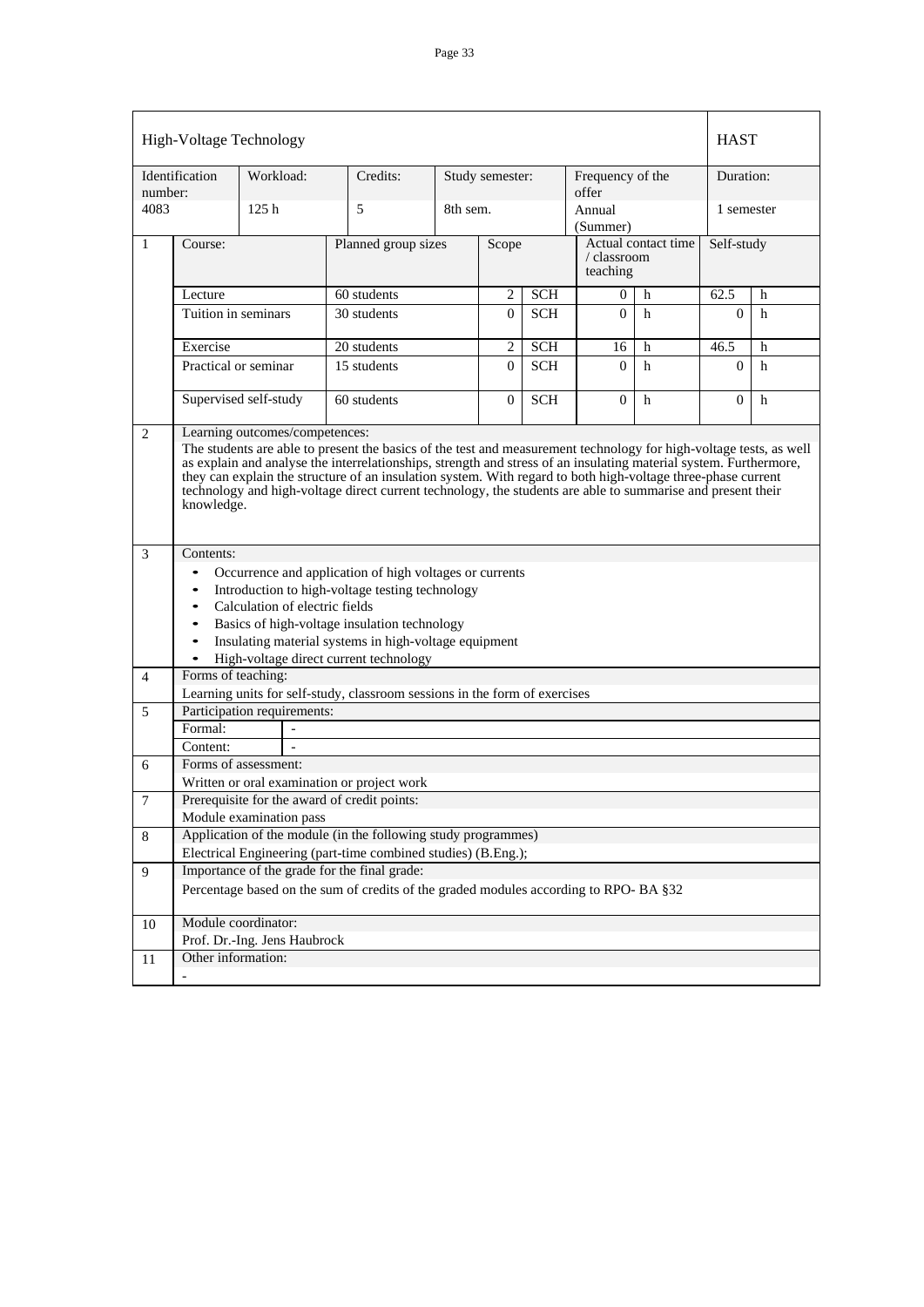| High-Voltage Technology | | | | | | | | | | | HAST | |
|---|---|---|---|---|---|---|---|---|---|---|---|---|
| Identification number: | | Workload: | Credits: | Study semester: | | | Frequency of the offer | | | | Duration: | |
| 4083 | | 125 h | 5 | 8th sem. | | | Annual (Summer) | | | | 1 semester | |
| 1 | Course: | | Planned group sizes | | Scope | | Actual contact time / classroom teaching | | | | Self-study | |
| | Lecture | | 60 students | | 2 | SCH | 0 | h | | | 62.5 | h |
| | Tuition in seminars | | 30 students | | 0 | SCH | 0 | h | | | 0 | h |
| | Exercise | | 20 students | | 2 | SCH | 16 | h | | | 46.5 | h |
| | Practical or seminar | | 15 students | | 0 | SCH | 0 | h | | | 0 | h |
| | Supervised self-study | | 60 students | | 0 | SCH | 0 | h | | | 0 | h |

**2 Learning outcomes/competences:**

The students are able to present the basics of the test and measurement technology for high-voltage tests, as well as explain and analyse the interrelationships, strength and stress of an insulating material system. Furthermore, they can explain the structure of an insulation system. With regard to both high-voltage three-phase current technology and high-voltage direct current technology, the students are able to summarise and present their knowledge.

**3 Contents:**

- Occurrence and application of high voltages or currents
- Introduction to high-voltage testing technology
- Calculation of electric fields
- Basics of high-voltage insulation technology
- Insulating material systems in high-voltage equipment
- High-voltage direct current technology

**4 Forms of teaching:**

Learning units for self-study, classroom sessions in the form of exercises

**5 Participation requirements:**

| Formal: | - |
|---|---|
| Content: | - |

**6 Forms of assessment:**

Written or oral examination or project work

**7 Prerequisite for the award of credit points:**

Module examination pass

**8 Application of the module (in the following study programmes)**

Electrical Engineering (part-time combined studies) (B.Eng.);

**9 Importance of the grade for the final grade:**

Percentage based on the sum of credits of the graded modules according to RPO- BA §32

**10 Module coordinator:**

Prof. Dr.-Ing. Jens Haubrock

**11 Other information:**

-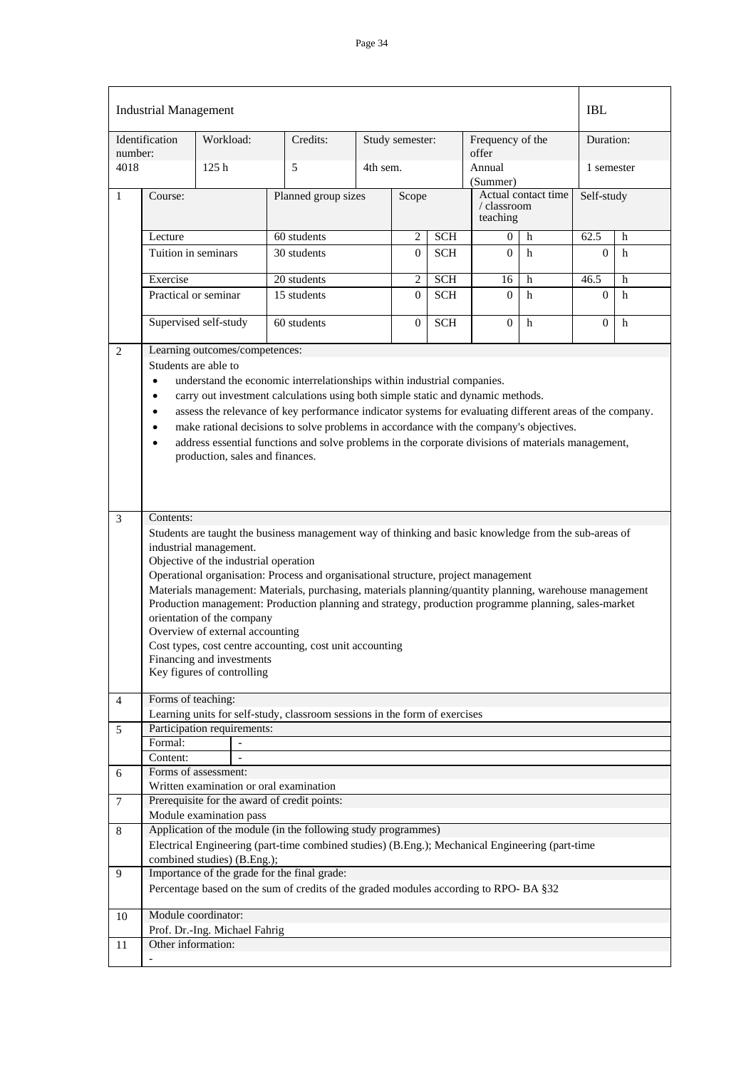| Industrial Management | | | | | IBL |
|---|---|---|---|---|---|
| Identification number: | Workload: | Credits: | Study semester: | Frequency of the offer | Duration: |
| 4018 | 125 h | 5 | 4th sem. | Annual (Summer) | 1 semester |

| 1 | Course: | Planned group sizes | Scope | | Actual contact time / classroom teaching | | Self-study | |
|---|---|---|---|---|---|---|---|---|
| | Lecture | 60 students | 2 | SCH | 0 | h | 62.5 | h |
| | Tuition in seminars | 30 students | 0 | SCH | 0 | h | 0 | h |
| | Exercise | 20 students | 2 | SCH | 16 | h | 46.5 | h |
| | Practical or seminar | 15 students | 0 | SCH | 0 | h | 0 | h |
| | Supervised self-study | 60 students | 0 | SCH | 0 | h | 0 | h |

**2 Learning outcomes/competences:**

Students are able to

- understand the economic interrelationships within industrial companies.
- carry out investment calculations using both simple static and dynamic methods.
- assess the relevance of key performance indicator systems for evaluating different areas of the company.
- make rational decisions to solve problems in accordance with the company's objectives.
- address essential functions and solve problems in the corporate divisions of materials management, production, sales and finances.

**3 Contents:**

Students are taught the business management way of thinking and basic knowledge from the sub-areas of industrial management.
Objective of the industrial operation
Operational organisation: Process and organisational structure, project management
Materials management: Materials, purchasing, materials planning/quantity planning, warehouse management
Production management: Production planning and strategy, production programme planning, sales-market orientation of the company
Overview of external accounting
Cost types, cost centre accounting, cost unit accounting
Financing and investments
Key figures of controlling

**4 Forms of teaching:**

Learning units for self-study, classroom sessions in the form of exercises

**5 Participation requirements:**

Formal: -
Content: -

**6 Forms of assessment:**

Written examination or oral examination

**7 Prerequisite for the award of credit points:**

Module examination pass

**8 Application of the module (in the following study programmes)**

Electrical Engineering (part-time combined studies) (B.Eng.); Mechanical Engineering (part-time combined studies) (B.Eng.);

**9 Importance of the grade for the final grade:**

Percentage based on the sum of credits of the graded modules according to RPO- BA §32

**10 Module coordinator:**

Prof. Dr.-Ing. Michael Fahrig

**11 Other information:**

-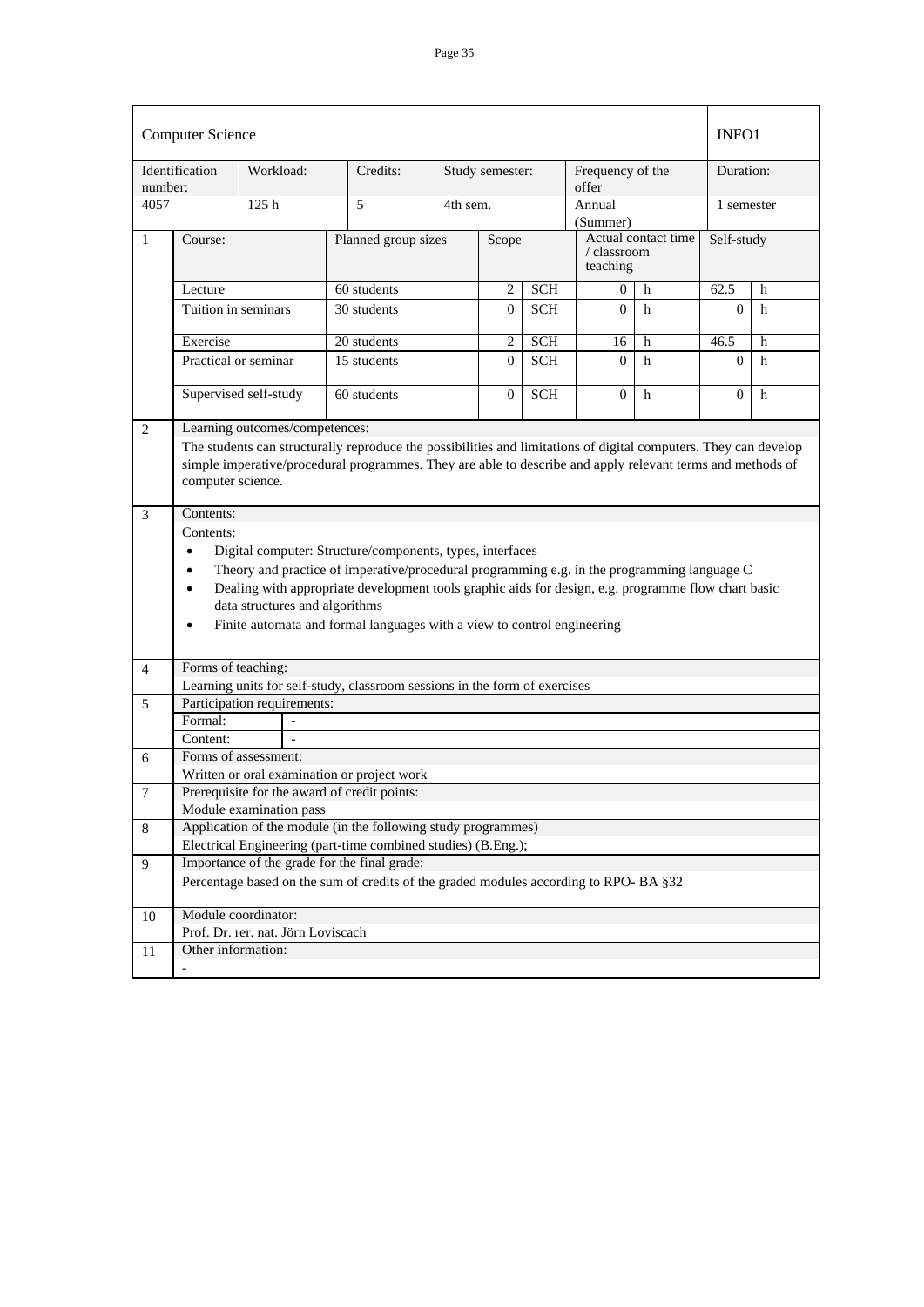| Computer Science | | | | | | | | INFO1 | |
|---|---|---|---|---|---|---|---|---|---|
| Identification number: | Workload: | Credits: | Study semester: | | Frequency of the offer | | | Duration: | |
| 4057 | 125 h | 5 | 4th sem. | | Annual (Summer) | | | 1 semester | |
| 1 | Course: | Planned group sizes | Scope | | Actual contact time / classroom teaching | | | Self-study | |
| | Lecture | 60 students | 2 | SCH | 0 | h | | 62.5 | h |
| | Tuition in seminars | 30 students | 0 | SCH | 0 | h | | 0 | h |
| | Exercise | 20 students | 2 | SCH | 16 | h | | 46.5 | h |
| | Practical or seminar | 15 students | 0 | SCH | 0 | h | | 0 | h |
| | Supervised self-study | 60 students | 0 | SCH | 0 | h | | 0 | h |

**2 Learning outcomes/competences:**

The students can structurally reproduce the possibilities and limitations of digital computers. They can develop simple imperative/procedural programmes. They are able to describe and apply relevant terms and methods of computer science.

**3 Contents:**

Contents:

- Digital computer: Structure/components, types, interfaces
- Theory and practice of imperative/procedural programming e.g. in the programming language C
- Dealing with appropriate development tools graphic aids for design, e.g. programme flow chart basic data structures and algorithms
- Finite automata and formal languages with a view to control engineering

**4 Forms of teaching:**

Learning units for self-study, classroom sessions in the form of exercises

**5 Participation requirements:**

| Formal: | - |
|---|---|
| Content: | - |

**6 Forms of assessment:**

Written or oral examination or project work

**7 Prerequisite for the award of credit points:**

Module examination pass

**8 Application of the module (in the following study programmes)**

Electrical Engineering (part-time combined studies) (B.Eng.);

**9 Importance of the grade for the final grade:**

Percentage based on the sum of credits of the graded modules according to RPO- BA §32

**10 Module coordinator:**

Prof. Dr. rer. nat. Jörn Loviscach

**11 Other information:**

-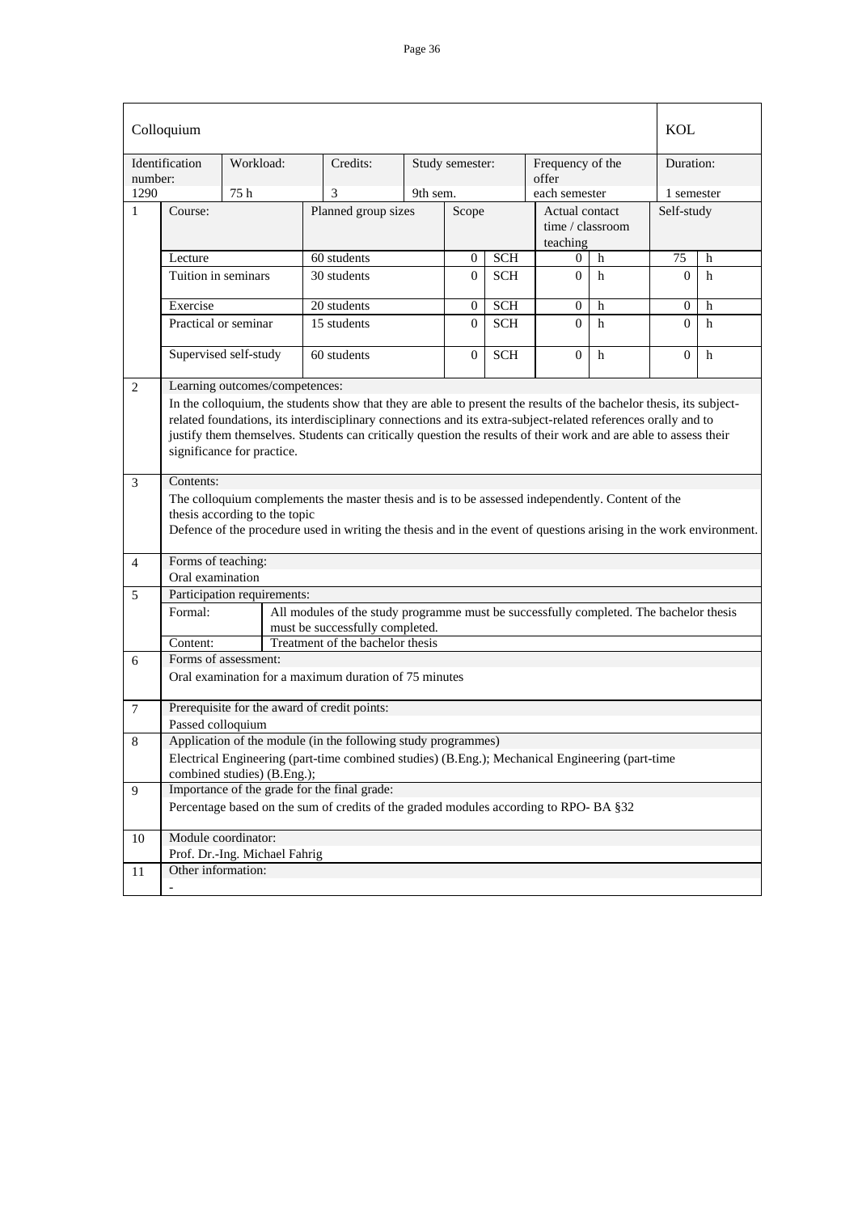| Colloquium | | | | | | | | | | KOL | |
|---|---|---|---|---|---|---|---|---|---|---|---|
| Identification number: | | Workload: | Credits: | Study semester: | | | Frequency of the offer | | | Duration: | |
| 1290 | | 75 h | 3 | 9th sem. | | | each semester | | | 1 semester | |
| 1 | Course: | | Planned group sizes | | Scope | | Actual contact time / classroom teaching | | | Self-study | |
| | Lecture | | 60 students | | 0 | SCH | 0 | h | | 75 | h |
| | Tuition in seminars | | 30 students | | 0 | SCH | 0 | h | | 0 | h |
| | Exercise | | 20 students | | 0 | SCH | 0 | h | | 0 | h |
| | Practical or seminar | | 15 students | | 0 | SCH | 0 | h | | 0 | h |
| | Supervised self-study | | 60 students | | 0 | SCH | 0 | h | | 0 | h |

**2 Learning outcomes/competences:**

In the colloquium, the students show that they are able to present the results of the bachelor thesis, its subject-related foundations, its interdisciplinary connections and its extra-subject-related references orally and to justify them themselves. Students can critically question the results of their work and are able to assess their significance for practice.

**3 Contents:**

The colloquium complements the master thesis and is to be assessed independently. Content of the thesis according to the topic
Defence of the procedure used in writing the thesis and in the event of questions arising in the work environment.

**4 Forms of teaching:**

Oral examination

**5 Participation requirements:**

| | |
|---|---|
| Formal: | All modules of the study programme must be successfully completed. The bachelor thesis must be successfully completed. |
| Content: | Treatment of the bachelor thesis |

**6 Forms of assessment:**

Oral examination for a maximum duration of 75 minutes

**7 Prerequisite for the award of credit points:**

Passed colloquium

**8 Application of the module (in the following study programmes)**

Electrical Engineering (part-time combined studies) (B.Eng.); Mechanical Engineering (part-time combined studies) (B.Eng.);

**9 Importance of the grade for the final grade:**

Percentage based on the sum of credits of the graded modules according to RPO- BA §32

**10 Module coordinator:**

Prof. Dr.-Ing. Michael Fahrig

**11 Other information:**

-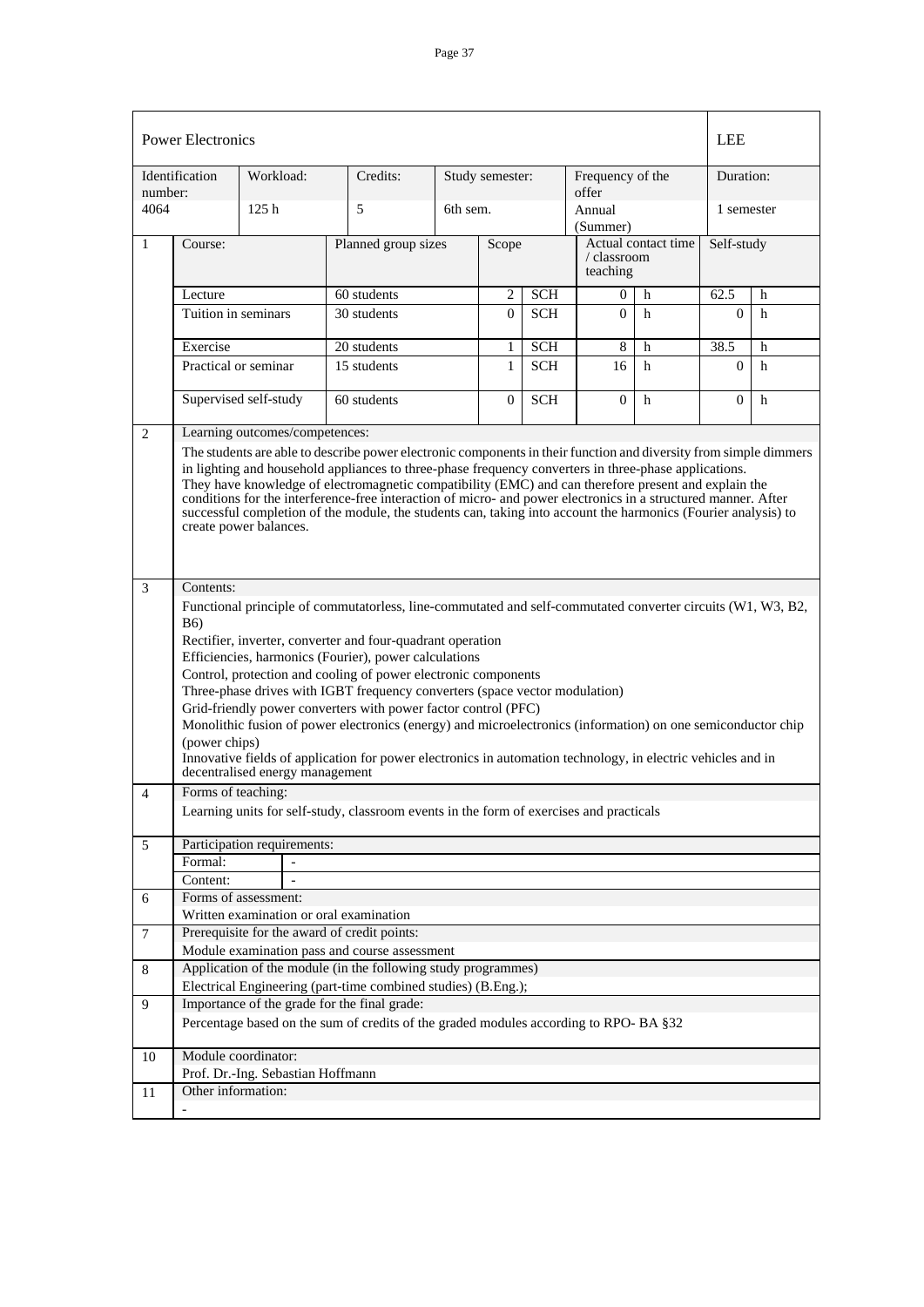| Power Electronics | | | | | | LEE |
|---|---|---|---|---|---|---|
| Identification number: | Workload: | Credits: | Study semester: | Frequency of the offer | | Duration: |
| 4064 | 125 h | 5 | 6th sem. | Annual (Summer) | | 1 semester |

| 1 | Course: | Planned group sizes | Scope | | Actual contact time / classroom teaching | | Self-study | |
|---|---|---|---|---|---|---|---|---|
| | Lecture | 60 students | 2 | SCH | 0 | h | 62.5 | h |
| | Tuition in seminars | 30 students | 0 | SCH | 0 | h | 0 | h |
| | Exercise | 20 students | 1 | SCH | 8 | h | 38.5 | h |
| | Practical or seminar | 15 students | 1 | SCH | 16 | h | 0 | h |
| | Supervised self-study | 60 students | 0 | SCH | 0 | h | 0 | h |

**2 Learning outcomes/competences:**

The students are able to describe power electronic components in their function and diversity from simple dimmers in lighting and household appliances to three-phase frequency converters in three-phase applications. They have knowledge of electromagnetic compatibility (EMC) and can therefore present and explain the conditions for the interference-free interaction of micro- and power electronics in a structured manner. After successful completion of the module, the students can, taking into account the harmonics (Fourier analysis) to create power balances.

**3 Contents:**

Functional principle of commutatorless, line-commutated and self-commutated converter circuits (W1, W3, B2, B6)
Rectifier, inverter, converter and four-quadrant operation
Efficiencies, harmonics (Fourier), power calculations
Control, protection and cooling of power electronic components
Three-phase drives with IGBT frequency converters (space vector modulation)
Grid-friendly power converters with power factor control (PFC)
Monolithic fusion of power electronics (energy) and microelectronics (information) on one semiconductor chip (power chips)
Innovative fields of application for power electronics in automation technology, in electric vehicles and in decentralised energy management

**4 Forms of teaching:**

Learning units for self-study, classroom events in the form of exercises and practicals

**5 Participation requirements:**

| Formal: | - |
|---|---|
| Content: | - |

**6 Forms of assessment:**

Written examination or oral examination

**7 Prerequisite for the award of credit points:**

Module examination pass and course assessment

**8 Application of the module (in the following study programmes)**

Electrical Engineering (part-time combined studies) (B.Eng.);

**9 Importance of the grade for the final grade:**

Percentage based on the sum of credits of the graded modules according to RPO- BA §32

**10 Module coordinator:**

Prof. Dr.-Ing. Sebastian Hoffmann

**11 Other information:**

-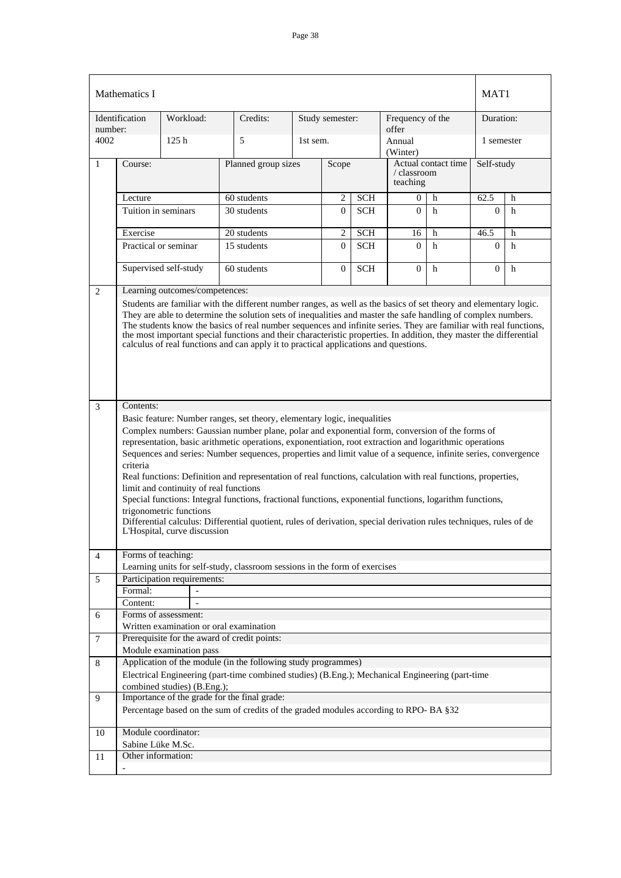| Mathematics I | | | | | | | | | MAT1 | |
|---|---|---|---|---|---|---|---|---|---|---|
| Identification number: | Workload: | Credits: | Study semester: | | | Frequency of the offer | | | Duration: | |
| 4002 | 125 h | 5 | 1st sem. | | | Annual (Winter) | | | 1 semester | |

| 1 | Course: | Planned group sizes | Scope | | Actual contact time / classroom teaching | | Self-study | |
|---|---|---|---|---|---|---|---|---|
| | Lecture | 60 students | 2 | SCH | 0 | h | 62.5 | h |
| | Tuition in seminars | 30 students | 0 | SCH | 0 | h | 0 | h |
| | Exercise | 20 students | 2 | SCH | 16 | h | 46.5 | h |
| | Practical or seminar | 15 students | 0 | SCH | 0 | h | 0 | h |
| | Supervised self-study | 60 students | 0 | SCH | 0 | h | 0 | h |

**2 Learning outcomes/competences:**

Students are familiar with the different number ranges, as well as the basics of set theory and elementary logic. They are able to determine the solution sets of inequalities and master the safe handling of complex numbers. The students know the basics of real number sequences and infinite series. They are familiar with real functions, the most important special functions and their characteristic properties. In addition, they master the differential calculus of real functions and can apply it to practical applications and questions.

**3 Contents:**

Basic feature: Number ranges, set theory, elementary logic, inequalities

Complex numbers: Gaussian number plane, polar and exponential form, conversion of the forms of representation, basic arithmetic operations, exponentiation, root extraction and logarithmic operations

Sequences and series: Number sequences, properties and limit value of a sequence, infinite series, convergence criteria

Real functions: Definition and representation of real functions, calculation with real functions, properties, limit and continuity of real functions

Special functions: Integral functions, fractional functions, exponential functions, logarithm functions, trigonometric functions

Differential calculus: Differential quotient, rules of derivation, special derivation rules techniques, rules of de L'Hospital, curve discussion

**4 Forms of teaching:**

Learning units for self-study, classroom sessions in the form of exercises

**5 Participation requirements:**

| Formal: | - |
|---|---|
| Content: | - |

**6 Forms of assessment:**

Written examination or oral examination

**7 Prerequisite for the award of credit points:**

Module examination pass

**8 Application of the module (in the following study programmes)**

Electrical Engineering (part-time combined studies) (B.Eng.); Mechanical Engineering (part-time combined studies) (B.Eng.);

**9 Importance of the grade for the final grade:**

Percentage based on the sum of credits of the graded modules according to RPO- BA §32

**10 Module coordinator:**

Sabine Lüke M.Sc.

**11 Other information:**

-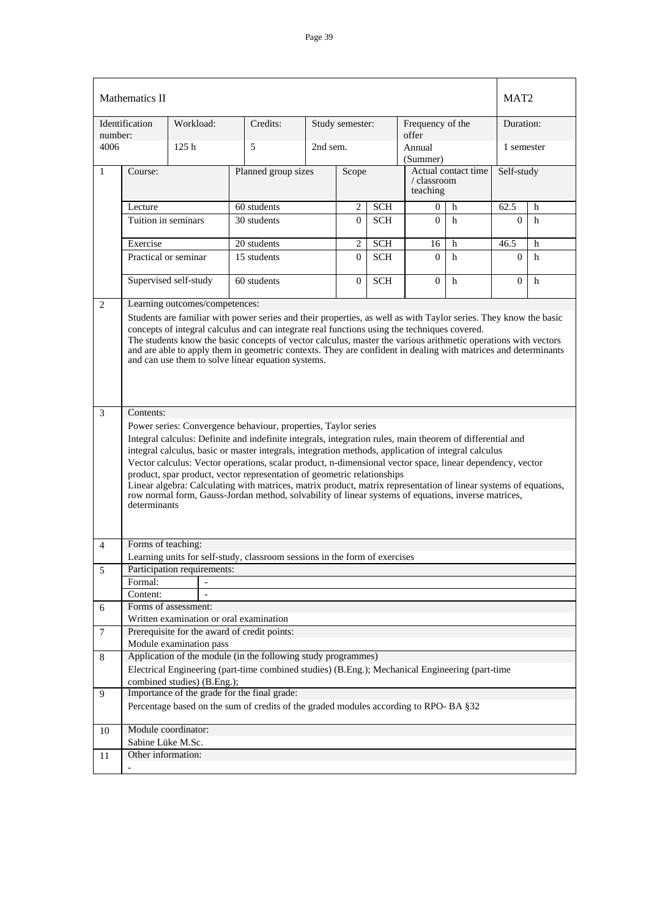| Mathematics II | | | | | | | | | | | MAT2 | |
|---|---|---|---|---|---|---|---|---|---|---|---|---|
| Identification number: | | Workload: | Credits: | Study semester: | | | | Frequency of the offer | | | Duration: | |
| 4006 | | 125 h | 5 | 2nd sem. | | | | Annual (Summer) | | | 1 semester | |
| 1 | Course: | | Planned group sizes | | Scope | | | Actual contact time / classroom teaching | | | Self-study | |
| | Lecture | | 60 students | | 2 | SCH | | 0 | h | | 62.5 | h |
| | Tuition in seminars | | 30 students | | 0 | SCH | | 0 | h | | 0 | h |
| | Exercise | | 20 students | | 2 | SCH | | 16 | h | | 46.5 | h |
| | Practical or seminar | | 15 students | | 0 | SCH | | 0 | h | | 0 | h |
| | Supervised self-study | | 60 students | | 0 | SCH | | 0 | h | | 0 | h |

**2 Learning outcomes/competences:**

Students are familiar with power series and their properties, as well as with Taylor series. They know the basic concepts of integral calculus and can integrate real functions using the techniques covered.
The students know the basic concepts of vector calculus, master the various arithmetic operations with vectors and are able to apply them in geometric contexts. They are confident in dealing with matrices and determinants and can use them to solve linear equation systems.

**3 Contents:**

Power series: Convergence behaviour, properties, Taylor series

Integral calculus: Definite and indefinite integrals, integration rules, main theorem of differential and integral calculus, basic or master integrals, integration methods, application of integral calculus

Vector calculus: Vector operations, scalar product, n-dimensional vector space, linear dependency, vector product, spar product, vector representation of geometric relationships

Linear algebra: Calculating with matrices, matrix product, matrix representation of linear systems of equations, row normal form, Gauss-Jordan method, solvability of linear systems of equations, inverse matrices, determinants

**4 Forms of teaching:**

Learning units for self-study, classroom sessions in the form of exercises

**5 Participation requirements:**

| Formal: | - |
|---|---|
| Content: | - |

**6 Forms of assessment:**

Written examination or oral examination

**7 Prerequisite for the award of credit points:**

Module examination pass

**8 Application of the module (in the following study programmes)**

Electrical Engineering (part-time combined studies) (B.Eng.); Mechanical Engineering (part-time combined studies) (B.Eng.);

**9 Importance of the grade for the final grade:**

Percentage based on the sum of credits of the graded modules according to RPO- BA §32

**10 Module coordinator:**

Sabine Lüke M.Sc.

**11 Other information:**

-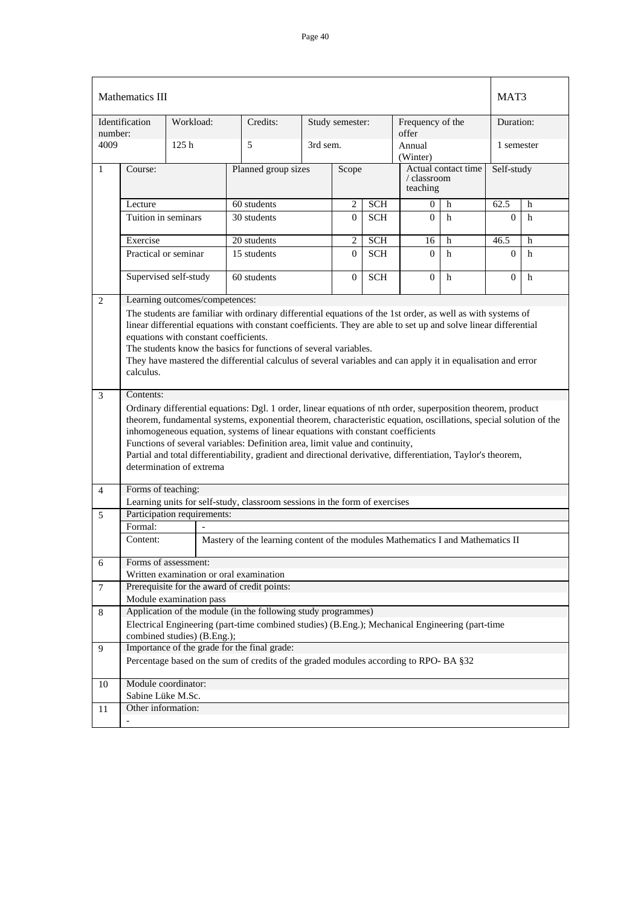| Mathematics III | | | | | | | | | | | MAT3 | |
|---|---|---|---|---|---|---|---|---|---|---|---|---|
| Identification number: | | Workload: | Credits: | | Study semester: | | | Frequency of the offer | | | Duration: | |
| 4009 | | 125 h | 5 | | 3rd sem. | | | Annual (Winter) | | | 1 semester | |
| 1 | Course: | | Planned group sizes | | Scope | | | Actual contact time / classroom teaching | | | Self-study | |
| | Lecture | | 60 students | | 2 | SCH | | 0 | h | | 62.5 | h |
| | Tuition in seminars | | 30 students | | 0 | SCH | | 0 | h | | 0 | h |
| | Exercise | | 20 students | | 2 | SCH | | 16 | h | | 46.5 | h |
| | Practical or seminar | | 15 students | | 0 | SCH | | 0 | h | | 0 | h |
| | Supervised self-study | | 60 students | | 0 | SCH | | 0 | h | | 0 | h |

**2 Learning outcomes/competences:**

The students are familiar with ordinary differential equations of the 1st order, as well as with systems of linear differential equations with constant coefficients. They are able to set up and solve linear differential equations with constant coefficients.
The students know the basics for functions of several variables.
They have mastered the differential calculus of several variables and can apply it in equalisation and error calculus.

**3 Contents:**

Ordinary differential equations: Dgl. 1 order, linear equations of nth order, superposition theorem, product theorem, fundamental systems, exponential theorem, characteristic equation, oscillations, special solution of the inhomogeneous equation, systems of linear equations with constant coefficients
Functions of several variables: Definition area, limit value and continuity,
Partial and total differentiability, gradient and directional derivative, differentiation, Taylor's theorem, determination of extrema

**4 Forms of teaching:**

Learning units for self-study, classroom sessions in the form of exercises

**5 Participation requirements:**

| Formal: | - |
|---|---|
| Content: | Mastery of the learning content of the modules Mathematics I and Mathematics II |

**6 Forms of assessment:**

Written examination or oral examination

**7 Prerequisite for the award of credit points:**

Module examination pass

**8 Application of the module (in the following study programmes)**

Electrical Engineering (part-time combined studies) (B.Eng.); Mechanical Engineering (part-time combined studies) (B.Eng.);

**9 Importance of the grade for the final grade:**

Percentage based on the sum of credits of the graded modules according to RPO- BA §32

**10 Module coordinator:**

Sabine Lüke M.Sc.

**11 Other information:**

-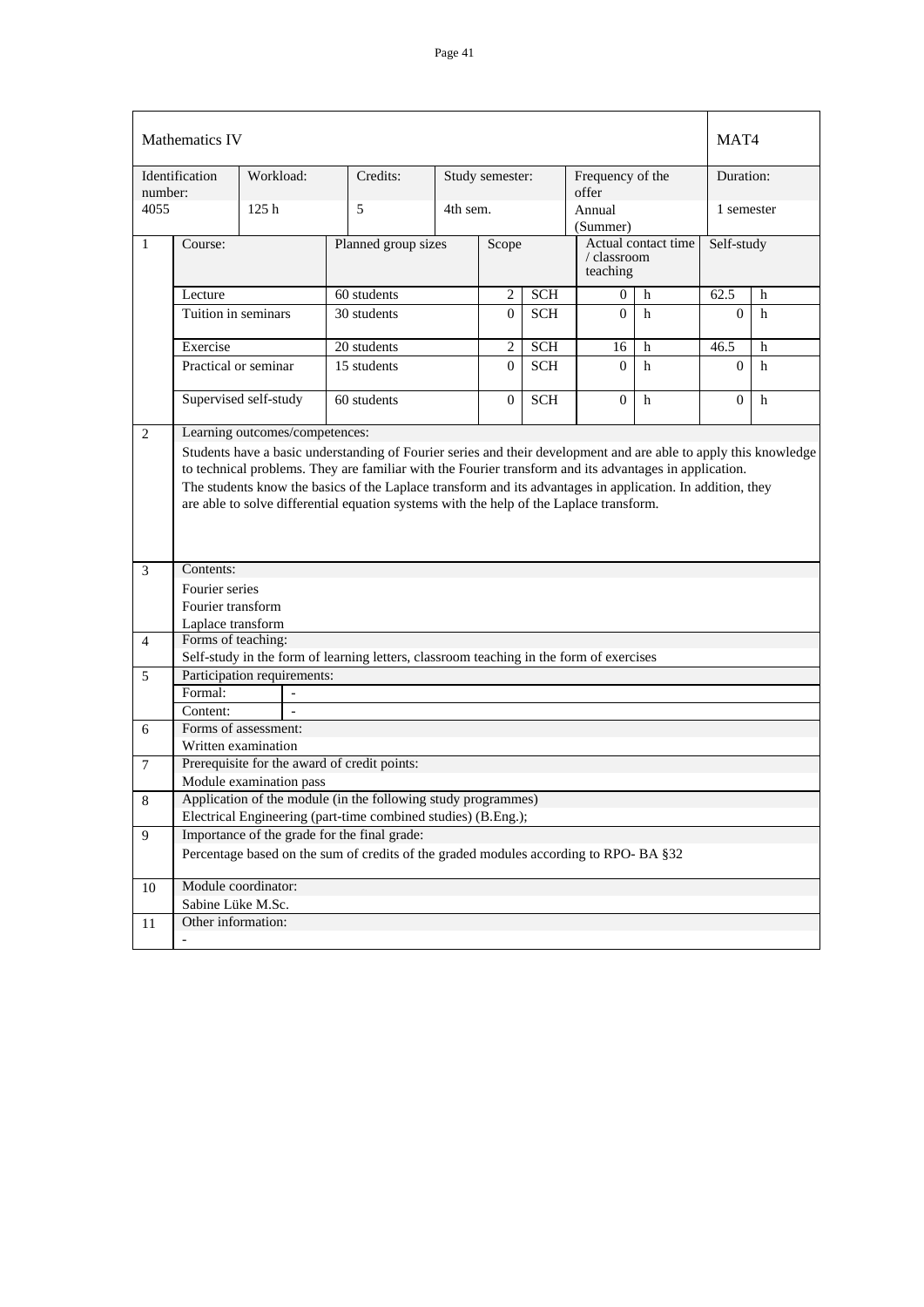| Mathematics IV | | | | | | MAT4 |
|---|---|---|---|---|---|---|
| Identification number: | Workload: | Credits: | Study semester: | Frequency of the offer | | Duration: |
| 4055 | 125 h | 5 | 4th sem. | Annual (Summer) | | 1 semester |

| 1 | Course: | Planned group sizes | Scope | | Actual contact time / classroom teaching | | Self-study | |
|---|---|---|---|---|---|---|---|---|
| | Lecture | 60 students | 2 | SCH | 0 | h | 62.5 | h |
| | Tuition in seminars | 30 students | 0 | SCH | 0 | h | 0 | h |
| | Exercise | 20 students | 2 | SCH | 16 | h | 46.5 | h |
| | Practical or seminar | 15 students | 0 | SCH | 0 | h | 0 | h |
| | Supervised self-study | 60 students | 0 | SCH | 0 | h | 0 | h |

**2 Learning outcomes/competences:**

Students have a basic understanding of Fourier series and their development and are able to apply this knowledge to technical problems. They are familiar with the Fourier transform and its advantages in application.
The students know the basics of the Laplace transform and its advantages in application. In addition, they are able to solve differential equation systems with the help of the Laplace transform.

**3 Contents:**

Fourier series
Fourier transform
Laplace transform

**4 Forms of teaching:**

Self-study in the form of learning letters, classroom teaching in the form of exercises

**5 Participation requirements:**

| Formal: | - |
|---|---|
| Content: | - |

**6 Forms of assessment:**

Written examination

**7 Prerequisite for the award of credit points:**

Module examination pass

**8 Application of the module (in the following study programmes)**

Electrical Engineering (part-time combined studies) (B.Eng.);

**9 Importance of the grade for the final grade:**

Percentage based on the sum of credits of the graded modules according to RPO- BA §32

**10 Module coordinator:**

Sabine Lüke M.Sc.

**11 Other information:**

-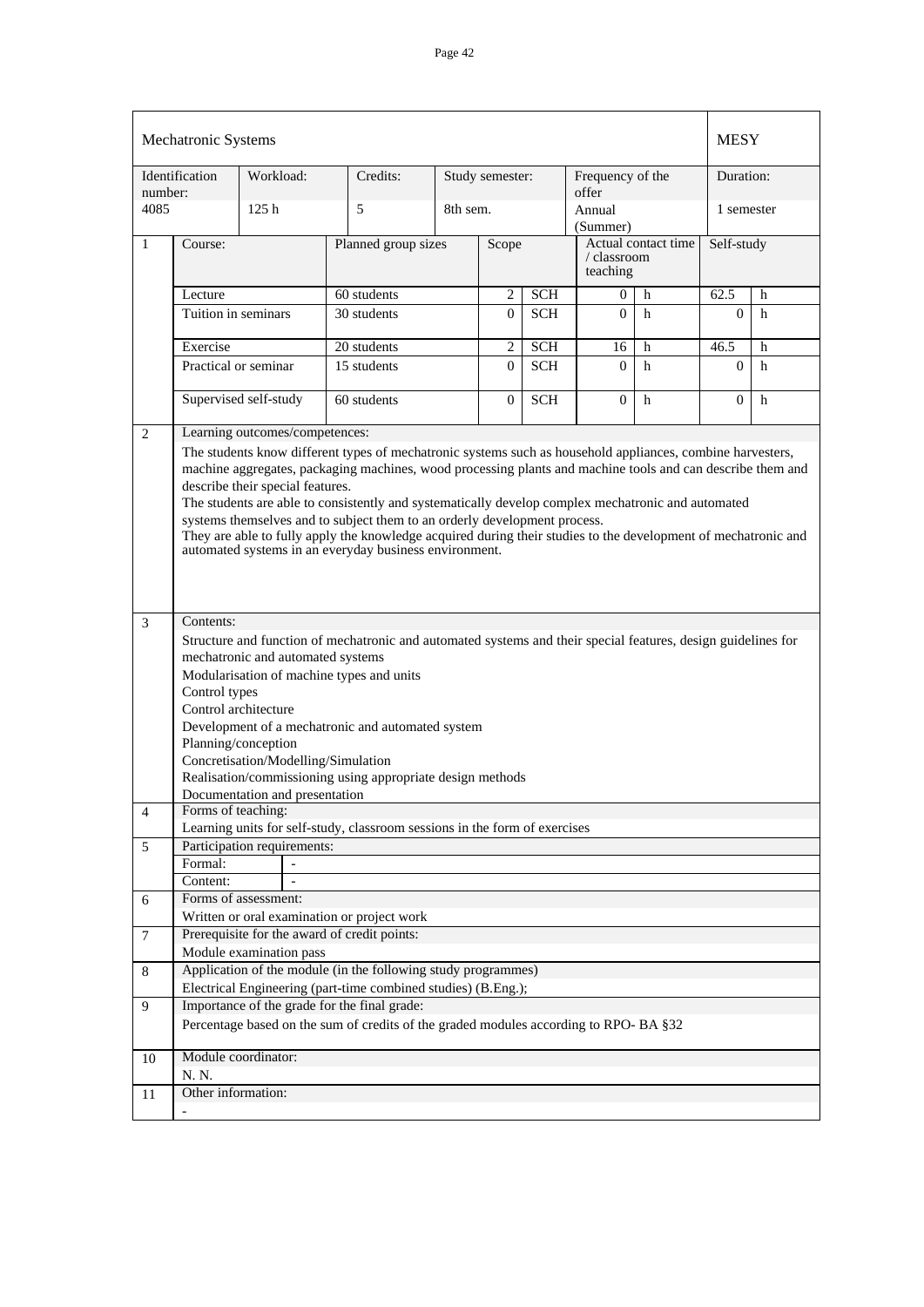| Mechatronic Systems | | | | | | | | | | | | MESY | |
|---|---|---|---|---|---|---|---|---|---|---|---|---|---|
| Identification number: | | Workload: | Credits: | | Study semester: | | | Frequency of the offer | | | | Duration: | |
| 4085 | | 125 h | 5 | | 8th sem. | | | Annual (Summer) | | | | 1 semester | |

| 1 | Course: | Planned group sizes | Scope | | Actual contact time / classroom teaching | | Self-study | |
|---|---|---|---|---|---|---|---|---|
| | Lecture | 60 students | 2 | SCH | 0 | h | 62.5 | h |
| | Tuition in seminars | 30 students | 0 | SCH | 0 | h | 0 | h |
| | Exercise | 20 students | 2 | SCH | 16 | h | 46.5 | h |
| | Practical or seminar | 15 students | 0 | SCH | 0 | h | 0 | h |
| | Supervised self-study | 60 students | 0 | SCH | 0 | h | 0 | h |

**2 Learning outcomes/competences:**

The students know different types of mechatronic systems such as household appliances, combine harvesters, machine aggregates, packaging machines, wood processing plants and machine tools and can describe them and describe their special features.
The students are able to consistently and systematically develop complex mechatronic and automated systems themselves and to subject them to an orderly development process.
They are able to fully apply the knowledge acquired during their studies to the development of mechatronic and automated systems in an everyday business environment.

**3 Contents:**

Structure and function of mechatronic and automated systems and their special features, design guidelines for mechatronic and automated systems
Modularisation of machine types and units
Control types
Control architecture
Development of a mechatronic and automated system
Planning/conception
Concretisation/Modelling/Simulation
Realisation/commissioning using appropriate design methods
Documentation and presentation

**4 Forms of teaching:**

Learning units for self-study, classroom sessions in the form of exercises

**5 Participation requirements:**

| Formal: | - |
|---|---|
| Content: | - |

**6 Forms of assessment:**

Written or oral examination or project work

**7 Prerequisite for the award of credit points:**

Module examination pass

**8 Application of the module (in the following study programmes)**

Electrical Engineering (part-time combined studies) (B.Eng.);

**9 Importance of the grade for the final grade:**

Percentage based on the sum of credits of the graded modules according to RPO- BA §32

**10 Module coordinator:**

N. N.

**11 Other information:**

-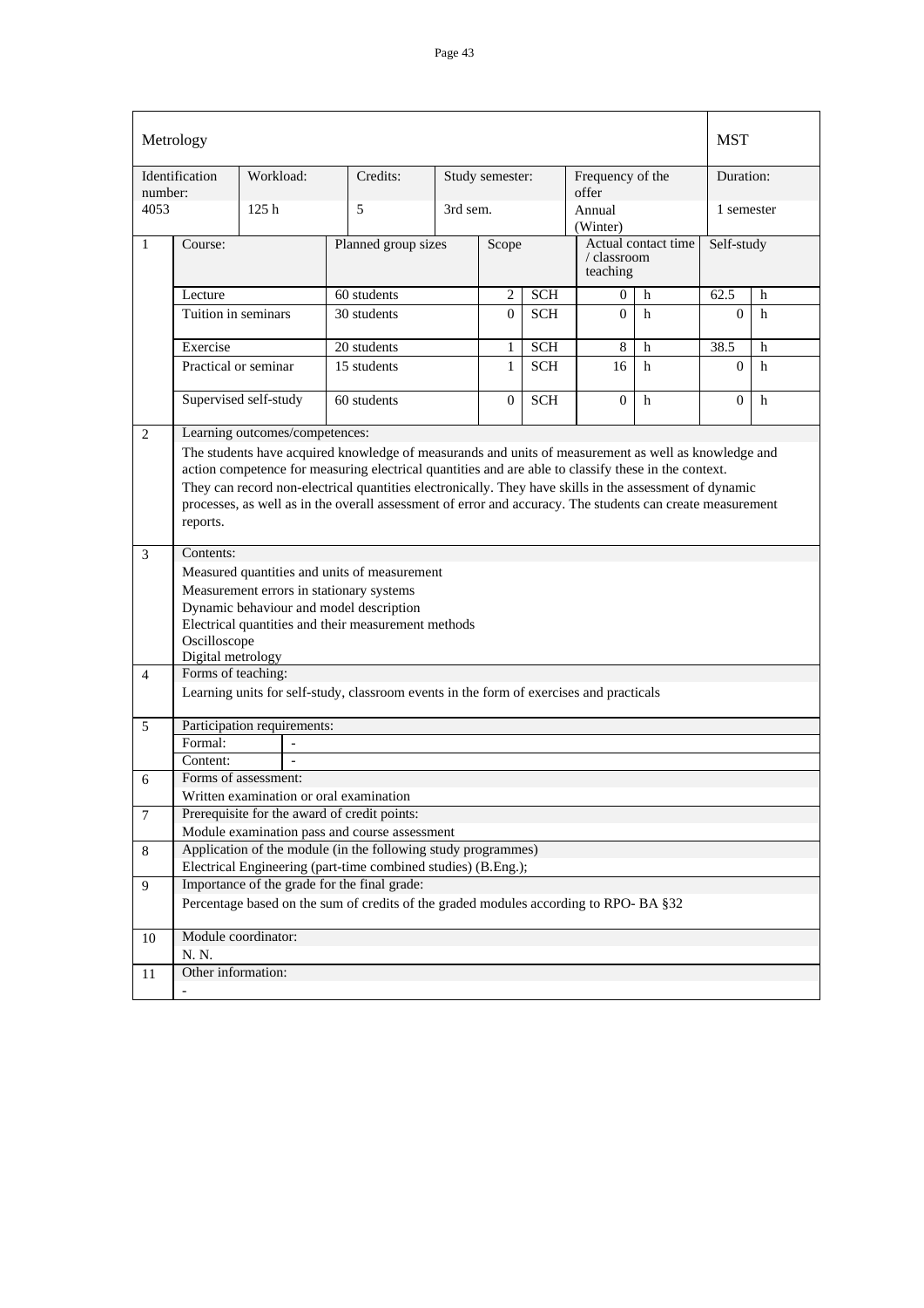| Metrology | | | | | | | | | | MST | |
|---|---|---|---|---|---|---|---|---|---|---|---|
| Identification number: | | Workload: | Credits: | Study semester: | | | Frequency of the offer | | | Duration: | |
| 4053 | | 125 h | 5 | 3rd sem. | | | Annual (Winter) | | | 1 semester | |
| 1 | Course: | | Planned group sizes | | Scope | | Actual contact time / classroom teaching | | | Self-study | |
| | Lecture | | 60 students | | 2 | SCH | 0 | h | | 62.5 | h |
| | Tuition in seminars | | 30 students | | 0 | SCH | 0 | h | | 0 | h |
| | Exercise | | 20 students | | 1 | SCH | 8 | h | | 38.5 | h |
| | Practical or seminar | | 15 students | | 1 | SCH | 16 | h | | 0 | h |
| | Supervised self-study | | 60 students | | 0 | SCH | 0 | h | | 0 | h |

**2 Learning outcomes/competences:**

The students have acquired knowledge of measurands and units of measurement as well as knowledge and action competence for measuring electrical quantities and are able to classify these in the context.
They can record non-electrical quantities electronically. They have skills in the assessment of dynamic processes, as well as in the overall assessment of error and accuracy. The students can create measurement reports.

**3 Contents:**

Measured quantities and units of measurement
Measurement errors in stationary systems
Dynamic behaviour and model description
Electrical quantities and their measurement methods
Oscilloscope
Digital metrology

**4 Forms of teaching:**

Learning units for self-study, classroom events in the form of exercises and practicals

**5 Participation requirements:**

Formal: -
Content: -

**6 Forms of assessment:**

Written examination or oral examination

**7 Prerequisite for the award of credit points:**

Module examination pass and course assessment

**8 Application of the module (in the following study programmes)**

Electrical Engineering (part-time combined studies) (B.Eng.);

**9 Importance of the grade for the final grade:**

Percentage based on the sum of credits of the graded modules according to RPO- BA §32

**10 Module coordinator:**

N. N.

**11 Other information:**

-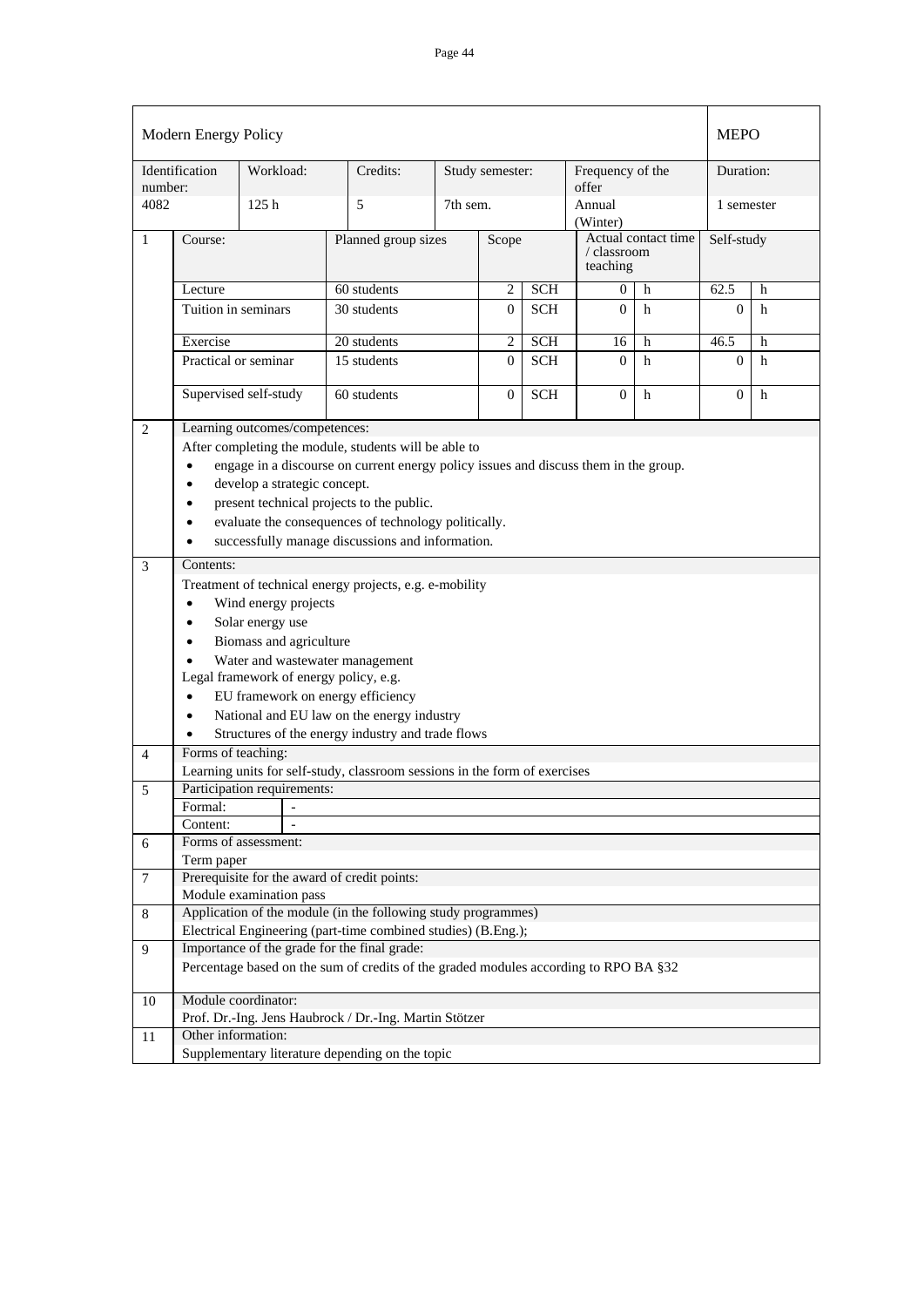| Modern Energy Policy | | | | | | | MEPO |
|---|---|---|---|---|---|---|---|
| Identification number: | Workload: | Credits: | Study semester: | Frequency of the offer | | | Duration: |
| 4082 | 125 h | 5 | 7th sem. | Annual (Winter) | | | 1 semester |

| 1 | Course: | Planned group sizes | Scope | | Actual contact time / classroom teaching | | Self-study | |
|---|---|---|---|---|---|---|---|---|
| | Lecture | 60 students | 2 | SCH | 0 | h | 62.5 | h |
| | Tuition in seminars | 30 students | 0 | SCH | 0 | h | 0 | h |
| | Exercise | 20 students | 2 | SCH | 16 | h | 46.5 | h |
| | Practical or seminar | 15 students | 0 | SCH | 0 | h | 0 | h |
| | Supervised self-study | 60 students | 0 | SCH | 0 | h | 0 | h |

**2 Learning outcomes/competences:**

After completing the module, students will be able to

- engage in a discourse on current energy policy issues and discuss them in the group.
- develop a strategic concept.
- present technical projects to the public.
- evaluate the consequences of technology politically.
- successfully manage discussions and information.

**3 Contents:**

Treatment of technical energy projects, e.g. e-mobility

- Wind energy projects
- Solar energy use
- Biomass and agriculture
- Water and wastewater management

Legal framework of energy policy, e.g.

- EU framework on energy efficiency
- National and EU law on the energy industry
- Structures of the energy industry and trade flows

**4 Forms of teaching:**

Learning units for self-study, classroom sessions in the form of exercises

**5 Participation requirements:**

Formal: -

Content: -

**6 Forms of assessment:**

Term paper

**7 Prerequisite for the award of credit points:**

Module examination pass

**8 Application of the module (in the following study programmes)**

Electrical Engineering (part-time combined studies) (B.Eng.);

**9 Importance of the grade for the final grade:**

Percentage based on the sum of credits of the graded modules according to RPO BA §32

**10 Module coordinator:**

Prof. Dr.-Ing. Jens Haubrock / Dr.-Ing. Martin Stötzer

**11 Other information:**

Supplementary literature depending on the topic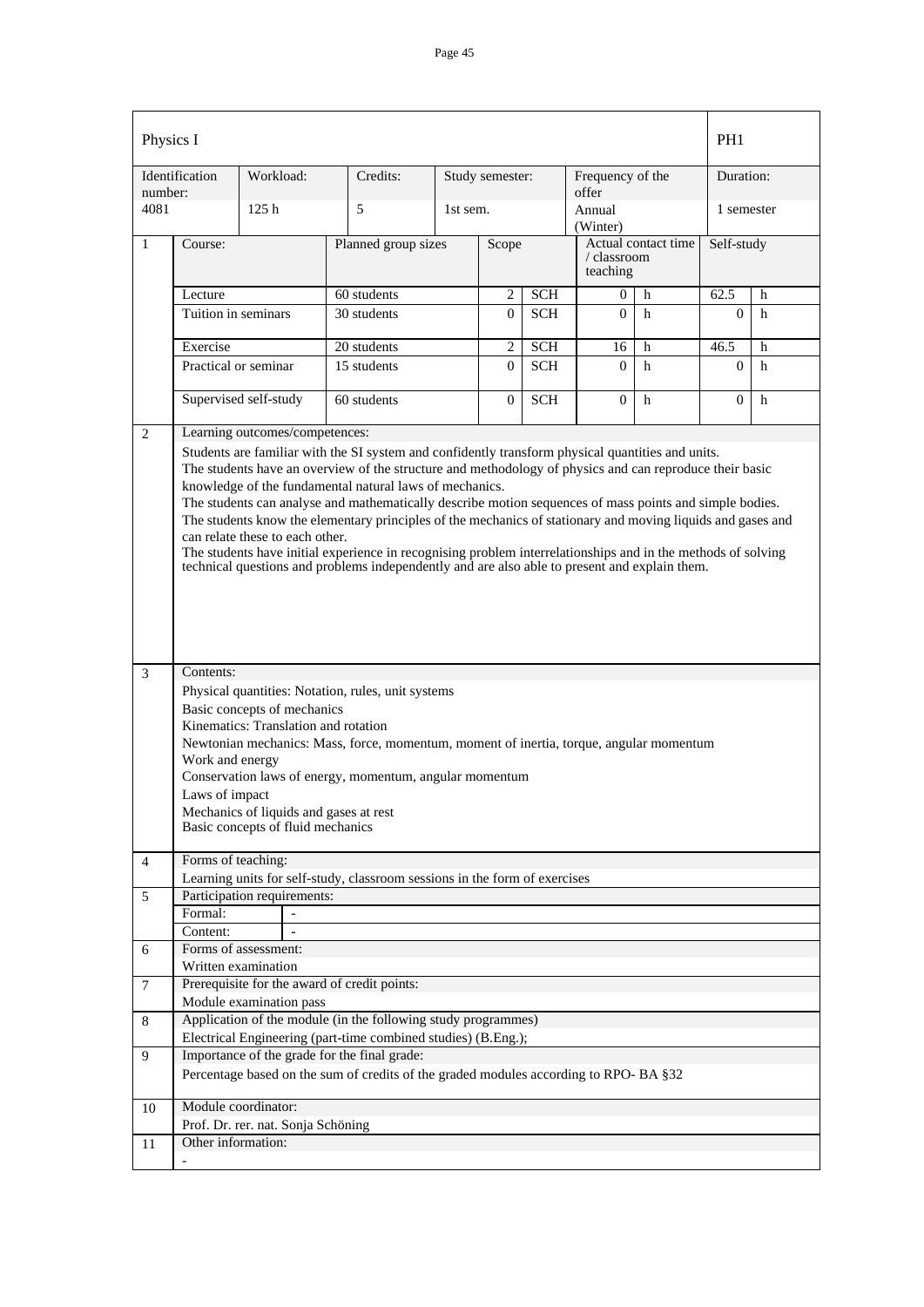| Physics I | | | | | | | PH1 |
|---|---|---|---|---|---|---|---|
| Identification number: | Workload: | Credits: | Study semester: | | Frequency of the offer | | Duration: |
| 4081 | 125 h | 5 | 1st sem. | | Annual (Winter) | | 1 semester |

| 1 | Course: | Planned group sizes | Scope | | Actual contact time / classroom teaching | | Self-study | |
|---|---|---|---|---|---|---|---|---|
| | Lecture | 60 students | 2 | SCH | 0 | h | 62.5 | h |
| | Tuition in seminars | 30 students | 0 | SCH | 0 | h | 0 | h |
| | Exercise | 20 students | 2 | SCH | 16 | h | 46.5 | h |
| | Practical or seminar | 15 students | 0 | SCH | 0 | h | 0 | h |
| | Supervised self-study | 60 students | 0 | SCH | 0 | h | 0 | h |

**2 Learning outcomes/competences:**

Students are familiar with the SI system and confidently transform physical quantities and units.
The students have an overview of the structure and methodology of physics and can reproduce their basic knowledge of the fundamental natural laws of mechanics.
The students can analyse and mathematically describe motion sequences of mass points and simple bodies.
The students know the elementary principles of the mechanics of stationary and moving liquids and gases and can relate these to each other.
The students have initial experience in recognising problem interrelationships and in the methods of solving technical questions and problems independently and are also able to present and explain them.

**3 Contents:**

Physical quantities: Notation, rules, unit systems
Basic concepts of mechanics
Kinematics: Translation and rotation
Newtonian mechanics: Mass, force, momentum, moment of inertia, torque, angular momentum
Work and energy
Conservation laws of energy, momentum, angular momentum
Laws of impact
Mechanics of liquids and gases at rest
Basic concepts of fluid mechanics

**4 Forms of teaching:**

Learning units for self-study, classroom sessions in the form of exercises

**5 Participation requirements:**

| Formal: | - |
|---|---|
| Content: | - |

**6 Forms of assessment:**

Written examination

**7 Prerequisite for the award of credit points:**

Module examination pass

**8 Application of the module (in the following study programmes)**

Electrical Engineering (part-time combined studies) (B.Eng.);

**9 Importance of the grade for the final grade:**

Percentage based on the sum of credits of the graded modules according to RPO- BA §32

**10 Module coordinator:**

Prof. Dr. rer. nat. Sonja Schöning

**11 Other information:**

-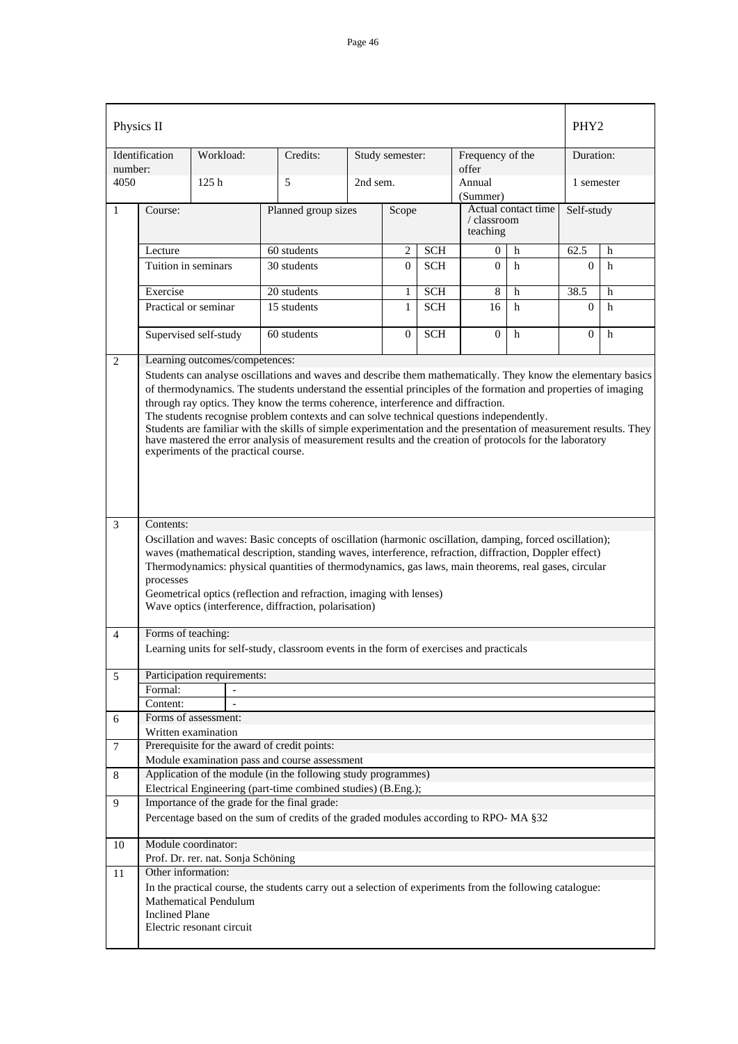| Physics II | | | | | | | PHY2 |
|---|---|---|---|---|---|---|---|
| Identification number: | Workload: | Credits: | Study semester: | | Frequency of the offer | | Duration: |
| 4050 | 125 h | 5 | 2nd sem. | | Annual (Summer) | | 1 semester |

| 1 | Course: | Planned group sizes | Scope | | Actual contact time / classroom teaching | | Self-study | |
|---|---|---|---|---|---|---|---|---|
| | Lecture | 60 students | 2 | SCH | 0 | h | 62.5 | h |
| | Tuition in seminars | 30 students | 0 | SCH | 0 | h | 0 | h |
| | Exercise | 20 students | 1 | SCH | 8 | h | 38.5 | h |
| | Practical or seminar | 15 students | 1 | SCH | 16 | h | 0 | h |
| | Supervised self-study | 60 students | 0 | SCH | 0 | h | 0 | h |

**2 Learning outcomes/competences:**

Students can analyse oscillations and waves and describe them mathematically. They know the elementary basics of thermodynamics. The students understand the essential principles of the formation and properties of imaging through ray optics. They know the terms coherence, interference and diffraction.
The students recognise problem contexts and can solve technical questions independently.
Students are familiar with the skills of simple experimentation and the presentation of measurement results. They have mastered the error analysis of measurement results and the creation of protocols for the laboratory experiments of the practical course.

**3 Contents:**

Oscillation and waves: Basic concepts of oscillation (harmonic oscillation, damping, forced oscillation); waves (mathematical description, standing waves, interference, refraction, diffraction, Doppler effect)
Thermodynamics: physical quantities of thermodynamics, gas laws, main theorems, real gases, circular processes
Geometrical optics (reflection and refraction, imaging with lenses)
Wave optics (interference, diffraction, polarisation)

**4 Forms of teaching:**

Learning units for self-study, classroom events in the form of exercises and practicals

**5 Participation requirements:**

| Formal: | - |
|---|---|
| Content: | - |

**6 Forms of assessment:**

Written examination

**7 Prerequisite for the award of credit points:**

Module examination pass and course assessment

**8 Application of the module (in the following study programmes)**

Electrical Engineering (part-time combined studies) (B.Eng.);

**9 Importance of the grade for the final grade:**

Percentage based on the sum of credits of the graded modules according to RPO- MA §32

**10 Module coordinator:**

Prof. Dr. rer. nat. Sonja Schöning

**11 Other information:**

In the practical course, the students carry out a selection of experiments from the following catalogue:
Mathematical Pendulum
Inclined Plane
Electric resonant circuit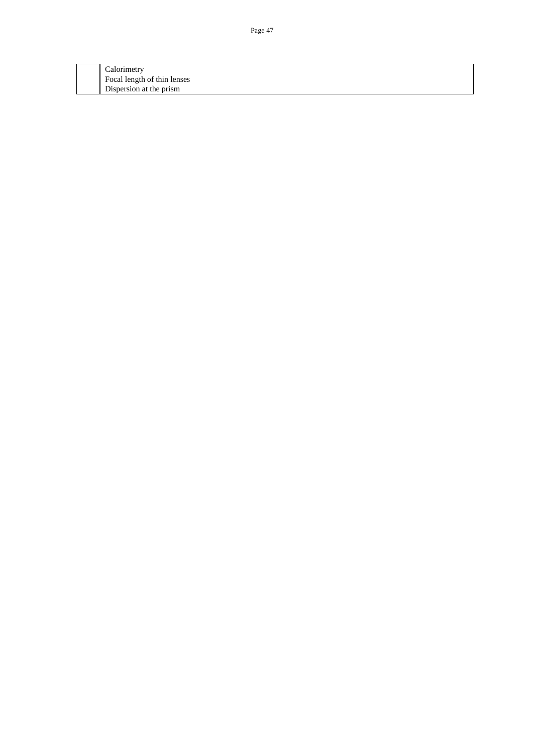| | |
|---|---|
| | Calorimetry<br>Focal length of thin lenses<br>Dispersion at the prism |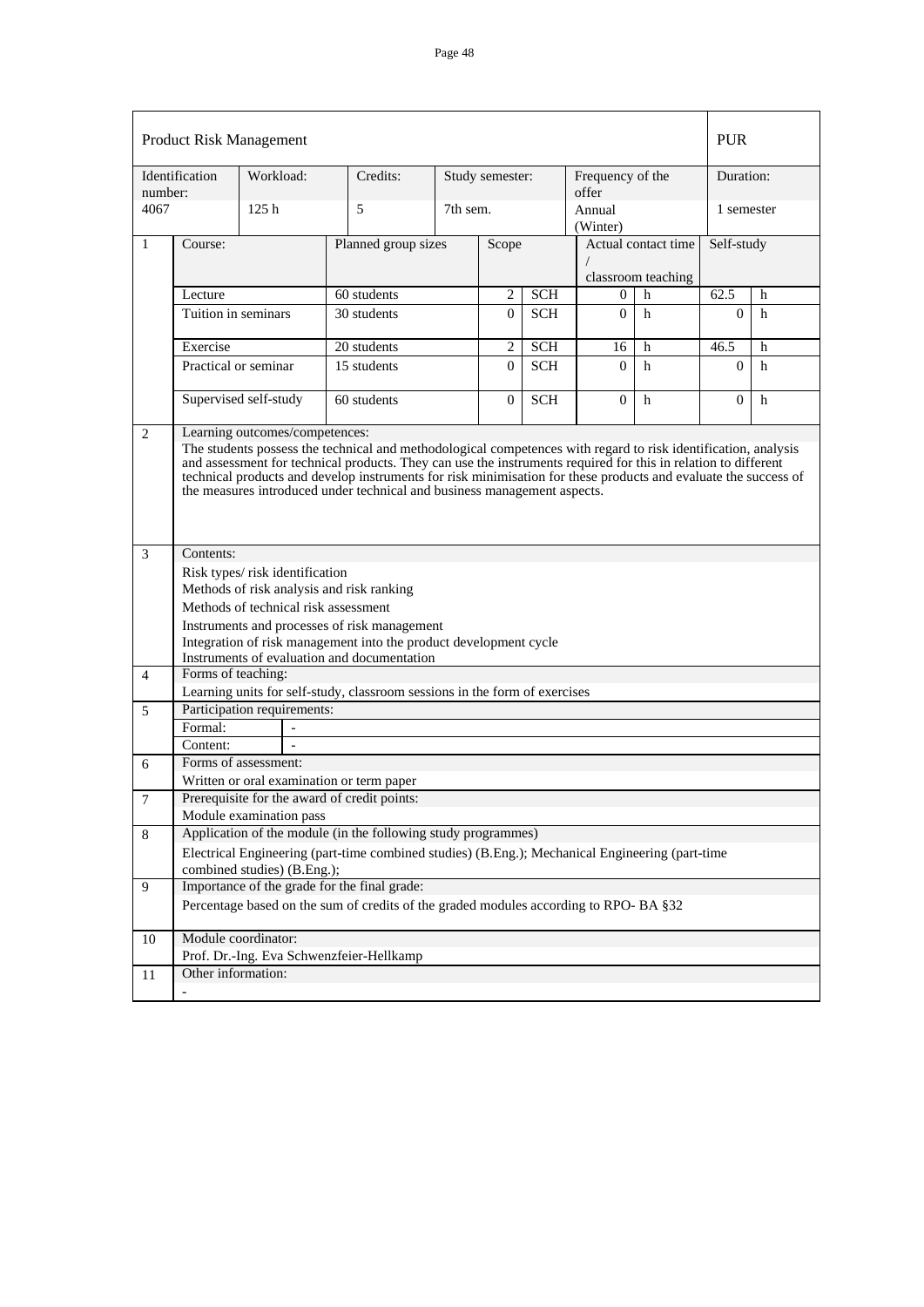| Product Risk Management | | | | | | | | | | PUR | |
|---|---|---|---|---|---|---|---|---|---|---|---|
| Identification number: | | Workload: | Credits: | Study semester: | | | Frequency of the offer | | | Duration: | |
| 4067 | | 125 h | 5 | 7th sem. | | | Annual (Winter) | | | 1 semester | |
| 1 | Course: | | Planned group sizes | | Scope | | Actual contact time / classroom teaching | | | Self-study | |
| | Lecture | | 60 students | | 2 | SCH | 0 | h | | 62.5 | h |
| | Tuition in seminars | | 30 students | | 0 | SCH | 0 | h | | 0 | h |
| | Exercise | | 20 students | | 2 | SCH | 16 | h | | 46.5 | h |
| | Practical or seminar | | 15 students | | 0 | SCH | 0 | h | | 0 | h |
| | Supervised self-study | | 60 students | | 0 | SCH | 0 | h | | 0 | h |

**2 Learning outcomes/competences:**

The students possess the technical and methodological competences with regard to risk identification, analysis and assessment for technical products. They can use the instruments required for this in relation to different technical products and develop instruments for risk minimisation for these products and evaluate the success of the measures introduced under technical and business management aspects.

**3 Contents:**

Risk types/ risk identification
Methods of risk analysis and risk ranking
Methods of technical risk assessment
Instruments and processes of risk management
Integration of risk management into the product development cycle
Instruments of evaluation and documentation

**4 Forms of teaching:**

Learning units for self-study, classroom sessions in the form of exercises

**5 Participation requirements:**

Formal: -
Content: -

**6 Forms of assessment:**

Written or oral examination or term paper

**7 Prerequisite for the award of credit points:**

Module examination pass

**8 Application of the module (in the following study programmes)**

Electrical Engineering (part-time combined studies) (B.Eng.); Mechanical Engineering (part-time combined studies) (B.Eng.);

**9 Importance of the grade for the final grade:**

Percentage based on the sum of credits of the graded modules according to RPO- BA §32

**10 Module coordinator:**

Prof. Dr.-Ing. Eva Schwenzfeier-Hellkamp

**11 Other information:**

-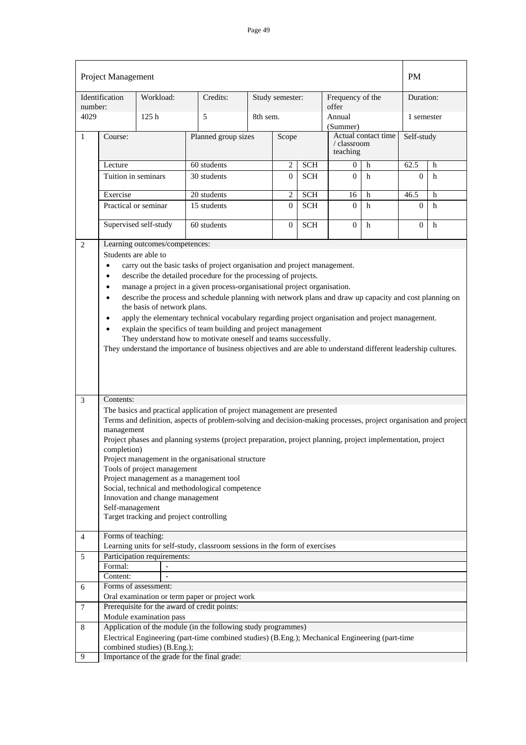| Project Management | | | | | | PM |
|---|---|---|---|---|---|---|
| Identification number: | Workload: | Credits: | Study semester: | Frequency of the offer | | Duration: |
| 4029 | 125 h | 5 | 8th sem. | Annual (Summer) | | 1 semester |

| 1 | Course: | Planned group sizes | Scope | | Actual contact time / classroom teaching | | Self-study | |
|---|---|---|---|---|---|---|---|---|
| | Lecture | 60 students | 2 | SCH | 0 | h | 62.5 | h |
| | Tuition in seminars | 30 students | 0 | SCH | 0 | h | 0 | h |
| | Exercise | 20 students | 2 | SCH | 16 | h | 46.5 | h |
| | Practical or seminar | 15 students | 0 | SCH | 0 | h | 0 | h |
| | Supervised self-study | 60 students | 0 | SCH | 0 | h | 0 | h |

**2 Learning outcomes/competences:**

Students are able to

- carry out the basic tasks of project organisation and project management.
- describe the detailed procedure for the processing of projects.
- manage a project in a given process-organisational project organisation.
- describe the process and schedule planning with network plans and draw up capacity and cost planning on the basis of network plans.
- apply the elementary technical vocabulary regarding project organisation and project management.
- explain the specifics of team building and project management
  They understand how to motivate oneself and teams successfully.

They understand the importance of business objectives and are able to understand different leadership cultures.

**3 Contents:**

The basics and practical application of project management are presented
Terms and definition, aspects of problem-solving and decision-making processes, project organisation and project management
Project phases and planning systems (project preparation, project planning, project implementation, project completion)
Project management in the organisational structure
Tools of project management
Project management as a management tool
Social, technical and methodological competence
Innovation and change management
Self-management
Target tracking and project controlling

**4 Forms of teaching:**

Learning units for self-study, classroom sessions in the form of exercises

**5 Participation requirements:**

| Formal: | - |
|---|---|
| Content: | - |

**6 Forms of assessment:**

Oral examination or term paper or project work

**7 Prerequisite for the award of credit points:**

Module examination pass

**8 Application of the module (in the following study programmes)**

Electrical Engineering (part-time combined studies) (B.Eng.); Mechanical Engineering (part-time combined studies) (B.Eng.);

**9 Importance of the grade for the final grade:**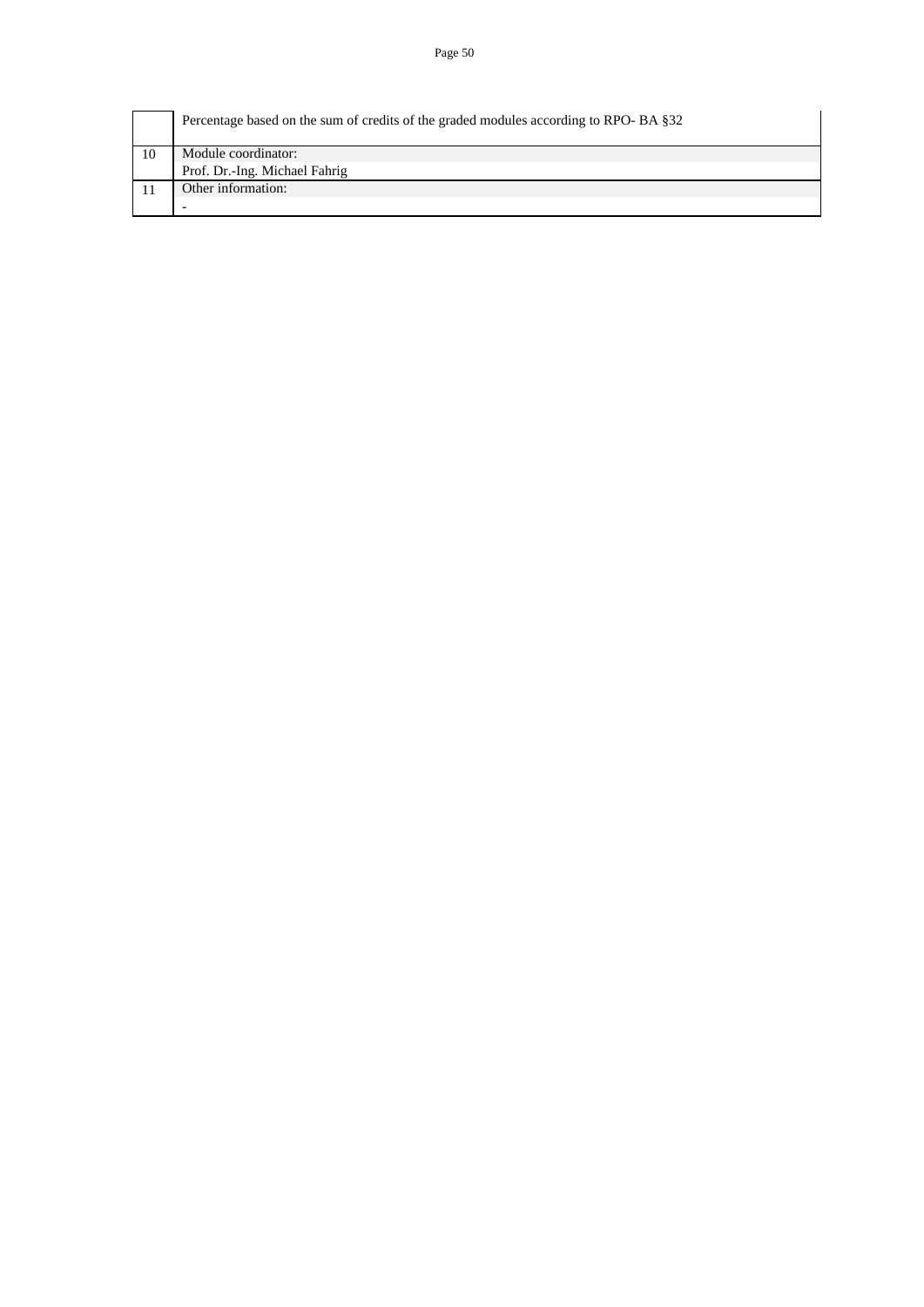|  |  |
|---|---|
|  | Percentage based on the sum of credits of the graded modules according to RPO- BA §32 |
| 10 | Module coordinator:<br>Prof. Dr.-Ing. Michael Fahrig |
| 11 | Other information:<br>- |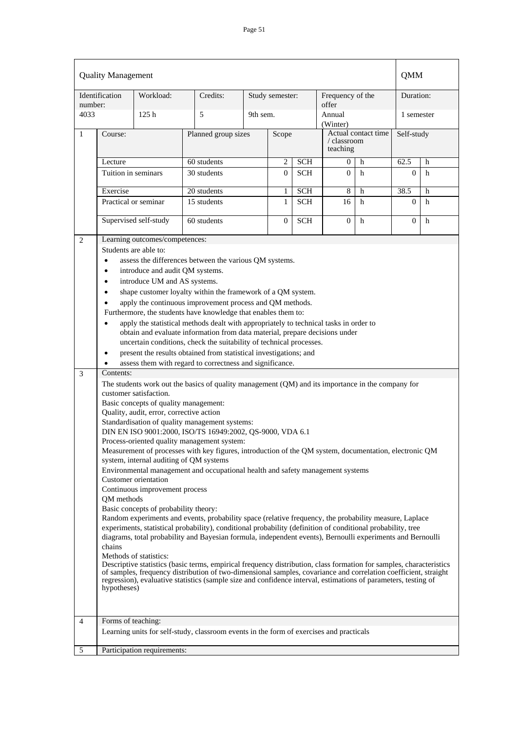| Quality Management | | | | | | | | | | | QMM | |
|---|---|---|---|---|---|---|---|---|---|---|---|---|
| Identification number: | | Workload: | Credits: | Study semester: | | | Frequency of the offer | | | | Duration: | |
| 4033 | | 125 h | 5 | 9th sem. | | | Annual (Winter) | | | | 1 semester | |
| 1 | Course: | | Planned group sizes | | Scope | | Actual contact time / classroom teaching | | | | Self-study | |
| | Lecture | | 60 students | | 2 | SCH | 0 | h | | | 62.5 | h |
| | Tuition in seminars | | 30 students | | 0 | SCH | 0 | h | | | 0 | h |
| | Exercise | | 20 students | | 1 | SCH | 8 | h | | | 38.5 | h |
| | Practical or seminar | | 15 students | | 1 | SCH | 16 | h | | | 0 | h |
| | Supervised self-study | | 60 students | | 0 | SCH | 0 | h | | | 0 | h |

**2 Learning outcomes/competences:**

Students are able to:

- assess the differences between the various QM systems.
- introduce and audit QM systems.
- introduce UM and AS systems.
- shape customer loyalty within the framework of a QM system.
- apply the continuous improvement process and QM methods.

Furthermore, the students have knowledge that enables them to:

- apply the statistical methods dealt with appropriately to technical tasks in order to obtain and evaluate information from data material, prepare decisions under uncertain conditions, check the suitability of technical processes.
- present the results obtained from statistical investigations; and
- assess them with regard to correctness and significance.

**3 Contents:**

The students work out the basics of quality management (QM) and its importance in the company for customer satisfaction.

Basic concepts of quality management:
Quality, audit, error, corrective action

Standardisation of quality management systems:
DIN EN ISO 9001:2000, ISO/TS 16949:2002, QS-9000, VDA 6.1

Process-oriented quality management system:
Measurement of processes with key figures, introduction of the QM system, documentation, electronic QM system, internal auditing of QM systems

Environmental management and occupational health and safety management systems

Customer orientation

Continuous improvement process

QM methods

Basic concepts of probability theory:
Random experiments and events, probability space (relative frequency, the probability measure, Laplace experiments, statistical probability), conditional probability (definition of conditional probability, tree diagrams, total probability and Bayesian formula, independent events), Bernoulli experiments and Bernoulli chains

Methods of statistics:
Descriptive statistics (basic terms, empirical frequency distribution, class formation for samples, characteristics of samples, frequency distribution of two-dimensional samples, covariance and correlation coefficient, straight regression), evaluative statistics (sample size and confidence interval, estimations of parameters, testing of hypotheses)

**4 Forms of teaching:**

Learning units for self-study, classroom events in the form of exercises and practicals

**5 Participation requirements:**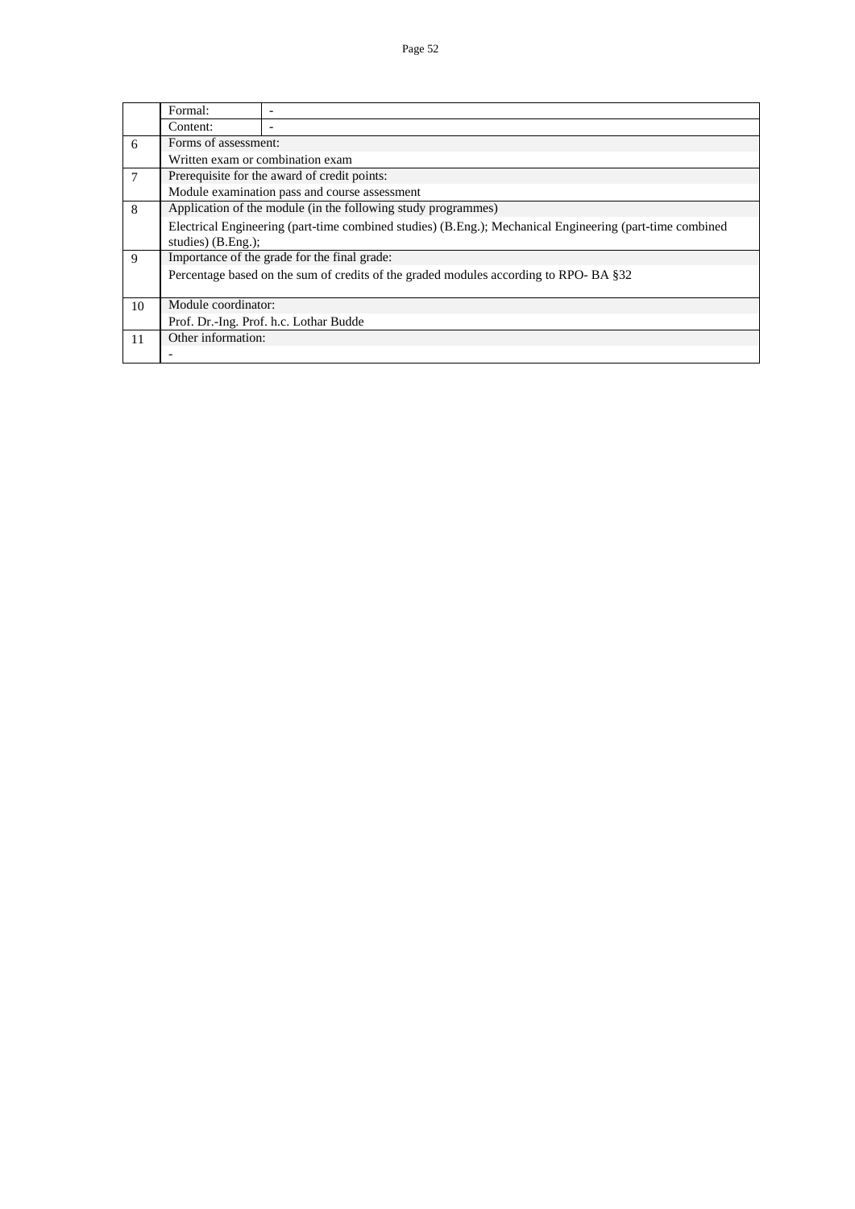| | | |
|---|---|---|
| | Formal: | - |
| | Content: | - |
| 6 | Forms of assessment: | |
| | Written exam or combination exam | |
| 7 | Prerequisite for the award of credit points: | |
| | Module examination pass and course assessment | |
| 8 | Application of the module (in the following study programmes) | |
| | Electrical Engineering (part-time combined studies) (B.Eng.); Mechanical Engineering (part-time combined studies) (B.Eng.); | |
| 9 | Importance of the grade for the final grade: | |
| | Percentage based on the sum of credits of the graded modules according to RPO- BA §32 | |
| 10 | Module coordinator: | |
| | Prof. Dr.-Ing. Prof. h.c. Lothar Budde | |
| 11 | Other information: | |
| | - | |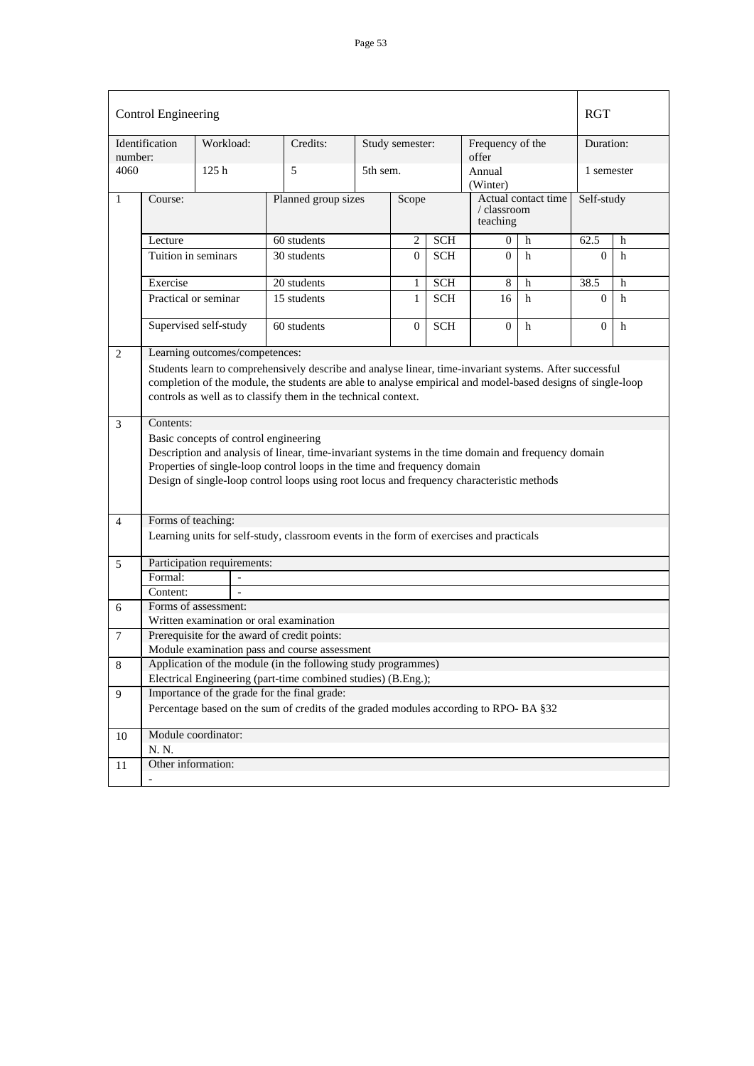| Control Engineering | | | | | | | | | | | RGT | |
|---|---|---|---|---|---|---|---|---|---|---|---|---|
| Identification number: | | Workload: | Credits: | | Study semester: | | Frequency of the offer | | | | Duration: | |
| 4060 | | 125 h | 5 | | 5th sem. | | Annual (Winter) | | | | 1 semester | |
| 1 | Course: | | Planned group sizes | | Scope | | Actual contact time / classroom teaching | | | | Self-study | |
| | Lecture | | 60 students | | 2 | SCH | 0 | h | | | 62.5 | h |
| | Tuition in seminars | | 30 students | | 0 | SCH | 0 | h | | | 0 | h |
| | Exercise | | 20 students | | 1 | SCH | 8 | h | | | 38.5 | h |
| | Practical or seminar | | 15 students | | 1 | SCH | 16 | h | | | 0 | h |
| | Supervised self-study | | 60 students | | 0 | SCH | 0 | h | | | 0 | h |

**2 Learning outcomes/competences:**

Students learn to comprehensively describe and analyse linear, time-invariant systems. After successful completion of the module, the students are able to analyse empirical and model-based designs of single-loop controls as well as to classify them in the technical context.

**3 Contents:**

Basic concepts of control engineering
Description and analysis of linear, time-invariant systems in the time domain and frequency domain
Properties of single-loop control loops in the time and frequency domain
Design of single-loop control loops using root locus and frequency characteristic methods

**4 Forms of teaching:**

Learning units for self-study, classroom events in the form of exercises and practicals

**5 Participation requirements:**

| Formal: | - |
|---|---|
| Content: | - |

**6 Forms of assessment:**

Written examination or oral examination

**7 Prerequisite for the award of credit points:**

Module examination pass and course assessment

**8 Application of the module (in the following study programmes)**

Electrical Engineering (part-time combined studies) (B.Eng.);

**9 Importance of the grade for the final grade:**

Percentage based on the sum of credits of the graded modules according to RPO- BA §32

**10 Module coordinator:**

N. N.

**11 Other information:**

-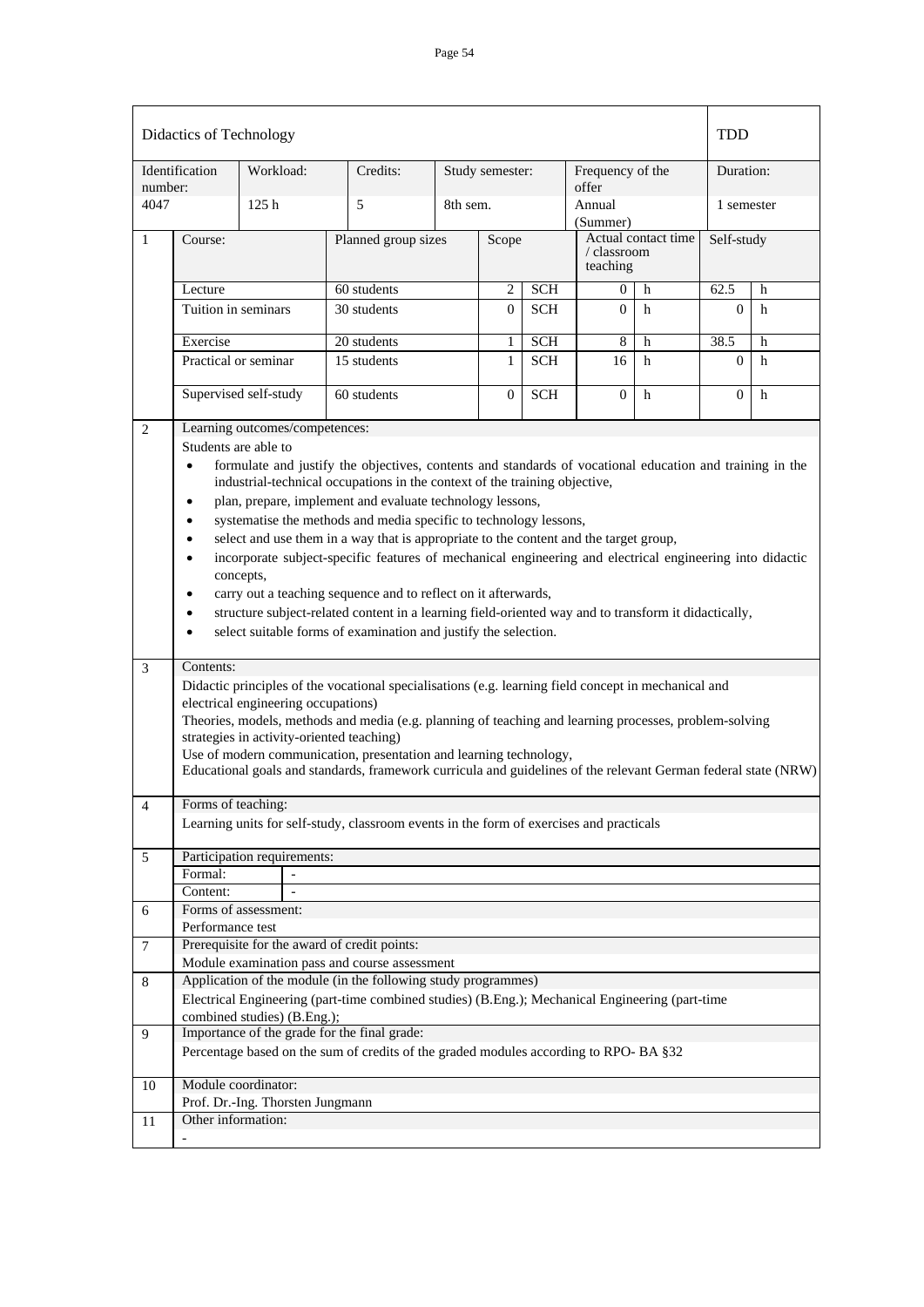| Didactics of Technology | | | | | | | TDD |
|---|---|---|---|---|---|---|---|
| Identification number: | Workload: | Credits: | Study semester: | Frequency of the offer | | | Duration: |
| 4047 | 125 h | 5 | 8th sem. | Annual (Summer) | | | 1 semester |

| 1 | Course: | Planned group sizes | Scope | | Actual contact time / classroom teaching | | Self-study | |
|---|---|---|---|---|---|---|---|---|
| | Lecture | 60 students | 2 | SCH | 0 | h | 62.5 | h |
| | Tuition in seminars | 30 students | 0 | SCH | 0 | h | 0 | h |
| | Exercise | 20 students | 1 | SCH | 8 | h | 38.5 | h |
| | Practical or seminar | 15 students | 1 | SCH | 16 | h | 0 | h |
| | Supervised self-study | 60 students | 0 | SCH | 0 | h | 0 | h |

**2 Learning outcomes/competences:**

Students are able to

- formulate and justify the objectives, contents and standards of vocational education and training in the industrial-technical occupations in the context of the training objective,
- plan, prepare, implement and evaluate technology lessons,
- systematise the methods and media specific to technology lessons,
- select and use them in a way that is appropriate to the content and the target group,
- incorporate subject-specific features of mechanical engineering and electrical engineering into didactic concepts,
- carry out a teaching sequence and to reflect on it afterwards,
- structure subject-related content in a learning field-oriented way and to transform it didactically,
- select suitable forms of examination and justify the selection.

**3 Contents:**

Didactic principles of the vocational specialisations (e.g. learning field concept in mechanical and electrical engineering occupations)
Theories, models, methods and media (e.g. planning of teaching and learning processes, problem-solving strategies in activity-oriented teaching)
Use of modern communication, presentation and learning technology,
Educational goals and standards, framework curricula and guidelines of the relevant German federal state (NRW)

**4 Forms of teaching:**

Learning units for self-study, classroom events in the form of exercises and practicals

**5 Participation requirements:**

| Formal: | - |
|---|---|
| Content: | - |

**6 Forms of assessment:**

Performance test

**7 Prerequisite for the award of credit points:**

Module examination pass and course assessment

**8 Application of the module (in the following study programmes)**

Electrical Engineering (part-time combined studies) (B.Eng.); Mechanical Engineering (part-time combined studies) (B.Eng.);

**9 Importance of the grade for the final grade:**

Percentage based on the sum of credits of the graded modules according to RPO- BA §32

**10 Module coordinator:**

Prof. Dr.-Ing. Thorsten Jungmann

**11 Other information:**

-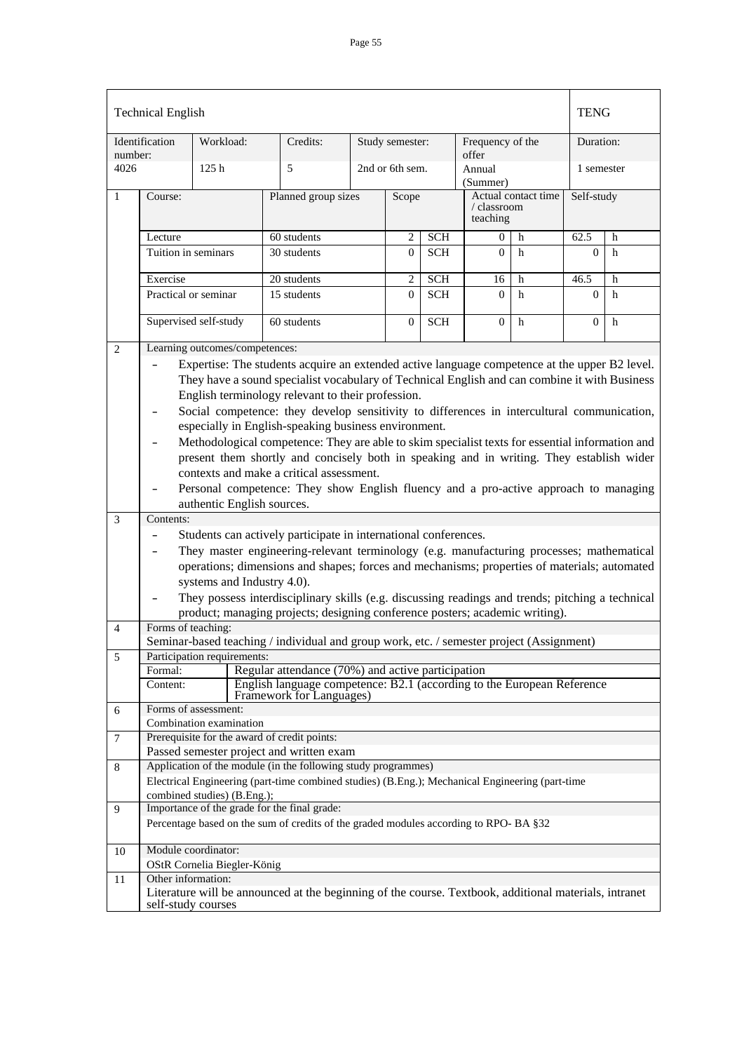| Technical English | | | | | | | | | TENG | |
|---|---|---|---|---|---|---|---|---|---|---|
| Identification number: | Workload: | | Credits: | Study semester: | | Frequency of the offer | | | Duration: | |
| 4026 | 125 h | | 5 | 2nd or 6th sem. | | Annual (Summer) | | | 1 semester | |

| 1 | Course: | Planned group sizes | Scope | | Actual contact time / classroom teaching | | Self-study | |
|---|---|---|---|---|---|---|---|---|
| | Lecture | 60 students | 2 | SCH | 0 | h | 62.5 | h |
| | Tuition in seminars | 30 students | 0 | SCH | 0 | h | 0 | h |
| | Exercise | 20 students | 2 | SCH | 16 | h | 46.5 | h |
| | Practical or seminar | 15 students | 0 | SCH | 0 | h | 0 | h |
| | Supervised self-study | 60 students | 0 | SCH | 0 | h | 0 | h |

**2 Learning outcomes/competences:**

- Expertise: The students acquire an extended active language competence at the upper B2 level. They have a sound specialist vocabulary of Technical English and can combine it with Business English terminology relevant to their profession.
- Social competence: they develop sensitivity to differences in intercultural communication, especially in English-speaking business environment.
- Methodological competence: They are able to skim specialist texts for essential information and present them shortly and concisely both in speaking and in writing. They establish wider contexts and make a critical assessment.
- Personal competence: They show English fluency and a pro-active approach to managing authentic English sources.

**3 Contents:**

- Students can actively participate in international conferences.
- They master engineering-relevant terminology (e.g. manufacturing processes; mathematical operations; dimensions and shapes; forces and mechanisms; properties of materials; automated systems and Industry 4.0).
- They possess interdisciplinary skills (e.g. discussing readings and trends; pitching a technical product; managing projects; designing conference posters; academic writing).

**4 Forms of teaching:**

Seminar-based teaching / individual and group work, etc. / semester project (Assignment)

**5 Participation requirements:**

| Formal: | Regular attendance (70%) and active participation |
|---|---|
| Content: | English language competence: B2.1 (according to the European Reference Framework for Languages) |

**6 Forms of assessment:**

Combination examination

**7 Prerequisite for the award of credit points:**

Passed semester project and written exam

**8 Application of the module (in the following study programmes)**

Electrical Engineering (part-time combined studies) (B.Eng.); Mechanical Engineering (part-time combined studies) (B.Eng.);

**9 Importance of the grade for the final grade:**

Percentage based on the sum of credits of the graded modules according to RPO- BA §32

**10 Module coordinator:**

OStR Cornelia Biegler-König

**11 Other information:**

Literature will be announced at the beginning of the course. Textbook, additional materials, intranet self-study courses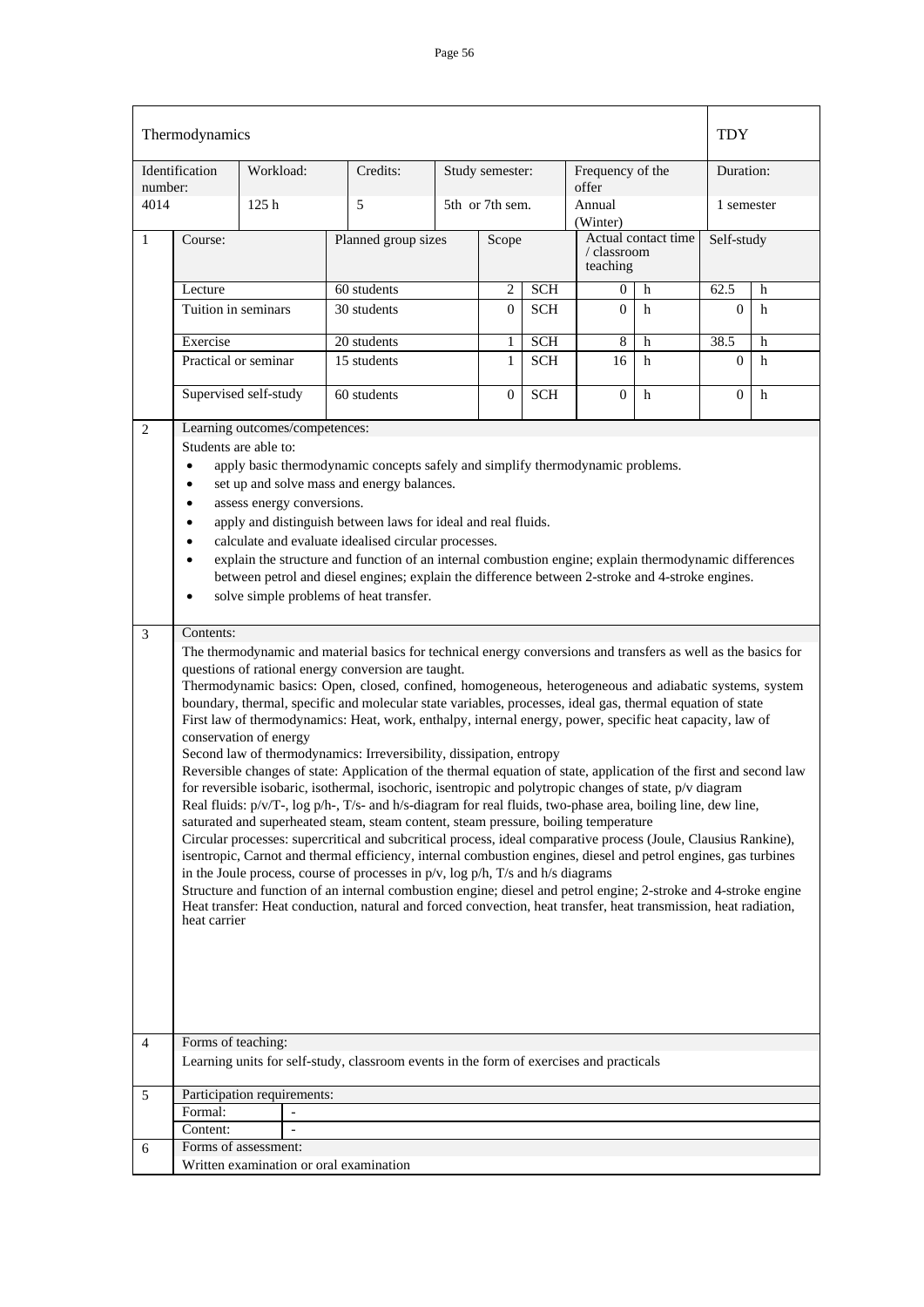# Thermodynamics

**TDY**

| Identification number: | Workload: | Credits: | Study semester: | Frequency of the offer | Duration: |
|---|---|---|---|---|---|
| 4014 | 125 h | 5 | 5th or 7th sem. | Annual (Winter) | 1 semester |

**1**

| Course: | Planned group sizes | Scope | | Actual contact time / classroom teaching | | Self-study | |
|---|---|---|---|---|---|---|---|
| Lecture | 60 students | 2 | SCH | 0 | h | 62.5 | h |
| Tuition in seminars | 30 students | 0 | SCH | 0 | h | 0 | h |
| Exercise | 20 students | 1 | SCH | 8 | h | 38.5 | h |
| Practical or seminar | 15 students | 1 | SCH | 16 | h | 0 | h |
| Supervised self-study | 60 students | 0 | SCH | 0 | h | 0 | h |

**2** Learning outcomes/competences:

Students are able to:

- apply basic thermodynamic concepts safely and simplify thermodynamic problems.
- set up and solve mass and energy balances.
- assess energy conversions.
- apply and distinguish between laws for ideal and real fluids.
- calculate and evaluate idealised circular processes.
- explain the structure and function of an internal combustion engine; explain thermodynamic differences between petrol and diesel engines; explain the difference between 2-stroke and 4-stroke engines.
- solve simple problems of heat transfer.

**3** Contents:

The thermodynamic and material basics for technical energy conversions and transfers as well as the basics for questions of rational energy conversion are taught.
Thermodynamic basics: Open, closed, confined, homogeneous, heterogeneous and adiabatic systems, system boundary, thermal, specific and molecular state variables, processes, ideal gas, thermal equation of state
First law of thermodynamics: Heat, work, enthalpy, internal energy, power, specific heat capacity, law of conservation of energy
Second law of thermodynamics: Irreversibility, dissipation, entropy
Reversible changes of state: Application of the thermal equation of state, application of the first and second law for reversible isobaric, isothermal, isochoric, isentropic and polytropic changes of state, p/v diagram
Real fluids: p/v/T-, log p/h-, T/s- and h/s-diagram for real fluids, two-phase area, boiling line, dew line, saturated and superheated steam, steam content, steam pressure, boiling temperature
Circular processes: supercritical and subcritical process, ideal comparative process (Joule, Clausius Rankine), isentropic, Carnot and thermal efficiency, internal combustion engines, diesel and petrol engines, gas turbines in the Joule process, course of processes in p/v, log p/h, T/s and h/s diagrams
Structure and function of an internal combustion engine; diesel and petrol engine; 2-stroke and 4-stroke engine
Heat transfer: Heat conduction, natural and forced convection, heat transfer, heat transmission, heat radiation, heat carrier

**4** Forms of teaching:

Learning units for self-study, classroom events in the form of exercises and practicals

**5** Participation requirements:

| | |
|---|---|
| Formal: | - |
| Content: | - |

**6** Forms of assessment:

Written examination or oral examination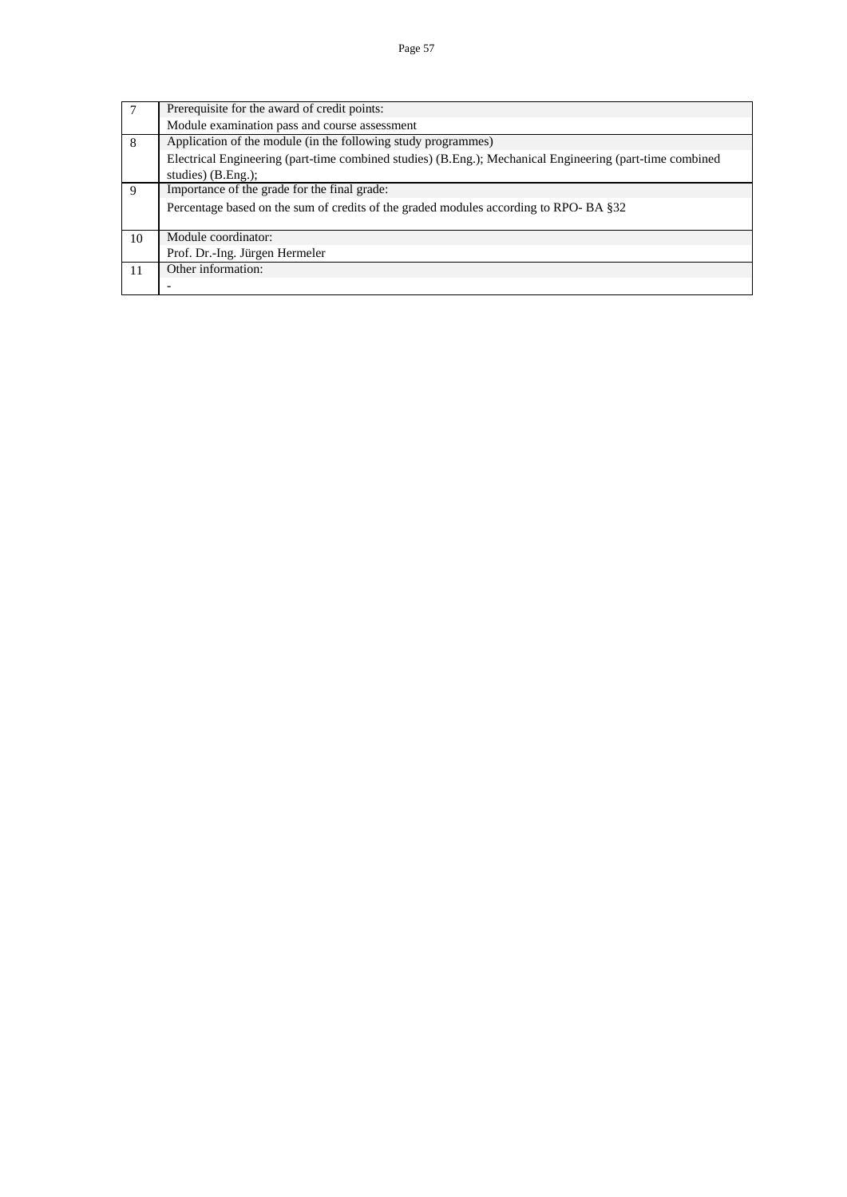| | |
|---|---|
| 7 | Prerequisite for the award of credit points: |
| | Module examination pass and course assessment |
| 8 | Application of the module (in the following study programmes) |
| | Electrical Engineering (part-time combined studies) (B.Eng.); Mechanical Engineering (part-time combined studies) (B.Eng.); |
| 9 | Importance of the grade for the final grade: |
| | Percentage based on the sum of credits of the graded modules according to RPO- BA §32 |
| 10 | Module coordinator: |
| | Prof. Dr.-Ing. Jürgen Hermeler |
| 11 | Other information: |
| | - |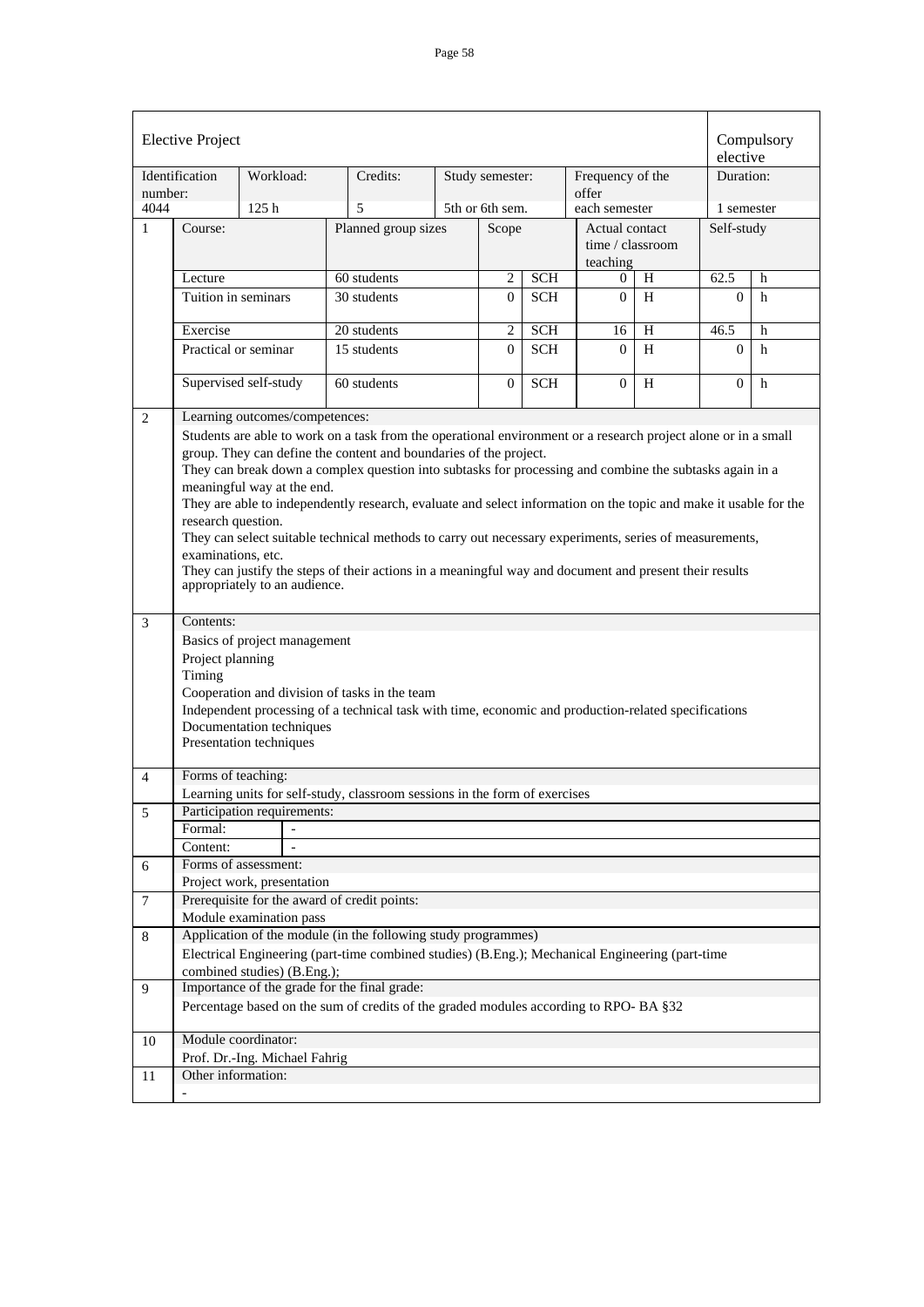| Elective Project | | | | | | | Compulsory elective |
|---|---|---|---|---|---|---|---|
| Identification number: | Workload: | Credits: | Study semester: | Frequency of the offer | | | Duration: |
| 4044 | 125 h | 5 | 5th or 6th sem. | each semester | | | 1 semester |

| | Course: | Planned group sizes | Scope | | Actual contact time / classroom teaching | | Self-study | |
|---|---|---|---|---|---|---|---|---|
| 1 | Lecture | 60 students | 2 | SCH | 0 | H | 62.5 | h |
| | Tuition in seminars | 30 students | 0 | SCH | 0 | H | 0 | h |
| | Exercise | 20 students | 2 | SCH | 16 | H | 46.5 | h |
| | Practical or seminar | 15 students | 0 | SCH | 0 | H | 0 | h |
| | Supervised self-study | 60 students | 0 | SCH | 0 | H | 0 | h |

**2 Learning outcomes/competences:**

Students are able to work on a task from the operational environment or a research project alone or in a small group. They can define the content and boundaries of the project.
They can break down a complex question into subtasks for processing and combine the subtasks again in a meaningful way at the end.
They are able to independently research, evaluate and select information on the topic and make it usable for the research question.
They can select suitable technical methods to carry out necessary experiments, series of measurements, examinations, etc.
They can justify the steps of their actions in a meaningful way and document and present their results appropriately to an audience.

**3 Contents:**

Basics of project management
Project planning
Timing
Cooperation and division of tasks in the team
Independent processing of a technical task with time, economic and production-related specifications
Documentation techniques
Presentation techniques

**4 Forms of teaching:**

Learning units for self-study, classroom sessions in the form of exercises

**5 Participation requirements:**

Formal: -
Content: -

**6 Forms of assessment:**

Project work, presentation

**7 Prerequisite for the award of credit points:**

Module examination pass

**8 Application of the module (in the following study programmes)**

Electrical Engineering (part-time combined studies) (B.Eng.); Mechanical Engineering (part-time combined studies) (B.Eng.);

**9 Importance of the grade for the final grade:**

Percentage based on the sum of credits of the graded modules according to RPO- BA §32

**10 Module coordinator:**

Prof. Dr.-Ing. Michael Fahrig

**11 Other information:**

-